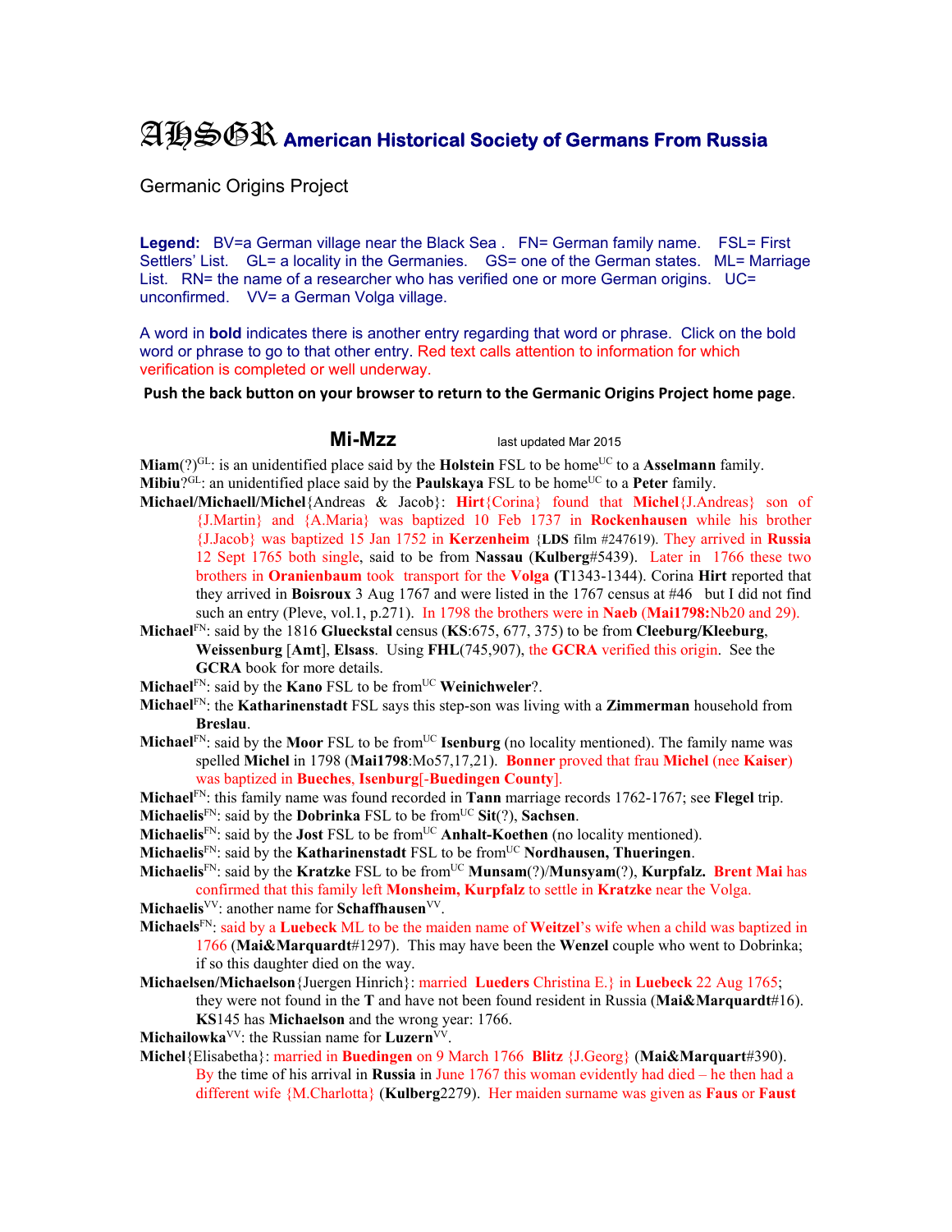# AHSGR American Historical Society of Germans From Russia

Germanic Origins Project

**Legend:** BV=a German village near the Black Sea . FN= German family name. FSL= First Settlers' List. GL= a locality in the Germanies. GS= one of the German states. ML= Marriage List. RN= the name of a researcher who has verified one or more German origins. UC= unconfirmed. VV= a German Volga village.

A word in **bold** indicates there is another entry regarding that word or phrase. Click on the bold word or phrase to go to that other entry. Red text calls attention to information for which verification is completed or well underway.

**Push the back button on your browser to return to the Germanic Origins Project home page**.

## Mi-Mzz

last updated Mar 2015

**Miam**(?)[GL]: is an unidentified place said by the **Holstein** FSL to be home[UC] to a **Asselmann** family.

**Mibiu**?[GL]: an unidentified place said by the **Paulskaya** FSL to be home[UC] to a **Peter** family.

**Michael/Michaell/Michel**{Andreas & Jacob}: **Hirt**{Corina} found that **Michel**{J.Andreas} son of {J.Martin} and {A.Maria} was baptized 10 Feb 1737 in **Rockenhausen** while his brother {J.Jacob} was baptized 15 Jan 1752 in **Kerzenheim** {**LDS** film #247619). They arrived in **Russia** 12 Sept 1765 both single, said to be from **Nassau** (**Kulberg**#5439). Later in 1766 these two brothers in **Oranienbaum** took transport for the **Volga** (**T**1343-1344). Corina **Hirt** reported that they arrived in **Boisroux** 3 Aug 1767 and were listed in the 1767 census at #46 but I did not find such an entry (Pleve, vol.1, p.271). In 1798 the brothers were in **Naeb** (**Mai1798:**Nb20 and 29).

**Michael**[FN]: said by the 1816 **Glueckstal** census (**KS**:675, 677, 375) to be from **Cleeburg/Kleeburg**, **Weissenburg** [**Amt**], **Elsass**. Using **FHL**(745,907), the **GCRA** verified this origin. See the **GCRA** book for more details.

**Michael**[FN]: said by the **Kano** FSL to be from[UC] **Weinichweler**?.

**Michael**[FN]: the **Katharinenstadt** FSL says this step-son was living with a **Zimmerman** household from **Breslau**.

**Michael**[FN]: said by the **Moor** FSL to be from[UC] **Isenburg** (no locality mentioned). The family name was spelled **Michel** in 1798 (**Mai1798**:Mo57,17,21). **Bonner** proved that frau **Michel** (nee **Kaiser**) was baptized in **Bueches**, **Isenburg**[-**Buedingen County**].

**Michael**[FN]: this family name was found recorded in **Tann** marriage records 1762-1767; see **Flegel** trip.

**Michaelis**[FN]: said by the **Dobrinka** FSL to be from[UC] **Sit**(?), **Sachsen**.

**Michaelis**[FN]: said by the **Jost** FSL to be from[UC] **Anhalt-Koethen** (no locality mentioned).

**Michaelis**[FN]: said by the **Katharinenstadt** FSL to be from[UC] **Nordhausen, Thueringen**.

**Michaelis**[FN]: said by the **Kratzke** FSL to be from[UC] **Munsam**(?)/**Munsyam**(?), **Kurpfalz. Brent Mai** has confirmed that this family left **Monsheim, Kurpfalz** to settle in **Kratzke** near the Volga.

**Michaelis**[VV]: another name for **Schaffhausen**[VV].

**Michaels**[FN]: said by a **Luebeck** ML to be the maiden name of **Weitzel**'s wife when a child was baptized in 1766 (**Mai&Marquardt**#1297). This may have been the **Wenzel** couple who went to Dobrinka; if so this daughter died on the way.

**Michaelsen/Michaelson**{Juergen Hinrich}: married **Lueders** Christina E.} in **Luebeck** 22 Aug 1765; they were not found in the **T** and have not been found resident in Russia (**Mai&Marquardt**#16). **KS**145 has **Michaelson** and the wrong year: 1766.

**Michailowka**[VV]: the Russian name for **Luzern**[VV].

**Michel**{Elisabetha}: married in **Buedingen** on 9 March 1766 **Blitz** {J.Georg} (**Mai&Marquart**#390). By the time of his arrival in **Russia** in June 1767 this woman evidently had died – he then had a different wife {M.Charlotta} (**Kulberg**2279). Her maiden surname was given as **Faus** or **Faust**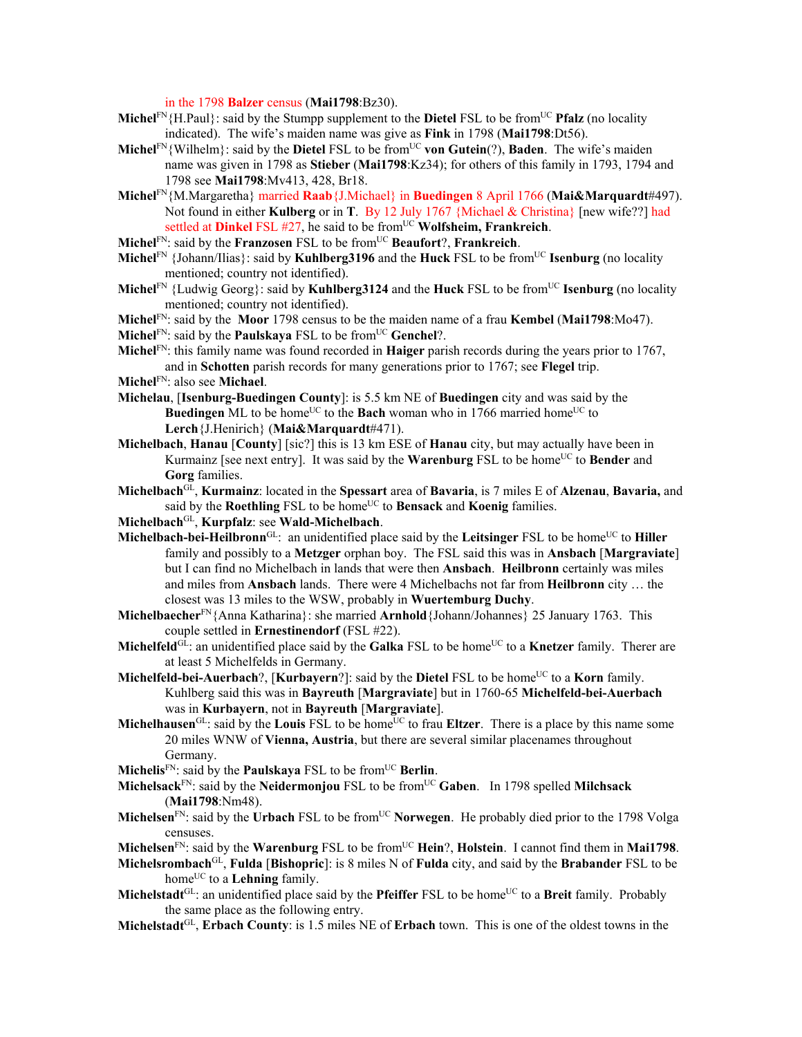in the 1798 **Balzer** census (**Mai1798**:Bz30).

**Michel**[FN]{H.Paul}: said by the Stumpp supplement to the **Dietel** FSL to be from[UC] **Pfalz** (no locality indicated). The wife's maiden name was give as **Fink** in 1798 (**Mai1798**:Dt56).

**Michel**[FN]{Wilhelm}: said by the **Dietel** FSL to be from[UC] **von Gutein**(?), **Baden**. The wife's maiden name was given in 1798 as **Stieber** (**Mai1798**:Kz34); for others of this family in 1793, 1794 and 1798 see **Mai1798**:Mv413, 428, Br18.

**Michel**[FN]{M.Margaretha} married **Raab**{J.Michael} in **Buedingen** 8 April 1766 (**Mai&Marquardt**#497). Not found in either **Kulberg** or in **T**. By 12 July 1767 {Michael & Christina} [new wife??] had settled at **Dinkel** FSL #27, he said to be from[UC] **Wolfsheim, Frankreich**.

**Michel**[FN]: said by the **Franzosen** FSL to be from[UC] **Beaufort**?, **Frankreich**.

**Michel**[FN] {Johann/Ilias}: said by **Kuhlberg3196** and the **Huck** FSL to be from[UC] **Isenburg** (no locality mentioned; country not identified).

**Michel**[FN] {Ludwig Georg}: said by **Kuhlberg3124** and the **Huck** FSL to be from[UC] **Isenburg** (no locality mentioned; country not identified).

**Michel**[FN]: said by the **Moor** 1798 census to be the maiden name of a frau **Kembel** (**Mai1798**:Mo47).

**Michel**[FN]: said by the **Paulskaya** FSL to be from[UC] **Genchel**?.

**Michel**[FN]: this family name was found recorded in **Haiger** parish records during the years prior to 1767, and in **Schotten** parish records for many generations prior to 1767; see **Flegel** trip.

**Michel**[FN]: also see **Michael**.

**Michelau**, [**Isenburg-Buedingen County**]: is 5.5 km NE of **Buedingen** city and was said by the **Buedingen** ML to be home[UC] to the **Bach** woman who in 1766 married home[UC] to **Lerch**{J.Henirich} (**Mai&Marquardt**#471).

**Michelbach**, **Hanau** [**County**] [sic?] this is 13 km ESE of **Hanau** city, but may actually have been in Kurmainz [see next entry]. It was said by the **Warenburg** FSL to be home[UC] to **Bender** and **Gorg** families.

**Michelbach**[GL], **Kurmainz**: located in the **Spessart** area of **Bavaria**, is 7 miles E of **Alzenau**, **Bavaria,** and said by the **Roethling** FSL to be home[UC] to **Bensack** and **Koenig** families.

**Michelbach**[GL], **Kurpfalz**: see **Wald-Michelbach**.

**Michelbach-bei-Heilbronn**[GL]: an unidentified place said by the **Leitsinger** FSL to be home[UC] to **Hiller** family and possibly to a **Metzger** orphan boy. The FSL said this was in **Ansbach** [**Margraviate**] but I can find no Michelbach in lands that were then **Ansbach**. **Heilbronn** certainly was miles and miles from **Ansbach** lands. There were 4 Michelbachs not far from **Heilbronn** city … the closest was 13 miles to the WSW, probably in **Wuertemburg Duchy**.

**Michelbaecher**[FN]{Anna Katharina}: she married **Arnhold**{Johann/Johannes} 25 January 1763. This couple settled in **Ernestinendorf** (FSL #22).

**Michelfeld**[GL]: an unidentified place said by the **Galka** FSL to be home[UC] to a **Knetzer** family. Therer are at least 5 Michelfelds in Germany.

**Michelfeld-bei-Auerbach**?, [**Kurbayern**?]: said by the **Dietel** FSL to be home[UC] to a **Korn** family. Kuhlberg said this was in **Bayreuth** [**Margraviate**] but in 1760-65 **Michelfeld-bei-Auerbach** was in **Kurbayern**, not in **Bayreuth** [**Margraviate**].

**Michelhausen**[GL]: said by the **Louis** FSL to be home[UC] to frau **Eltzer**. There is a place by this name some 20 miles WNW of **Vienna, Austria**, but there are several similar placenames throughout Germany.

**Michelis**[FN]: said by the **Paulskaya** FSL to be from[UC] **Berlin**.

**Michelsack**[FN]: said by the **Neidermonjou** FSL to be from[UC] **Gaben**. In 1798 spelled **Milchsack** (**Mai1798**:Nm48).

**Michelsen**[FN]: said by the **Urbach** FSL to be from[UC] **Norwegen**. He probably died prior to the 1798 Volga censuses.

**Michelsen**[FN]: said by the **Warenburg** FSL to be from[UC] **Hein**?, **Holstein**. I cannot find them in **Mai1798**.

**Michelsrombach**[GL], **Fulda** [**Bishopric**]: is 8 miles N of **Fulda** city, and said by the **Brabander** FSL to be home[UC] to a **Lehning** family.

**Michelstadt**[GL]: an unidentified place said by the **Pfeiffer** FSL to be home[UC] to a **Breit** family. Probably the same place as the following entry.

**Michelstadt**[GL], **Erbach County**: is 1.5 miles NE of **Erbach** town. This is one of the oldest towns in the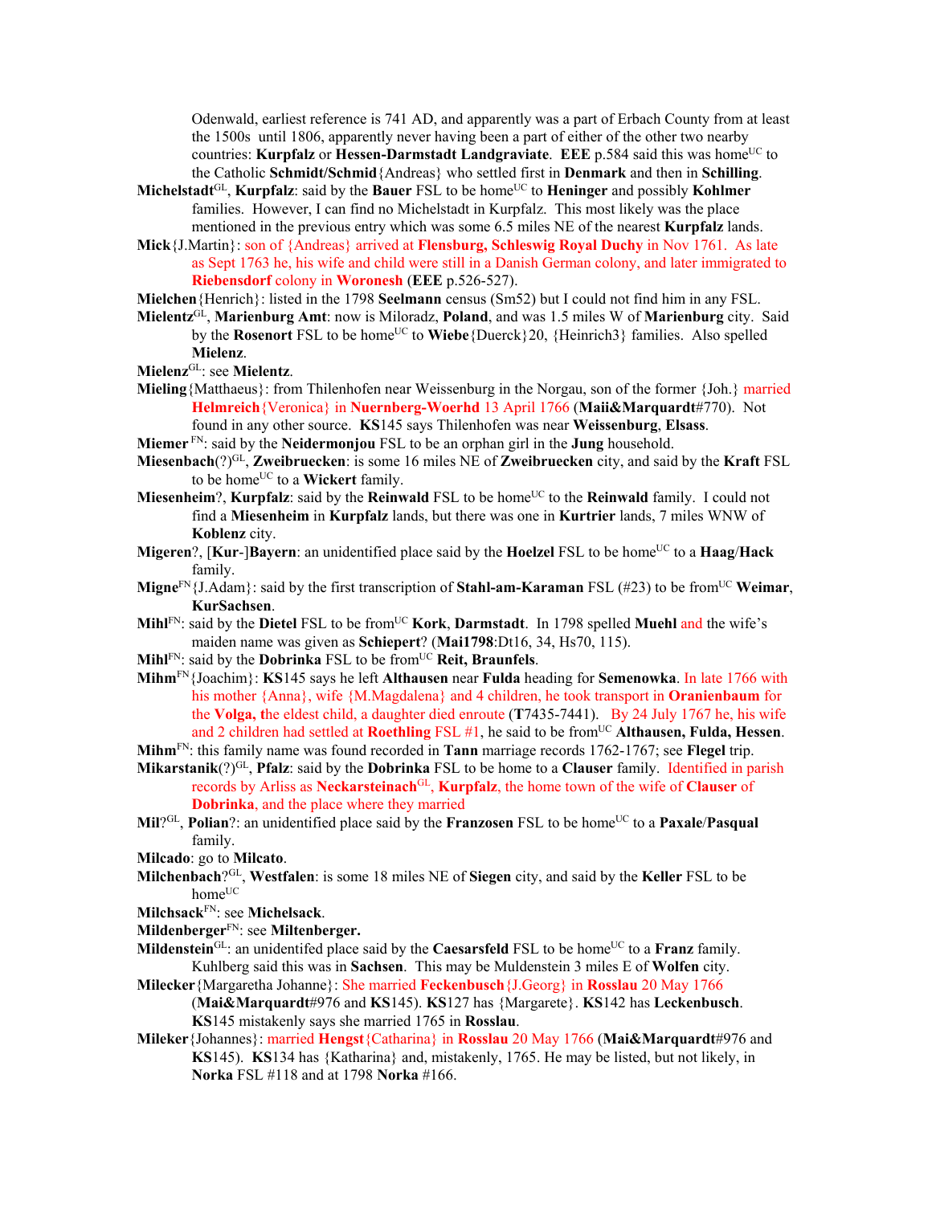Odenwald, earliest reference is 741 AD, and apparently was a part of Erbach County from at least the 1500s until 1806, apparently never having been a part of either of the other two nearby countries: **Kurpfalz** or **Hessen-Darmstadt Landgraviate**. **EEE** p.584 said this was home[UC] to the Catholic **Schmidt/Schmid**{Andreas} who settled first in **Denmark** and then in **Schilling**.

**Michelstadt**[GL], **Kurpfalz**: said by the **Bauer** FSL to be home[UC] to **Heninger** and possibly **Kohlmer** families. However, I can find no Michelstadt in Kurpfalz. This most likely was the place mentioned in the previous entry which was some 6.5 miles NE of the nearest **Kurpfalz** lands.

**Mick**{J.Martin}: son of {Andreas} arrived at **Flensburg, Schleswig Royal Duchy** in Nov 1761. As late as Sept 1763 he, his wife and child were still in a Danish German colony, and later immigrated to **Riebensdorf** colony in **Woronesh** (**EEE** p.526-527).

**Mielchen**{Henrich}: listed in the 1798 **Seelmann** census (Sm52) but I could not find him in any FSL.

**Mielentz**[GL], **Marienburg Amt**: now is Miloradz, **Poland**, and was 1.5 miles W of **Marienburg** city. Said by the **Rosenort** FSL to be home[UC] to **Wiebe**{Duerck}20, {Heinrich3} families. Also spelled **Mielenz**.

**Mielenz**[GL]: see **Mielentz**.

**Mieling**{Matthaeus}: from Thilenhofen near Weissenburg in the Norgau, son of the former {Joh.} married **Helmreich**{Veronica} in **Nuernberg-Woerhd** 13 April 1766 (**Maii&Marquardt**#770). Not found in any other source. **KS**145 says Thilenhofen was near **Weissenburg**, **Elsass**.

**Miemer** [FN]: said by the **Neidermonjou** FSL to be an orphan girl in the **Jung** household.

**Miesenbach**(?)[GL], **Zweibruecken**: is some 16 miles NE of **Zweibruecken** city, and said by the **Kraft** FSL to be home[UC] to a **Wickert** family.

**Miesenheim**?, **Kurpfalz**: said by the **Reinwald** FSL to be home[UC] to the **Reinwald** family. I could not find a **Miesenheim** in **Kurpfalz** lands, but there was one in **Kurtrier** lands, 7 miles WNW of **Koblenz** city.

**Migeren**?, [**Kur**-]**Bayern**: an unidentified place said by the **Hoelzel** FSL to be home[UC] to a **Haag**/**Hack** family.

**Migne**[FN]{J.Adam}: said by the first transcription of **Stahl-am-Karaman** FSL (#23) to be from[UC] **Weimar**, **KurSachsen**.

**Mihl**[FN]: said by the **Dietel** FSL to be from[UC] **Kork**, **Darmstadt**. In 1798 spelled **Muehl** and the wife's maiden name was given as **Schiepert**? (**Mai1798**:Dt16, 34, Hs70, 115).

**Mihl**[FN]: said by the **Dobrinka** FSL to be from[UC] **Reit, Braunfels**.

**Mihm**[FN]{Joachim}: **KS**145 says he left **Althausen** near **Fulda** heading for **Semenowka**. In late 1766 with his mother {Anna}, wife {M.Magdalena} and 4 children, he took transport in **Oranienbaum** for the **Volga, t**he eldest child, a daughter died enroute (**T**7435-7441). By 24 July 1767 he, his wife and 2 children had settled at **Roethling** FSL #1, he said to be from[UC] **Althausen, Fulda, Hessen**.

**Mihm**[FN]: this family name was found recorded in **Tann** marriage records 1762-1767; see **Flegel** trip.

**Mikarstanik**(?)[GL], **Pfalz**: said by the **Dobrinka** FSL to be home to a **Clauser** family. Identified in parish records by Arliss as **Neckarsteinach**[GL], **Kurpfalz**, the home town of the wife of **Clauser** of **Dobrinka**, and the place where they married

**Mil**?[GL], **Polian**?: an unidentified place said by the **Franzosen** FSL to be home[UC] to a **Paxale**/**Pasqual** family.

**Milcado**: go to **Milcato**.

**Milchenbach**?[GL], **Westfalen**: is some 18 miles NE of **Siegen** city, and said by the **Keller** FSL to be home[UC]

**Milchsack**[FN]: see **Michelsack**.

**Mildenberger**[FN]: see **Miltenberger.**

**Mildenstein**[GL]: an unidentifed place said by the **Caesarsfeld** FSL to be home[UC] to a **Franz** family. Kuhlberg said this was in **Sachsen**. This may be Muldenstein 3 miles E of **Wolfen** city.

**Milecker**{Margaretha Johanne}: She married **Feckenbusch**{J.Georg} in **Rosslau** 20 May 1766 (**Mai&Marquardt**#976 and **KS**145). **KS**127 has {Margarete}. **KS**142 has **Leckenbusch**. **KS**145 mistakenly says she married 1765 in **Rosslau**.

**Mileker**{Johannes}: married **Hengst**{Catharina} in **Rosslau** 20 May 1766 (**Mai&Marquardt**#976 and **KS**145). **KS**134 has {Katharina} and, mistakenly, 1765. He may be listed, but not likely, in **Norka** FSL #118 and at 1798 **Norka** #166.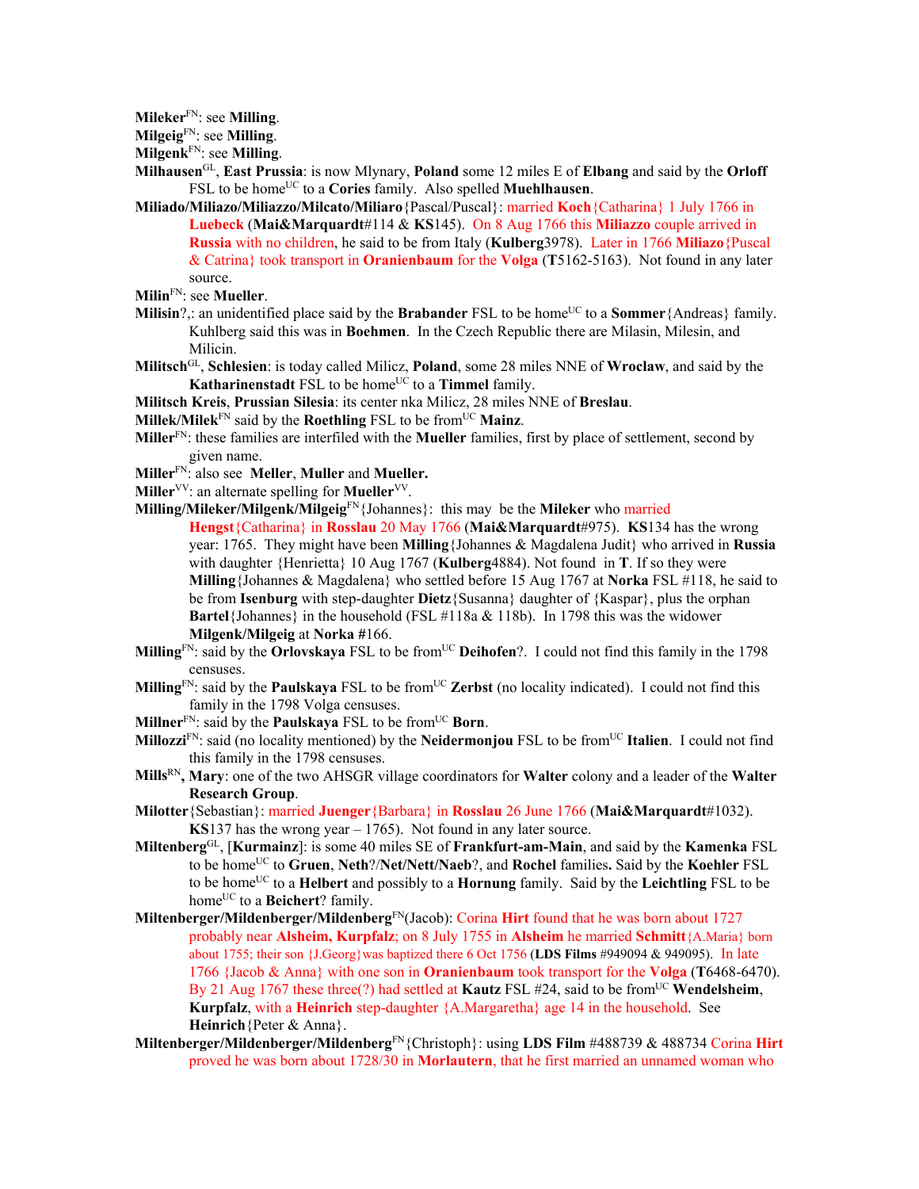**Mileker**[FN]: see **Milling**.

**Milgeig**[FN]: see **Milling**.

**Milgenk**[FN]: see **Milling**.

**Milhausen**[GL], **East Prussia**: is now Mlynary, **Poland** some 12 miles E of **Elbang** and said by the **Orloff** FSL to be home[UC] to a **Cories** family. Also spelled **Muehlhausen**.

**Miliado/Miliazo/Miliazzo/Milcato/Miliaro**{Pascal/Puscal}: married **Koch**{Catharina} 1 July 1766 in **Luebeck** (**Mai&Marquardt**#114 & **KS**145). On 8 Aug 1766 this **Miliazzo** couple arrived in **Russia** with no children, he said to be from Italy (**Kulberg**3978). Later in 1766 **Miliazo**{Puscal & Catrina} took transport in **Oranienbaum** for the **Volga** (**T**5162-5163). Not found in any later source.

**Milin**[FN]: see **Mueller**.

**Milisin**?,: an unidentified place said by the **Brabander** FSL to be home[UC] to a **Sommer**{Andreas} family. Kuhlberg said this was in **Boehmen**. In the Czech Republic there are Milasin, Milesin, and Milicin.

**Militsch**[GL], **Schlesien**: is today called Milicz, **Poland**, some 28 miles NNE of **Wroclaw**, and said by the **Katharinenstadt** FSL to be home[UC] to a **Timmel** family.

**Militsch Kreis**, **Prussian Silesia**: its center nka Milicz, 28 miles NNE of **Breslau**.

**Millek/Milek**[FN] said by the **Roethling** FSL to be from[UC] **Mainz**.

**Miller**[FN]: these families are interfiled with the **Mueller** families, first by place of settlement, second by given name.

**Miller**[FN]: also see **Meller**, **Muller** and **Mueller.**

**Miller**[VV]: an alternate spelling for **Mueller**[VV].

**Milling/Mileker/Milgenk/Milgeig**[FN]{Johannes}: this may be the **Mileker** who married **Hengst**{Catharina} in **Rosslau** 20 May 1766 (**Mai&Marquardt**#975). **KS**134 has the wrong year: 1765. They might have been **Milling**{Johannes & Magdalena Judit} who arrived in **Russia** with daughter {Henrietta} 10 Aug 1767 (**Kulberg**4884). Not found in **T**. If so they were **Milling**{Johannes & Magdalena} who settled before 15 Aug 1767 at **Norka** FSL #118, he said to be from **Isenburg** with step-daughter **Dietz**{Susanna} daughter of {Kaspar}, plus the orphan **Bartel**{Johannes} in the household (FSL #118a & 118b). In 1798 this was the widower **Milgenk/Milgeig** at **Norka** #166.

**Milling**[FN]: said by the **Orlovskaya** FSL to be from[UC] **Deihofen**?. I could not find this family in the 1798 censuses.

**Milling**[FN]: said by the **Paulskaya** FSL to be from[UC] **Zerbst** (no locality indicated). I could not find this family in the 1798 Volga censuses.

**Millner**[FN]: said by the **Paulskaya** FSL to be from[UC] **Born**.

**Millozzi**[FN]: said (no locality mentioned) by the **Neidermonjou** FSL to be from[UC] **Italien**. I could not find this family in the 1798 censuses.

**Mills**[RN]**, Mary**: one of the two AHSGR village coordinators for **Walter** colony and a leader of the **Walter Research Group**.

**Milotter**{Sebastian}: married **Juenger**{Barbara} in **Rosslau** 26 June 1766 (**Mai&Marquardt**#1032). **KS**137 has the wrong year – 1765). Not found in any later source.

**Miltenberg**[GL], [**Kurmainz**]: is some 40 miles SE of **Frankfurt-am-Main**, and said by the **Kamenka** FSL to be home[UC] to **Gruen**, **Neth**?/**Net/Nett/Naeb**?, and **Rochel** families**.** Said by the **Koehler** FSL to be home[UC] to a **Helbert** and possibly to a **Hornung** family. Said by the **Leichtling** FSL to be home[UC] to a **Beichert**? family.

**Miltenberger/Mildenberger/Mildenberg**[FN](Jacob): Corina **Hirt** found that he was born about 1727 probably near **Alsheim, Kurpfalz**; on 8 July 1755 in **Alsheim** he married **Schmitt**{A.Maria} born about 1755; their son {J.Georg}was baptized there 6 Oct 1756 (**LDS Films** #949094 & 949095). In late 1766 {Jacob & Anna} with one son in **Oranienbaum** took transport for the **Volga** (**T**6468-6470). By 21 Aug 1767 these three(?) had settled at **Kautz** FSL #24, said to be from[UC] **Wendelsheim**, **Kurpfalz**, with a **Heinrich** step-daughter {A.Margaretha} age 14 in the household. See **Heinrich**{Peter & Anna}.

**Miltenberger/Mildenberger/Mildenberg**[FN]{Christoph}: using **LDS Film** #488739 & 488734 Corina **Hirt** proved he was born about 1728/30 in **Morlautern**, that he first married an unnamed woman who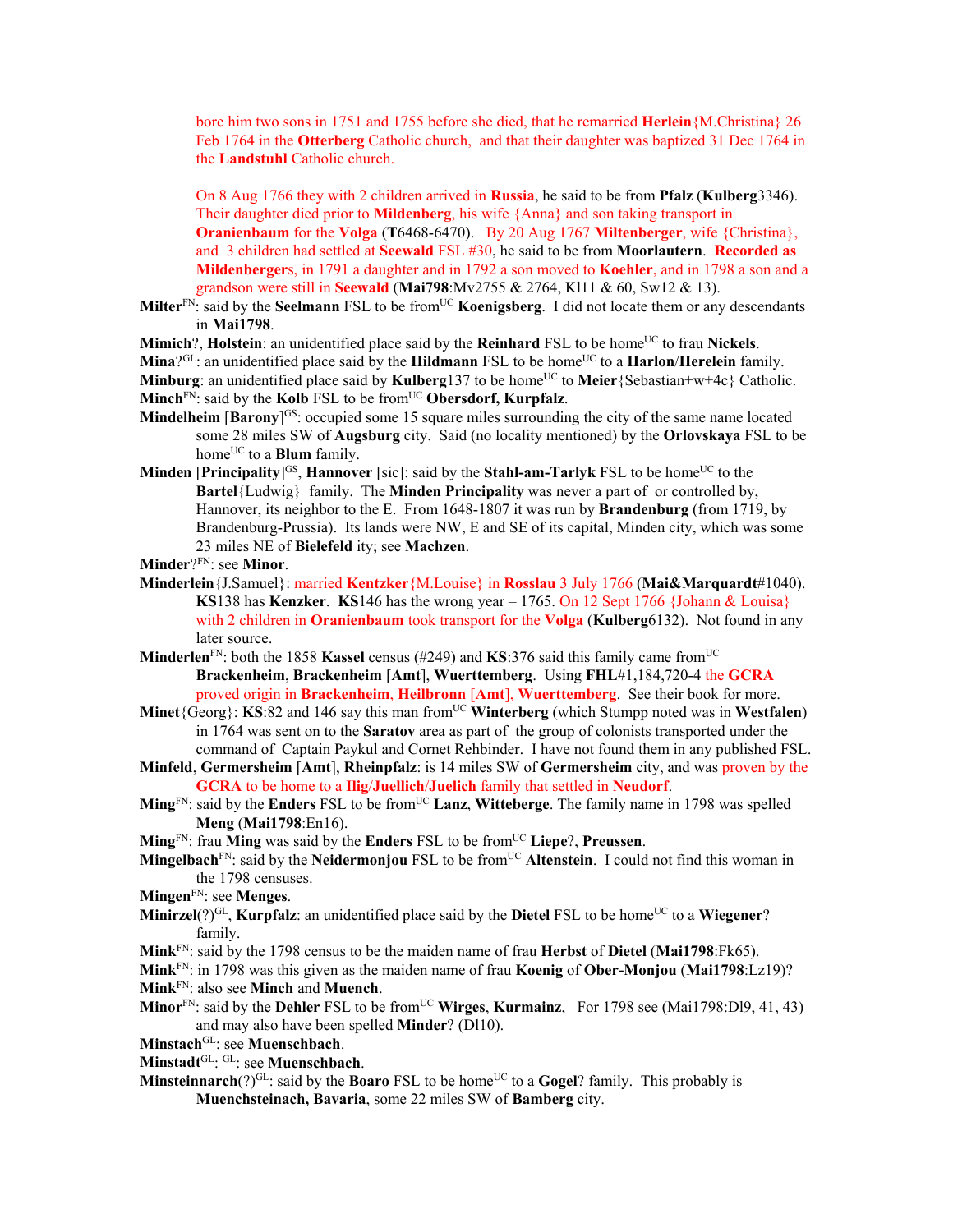bore him two sons in 1751 and 1755 before she died, that he remarried **Herlein**{M.Christina} 26 Feb 1764 in the **Otterberg** Catholic church, and that their daughter was baptized 31 Dec 1764 in the **Landstuhl** Catholic church.

On 8 Aug 1766 they with 2 children arrived in **Russia**, he said to be from **Pfalz** (**Kulberg**3346). Their daughter died prior to **Mildenberg**, his wife {Anna} and son taking transport in **Oranienbaum** for the **Volga** (**T**6468-6470). By 20 Aug 1767 **Miltenberger**, wife {Christina}, and 3 children had settled at **Seewald** FSL #30, he said to be from **Moorlautern**. **Recorded as Mildenberger**s, in 1791 a daughter and in 1792 a son moved to **Koehler**, and in 1798 a son and a grandson were still in **Seewald** (**Mai798**:Mv2755 & 2764, Kl11 & 60, Sw12 & 13).

**Milter**FN: said by the **Seelmann** FSL to be fromUC **Koenigsberg**. I did not locate them or any descendants in **Mai1798**.

**Mimich**?, **Holstein**: an unidentified place said by the **Reinhard** FSL to be homeUC to frau **Nickels**.

**Mina**?GL: an unidentified place said by the **Hildmann** FSL to be homeUC to a **Harlon**/**Herelein** family.

**Minburg**: an unidentified place said by **Kulberg**137 to be homeUC to **Meier**{Sebastian+w+4c} Catholic.

**Minch**FN: said by the **Kolb** FSL to be fromUC **Obersdorf, Kurpfalz**.

**Mindelheim** [**Barony**]GS: occupied some 15 square miles surrounding the city of the same name located some 28 miles SW of **Augsburg** city. Said (no locality mentioned) by the **Orlovskaya** FSL to be homeUC to a **Blum** family.

**Minden** [**Principality**]GS, **Hannover** [sic]: said by the **Stahl-am-Tarlyk** FSL to be homeUC to the **Bartel**{Ludwig} family. The **Minden Principality** was never a part of or controlled by, Hannover, its neighbor to the E. From 1648-1807 it was run by **Brandenburg** (from 1719, by Brandenburg-Prussia). Its lands were NW, E and SE of its capital, Minden city, which was some 23 miles NE of **Bielefeld** ity; see **Machzen**.

**Minder**?FN: see **Minor**.

**Minderlein**{J.Samuel}: married **Kentzker**{M.Louise} in **Rosslau** 3 July 1766 (**Mai&Marquardt**#1040). **KS**138 has **Kenzker**. **KS**146 has the wrong year – 1765. On 12 Sept 1766 {Johann & Louisa} with 2 children in **Oranienbaum** took transport for the **Volga** (**Kulberg**6132). Not found in any later source.

**Minderlen**FN: both the 1858 **Kassel** census (#249) and **KS**:376 said this family came fromUC **Brackenheim**, **Brackenheim** [**Amt**], **Wuerttemberg**. Using **FHL**#1,184,720-4 the **GCRA** proved origin in **Brackenheim**, **Heilbronn** [**Amt**], **Wuerttemberg**. See their book for more.

**Minet**{Georg}: **KS**:82 and 146 say this man fromUC **Winterberg** (which Stumpp noted was in **Westfalen**) in 1764 was sent on to the **Saratov** area as part of the group of colonists transported under the command of Captain Paykul and Cornet Rehbinder. I have not found them in any published FSL.

**Minfeld**, **Germersheim** [**Amt**], **Rheinpfalz**: is 14 miles SW of **Germersheim** city, and was proven by the **GCRA** to be home to a **Ilig**/**Juellich**/**Juelich** family that settled in **Neudorf**.

**Ming**FN: said by the **Enders** FSL to be fromUC **Lanz**, **Witteberge**. The family name in 1798 was spelled **Meng** (**Mai1798**:En16).

**Ming**FN: frau **Ming** was said by the **Enders** FSL to be fromUC **Liepe**?, **Preussen**.

**Mingelbach**FN: said by the **Neidermonjou** FSL to be fromUC **Altenstein**. I could not find this woman in the 1798 censuses.

**Mingen**FN: see **Menges**.

**Minirzel**(?)GL, **Kurpfalz**: an unidentified place said by the **Dietel** FSL to be homeUC to a **Wiegener**? family.

**Mink**FN: said by the 1798 census to be the maiden name of frau **Herbst** of **Dietel** (**Mai1798**:Fk65).

**Mink**FN: in 1798 was this given as the maiden name of frau **Koenig** of **Ober-Monjou** (**Mai1798**:Lz19)?

**Mink**FN: also see **Minch** and **Muench**.

**Minor**FN: said by the **Dehler** FSL to be fromUC **Wirges**, **Kurmainz**, For 1798 see (Mai1798:Dl9, 41, 43) and may also have been spelled **Minder**? (Dl10).

**Minstach**GL: see **Muenschbach**.

**Minstadt**GL: GL: see **Muenschbach**.

**Minsteinnarch**(?)GL: said by the **Boaro** FSL to be homeUC to a **Gogel**? family. This probably is **Muenchsteinach, Bavaria**, some 22 miles SW of **Bamberg** city.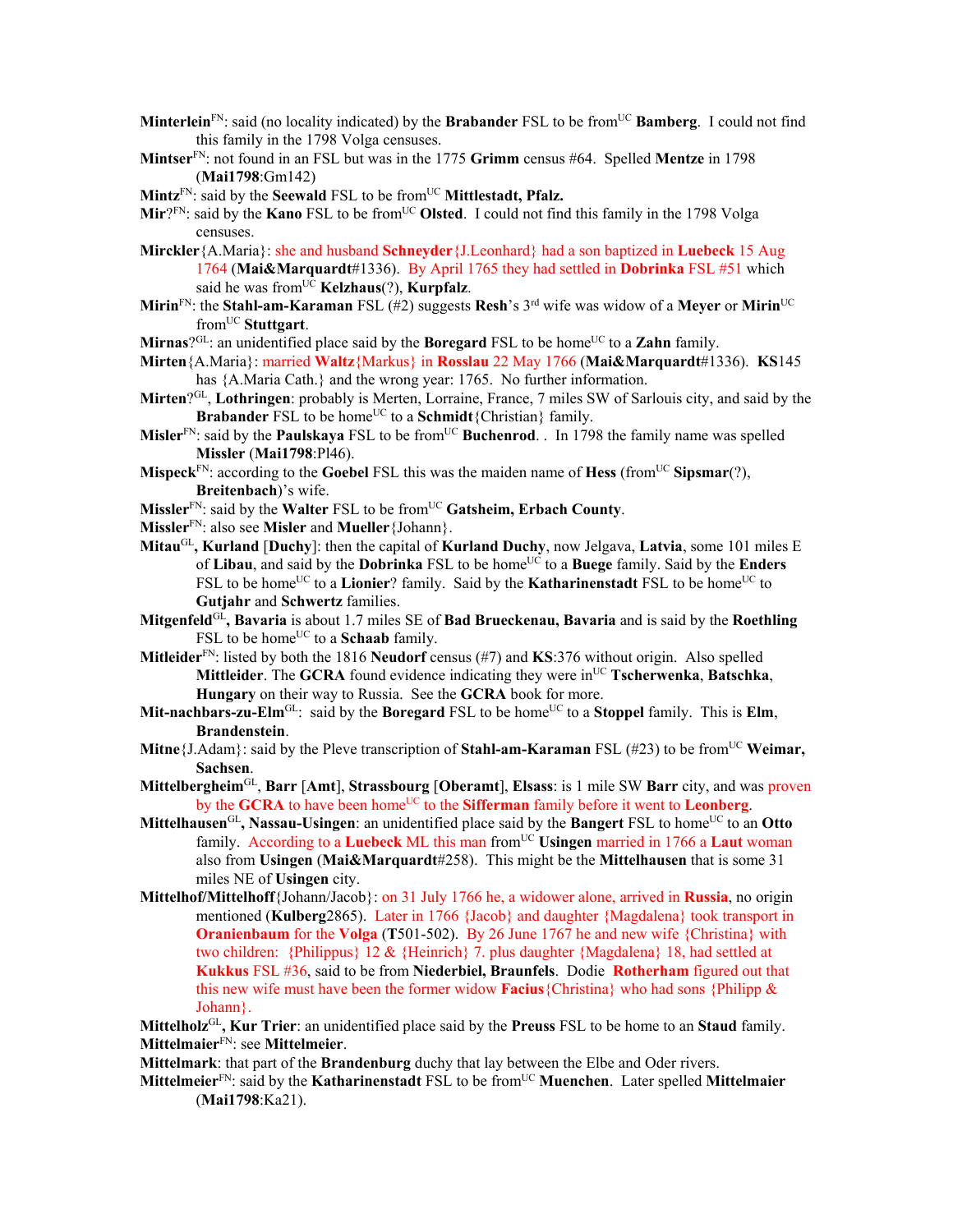**Minterlein**[FN]: said (no locality indicated) by the **Brabander** FSL to be from[UC] **Bamberg**. I could not find this family in the 1798 Volga censuses.

**Mintser**[FN]: not found in an FSL but was in the 1775 **Grimm** census #64. Spelled **Mentze** in 1798 (**Mai1798**:Gm142)

**Mintz**[FN]: said by the **Seewald** FSL to be from[UC] **Mittlestadt, Pfalz.**

**Mir**?[FN]: said by the **Kano** FSL to be from[UC] **Olsted**. I could not find this family in the 1798 Volga censuses.

**Mirckler**{A.Maria}: she and husband **Schneyder**{J.Leonhard} had a son baptized in **Luebeck** 15 Aug 1764 (**Mai&Marquardt**#1336). By April 1765 they had settled in **Dobrinka** FSL #51 which said he was from[UC] **Kelzhaus**(?), **Kurpfalz**.

**Mirin**[FN]: the **Stahl-am-Karaman** FSL (#2) suggests **Resh**'s 3[rd] wife was widow of a **Meyer** or **Mirin**[UC] from[UC] **Stuttgart**.

**Mirnas**?[GL]: an unidentified place said by the **Boregard** FSL to be home[UC] to a **Zahn** family.

**Mirten**{A.Maria}: married **Waltz**{Markus} in **Rosslau** 22 May 1766 (**Mai&Marquardt**#1336). **KS**145 has {A.Maria Cath.} and the wrong year: 1765. No further information.

**Mirten**?[GL], **Lothringen**: probably is Merten, Lorraine, France, 7 miles SW of Sarlouis city, and said by the **Brabander** FSL to be home[UC] to a **Schmidt**{Christian} family.

**Misler**[FN]: said by the **Paulskaya** FSL to be from[UC] **Buchenrod**. . In 1798 the family name was spelled **Missler** (**Mai1798**:Pl46).

**Mispeck**[FN]: according to the **Goebel** FSL this was the maiden name of **Hess** (from[UC] **Sipsmar**(?), **Breitenbach**)'s wife.

**Missler**[FN]: said by the **Walter** FSL to be from[UC] **Gatsheim, Erbach County**.

**Missler**[FN]: also see **Misler** and **Mueller**{Johann}.

**Mitau**[GL]**, Kurland** [**Duchy**]: then the capital of **Kurland Duchy**, now Jelgava, **Latvia**, some 101 miles E of **Libau**, and said by the **Dobrinka** FSL to be home[UC] to a **Buege** family. Said by the **Enders** FSL to be home[UC] to a **Lionier**? family. Said by the **Katharinenstadt** FSL to be home[UC] to **Gutjahr** and **Schwertz** families.

**Mitgenfeld**[GL]**, Bavaria** is about 1.7 miles SE of **Bad Brueckenau, Bavaria** and is said by the **Roethling** FSL to be home[UC] to a **Schaab** family.

**Mitleider**[FN]: listed by both the 1816 **Neudorf** census (#7) and **KS**:376 without origin. Also spelled **Mittleider**. The **GCRA** found evidence indicating they were in[UC] **Tscherwenka**, **Batschka**, **Hungary** on their way to Russia. See the **GCRA** book for more.

**Mit-nachbars-zu-Elm**[GL]: said by the **Boregard** FSL to be home[UC] to a **Stoppel** family. This is **Elm**, **Brandenstein**.

**Mitne**{J.Adam}: said by the Pleve transcription of **Stahl-am-Karaman** FSL (#23) to be from[UC] **Weimar, Sachsen**.

**Mittelbergheim**[GL], **Barr** [**Amt**], **Strassbourg** [**Oberamt**], **Elsass**: is 1 mile SW **Barr** city, and was proven by the **GCRA** to have been home[UC] to the **Sifferman** family before it went to **Leonberg**.

**Mittelhausen**[GL]**, Nassau-Usingen**: an unidentified place said by the **Bangert** FSL to home[UC] to an **Otto** family. According to a **Luebeck** ML this man from[UC] **Usingen** married in 1766 a **Laut** woman also from **Usingen** (**Mai&Marquardt**#258). This might be the **Mittelhausen** that is some 31 miles NE of **Usingen** city.

**Mittelhof/Mittelhoff**{Johann/Jacob}: on 31 July 1766 he, a widower alone, arrived in **Russia**, no origin mentioned (**Kulberg**2865). Later in 1766 {Jacob} and daughter {Magdalena} took transport in **Oranienbaum** for the **Volga** (**T**501-502). By 26 June 1767 he and new wife {Christina} with two children: {Philippus} 12 & {Heinrich} 7. plus daughter {Magdalena} 18, had settled at **Kukkus** FSL #36, said to be from **Niederbiel, Braunfels**. Dodie **Rotherham** figured out that this new wife must have been the former widow **Facius**{Christina} who had sons {Philipp & Johann}.

**Mittelholz**[GL]**, Kur Trier**: an unidentified place said by the **Preuss** FSL to be home to an **Staud** family.

**Mittelmaier**[FN]: see **Mittelmeier**.

**Mittelmark**: that part of the **Brandenburg** duchy that lay between the Elbe and Oder rivers.

**Mittelmeier**[FN]: said by the **Katharinenstadt** FSL to be from[UC] **Muenchen**. Later spelled **Mittelmaier** (**Mai1798**:Ka21).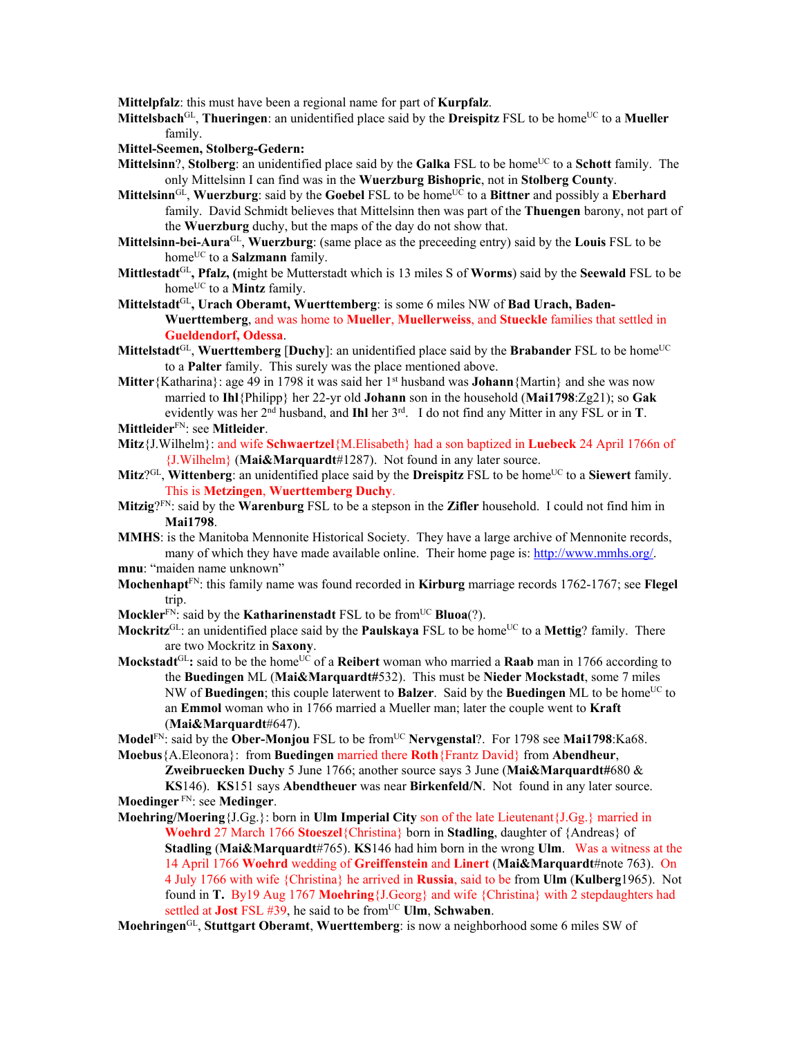**Mittelpfalz**: this must have been a regional name for part of **Kurpfalz**.

**Mittelsbach**GL, **Thueringen**: an unidentified place said by the **Dreispitz** FSL to be homeUC to a **Mueller** family.

**Mittel-Seemen, Stolberg-Gedern:**

**Mittelsinn**?, **Stolberg**: an unidentified place said by the **Galka** FSL to be homeUC to a **Schott** family. The only Mittelsinn I can find was in the **Wuerzburg Bishopric**, not in **Stolberg County**.

**Mittelsinn**GL, **Wuerzburg**: said by the **Goebel** FSL to be homeUC to a **Bittner** and possibly a **Eberhard** family. David Schmidt believes that Mittelsinn then was part of the **Thuengen** barony, not part of the **Wuerzburg** duchy, but the maps of the day do not show that.

**Mittelsinn-bei-Aura**GL, **Wuerzburg**: (same place as the preceeding entry) said by the **Louis** FSL to be homeUC to a **Salzmann** family.

**Mittlestadt**GL**, Pfalz, (**might be Mutterstadt which is 13 miles S of **Worms**) said by the **Seewald** FSL to be homeUC to a **Mintz** family.

**Mittelstadt**GL**, Urach Oberamt, Wuerttemberg**: is some 6 miles NW of **Bad Urach, Baden-Wuerttemberg**, and was home to **Mueller**, **Muellerweiss**, and **Stueckle** families that settled in **Gueldendorf, Odessa**.

**Mittelstadt**GL, **Wuerttemberg** [**Duchy**]: an unidentified place said by the **Brabander** FSL to be homeUC to a **Palter** family. This surely was the place mentioned above.

**Mitter**{Katharina}: age 49 in 1798 it was said her 1st husband was **Johann**{Martin} and she was now married to **Ihl**{Philipp} her 22-yr old **Johann** son in the household (**Mai1798**:Zg21); so **Gak** evidently was her 2nd husband, and **Ihl** her 3rd. I do not find any Mitter in any FSL or in **T**.

**Mittleider**FN: see **Mitleider**.

**Mitz**{J.Wilhelm}: and wife **Schwaertzel**{M.Elisabeth} had a son baptized in **Luebeck** 24 April 1766n of {J.Wilhelm} (**Mai&Marquardt**#1287). Not found in any later source.

**Mitz**?GL, **Wittenberg**: an unidentified place said by the **Dreispitz** FSL to be homeUC to a **Siewert** family. This is **Metzingen**, **Wuerttemberg Duchy**.

**Mitzig**?FN: said by the **Warenburg** FSL to be a stepson in the **Zifler** household. I could not find him in **Mai1798**.

**MMHS**: is the Manitoba Mennonite Historical Society. They have a large archive of Mennonite records, many of which they have made available online. Their home page is: http://www.mmhs.org/.

**mnu**: "maiden name unknown"

**Mochenhapt**FN: this family name was found recorded in **Kirburg** marriage records 1762-1767; see **Flegel** trip.

**Mockler**FN: said by the **Katharinenstadt** FSL to be fromUC **Bluoa**(?).

**Mockritz**GL: an unidentified place said by the **Paulskaya** FSL to be homeUC to a **Mettig**? family. There are two Mockritz in **Saxony**.

**Mockstadt**GL**:** said to be the homeUC of a **Reibert** woman who married a **Raab** man in 1766 according to the **Buedingen** ML (**Mai&Marquardt#**532). This must be **Nieder Mockstadt**, some 7 miles NW of **Buedingen**; this couple laterwent to **Balzer**. Said by the **Buedingen** ML to be homeUC to an **Emmol** woman who in 1766 married a Mueller man; later the couple went to **Kraft** (**Mai&Marquardt**#647).

**Model**FN: said by the **Ober-Monjou** FSL to be fromUC **Nervgenstal**?. For 1798 see **Mai1798**:Ka68.

**Moebus**{A.Eleonora}: from **Buedingen** married there **Roth**{Frantz David} from **Abendheur**, **Zweibruecken Duchy** 5 June 1766; another source says 3 June (**Mai&Marquardt#**680 & **KS**146). **KS**151 says **Abendtheuer** was near **Birkenfeld/N**. Not found in any later source.

**Moedinger** FN: see **Medinger**.

**Moehring/Moering**{J.Gg.}: born in **Ulm Imperial City** son of the late Lieutenant{J.Gg.} married in **Woehrd** 27 March 1766 **Stoeszel**{Christina} born in **Stadling**, daughter of {Andreas} of **Stadling** (**Mai&Marquardt**#765). **KS**146 had him born in the wrong **Ulm**. Was a witness at the 14 April 1766 **Woehrd** wedding of **Greiffenstein** and **Linert** (**Mai&Marquardt**#note 763). On 4 July 1766 with wife {Christina} he arrived in **Russia**, said to be from **Ulm** (**Kulberg**1965). Not found in **T.** By19 Aug 1767 **Moehring**{J.Georg} and wife {Christina} with 2 stepdaughters had settled at **Jost** FSL #39, he said to be fromUC **Ulm**, **Schwaben**.

**Moehringen**GL, **Stuttgart Oberamt**, **Wuerttemberg**: is now a neighborhood some 6 miles SW of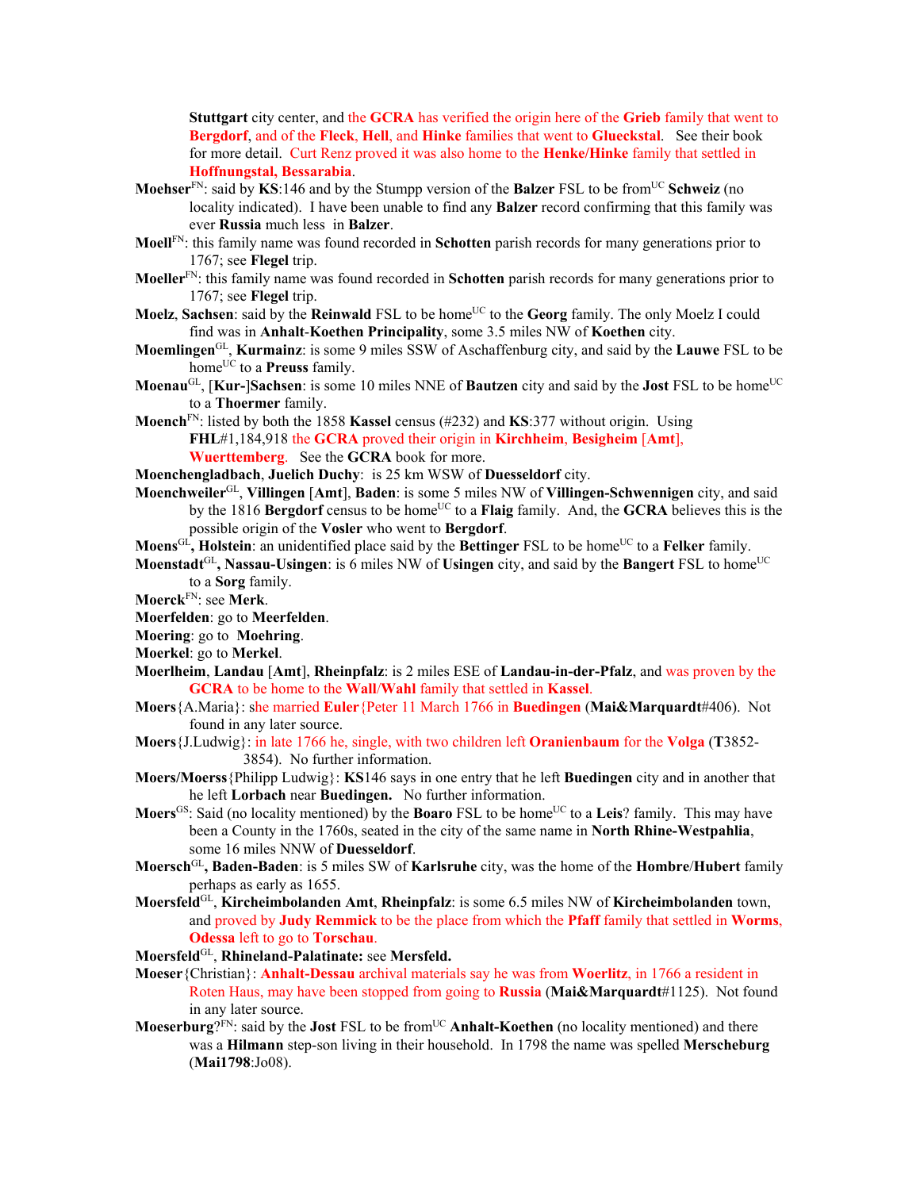**Stuttgart** city center, and the **GCRA** has verified the origin here of the **Grieb** family that went to **Bergdorf**, and of the **Fleck**, **Hell**, and **Hinke** families that went to **Glueckstal**. See their book for more detail. Curt Renz proved it was also home to the **Henke/Hinke** family that settled in **Hoffnungstal, Bessarabia**.

**Moehser**[FN]: said by **KS**:146 and by the Stumpp version of the **Balzer** FSL to be from[UC] **Schweiz** (no locality indicated). I have been unable to find any **Balzer** record confirming that this family was ever **Russia** much less in **Balzer**.

**Moell**[FN]: this family name was found recorded in **Schotten** parish records for many generations prior to 1767; see **Flegel** trip.

**Moeller**[FN]: this family name was found recorded in **Schotten** parish records for many generations prior to 1767; see **Flegel** trip.

**Moelz**, **Sachsen**: said by the **Reinwald** FSL to be home[UC] to the **Georg** family. The only Moelz I could find was in **Anhalt**-**Koethen Principality**, some 3.5 miles NW of **Koethen** city.

**Moemlingen**[GL], **Kurmainz**: is some 9 miles SSW of Aschaffenburg city, and said by the **Lauwe** FSL to be home[UC] to a **Preuss** family.

**Moenau**[GL], [**Kur-**]**Sachsen**: is some 10 miles NNE of **Bautzen** city and said by the **Jost** FSL to be home[UC] to a **Thoermer** family.

**Moench**[FN]: listed by both the 1858 **Kassel** census (#232) and **KS**:377 without origin. Using **FHL**#1,184,918 the **GCRA** proved their origin in **Kirchheim**, **Besigheim** [**Amt**], **Wuerttemberg**. See the **GCRA** book for more.

**Moenchengladbach**, **Juelich Duchy**: is 25 km WSW of **Duesseldorf** city.

**Moenchweiler**[GL], **Villingen** [**Amt**], **Baden**: is some 5 miles NW of **Villingen-Schwennigen** city, and said by the 1816 **Bergdorf** census to be home[UC] to a **Flaig** family. And, the **GCRA** believes this is the possible origin of the **Vosler** who went to **Bergdorf**.

**Moens**[GL]**, Holstein**: an unidentified place said by the **Bettinger** FSL to be home[UC] to a **Felker** family.

**Moenstadt**[GL]**, Nassau-Usingen**: is 6 miles NW of **Usingen** city, and said by the **Bangert** FSL to home[UC] to a **Sorg** family.

**Moerck**[FN]: see **Merk**.

**Moerfelden**: go to **Meerfelden**.

**Moering**: go to **Moehring**.

**Moerkel**: go to **Merkel**.

**Moerlheim**, **Landau** [**Amt**], **Rheinpfalz**: is 2 miles ESE of **Landau-in-der-Pfalz**, and was proven by the **GCRA** to be home to the **Wall**/**Wahl** family that settled in **Kassel**.

**Moers**{A.Maria}: she married **Euler**{Peter 11 March 1766 in **Buedingen** (**Mai&Marquardt**#406). Not found in any later source.

**Moers**{J.Ludwig}: in late 1766 he, single, with two children left **Oranienbaum** for the **Volga** (**T**3852-3854). No further information.

**Moers/Moerss**{Philipp Ludwig}: **KS**146 says in one entry that he left **Buedingen** city and in another that he left **Lorbach** near **Buedingen.** No further information.

**Moers**[GS]: Said (no locality mentioned) by the **Boaro** FSL to be home[UC] to a **Leis**? family. This may have been a County in the 1760s, seated in the city of the same name in **North Rhine-Westpahlia**, some 16 miles NNW of **Duesseldorf**.

**Moersch**[GL]**, Baden-Baden**: is 5 miles SW of **Karlsruhe** city, was the home of the **Hombre**/**Hubert** family perhaps as early as 1655.

**Moersfeld**[GL], **Kircheimbolanden Amt**, **Rheinpfalz**: is some 6.5 miles NW of **Kircheimbolanden** town, and proved by **Judy Remmick** to be the place from which the **Pfaff** family that settled in **Worms**, **Odessa** left to go to **Torschau**.

**Moersfeld**[GL], **Rhineland-Palatinate:** see **Mersfeld.**

**Moeser**{Christian}: **Anhalt-Dessau** archival materials say he was from **Woerlitz**, in 1766 a resident in Roten Haus, may have been stopped from going to **Russia** (**Mai&Marquardt**#1125). Not found in any later source.

**Moeserburg**?[FN]: said by the **Jost** FSL to be from[UC] **Anhalt-Koethen** (no locality mentioned) and there was a **Hilmann** step-son living in their household. In 1798 the name was spelled **Merscheburg** (**Mai1798**:Jo08).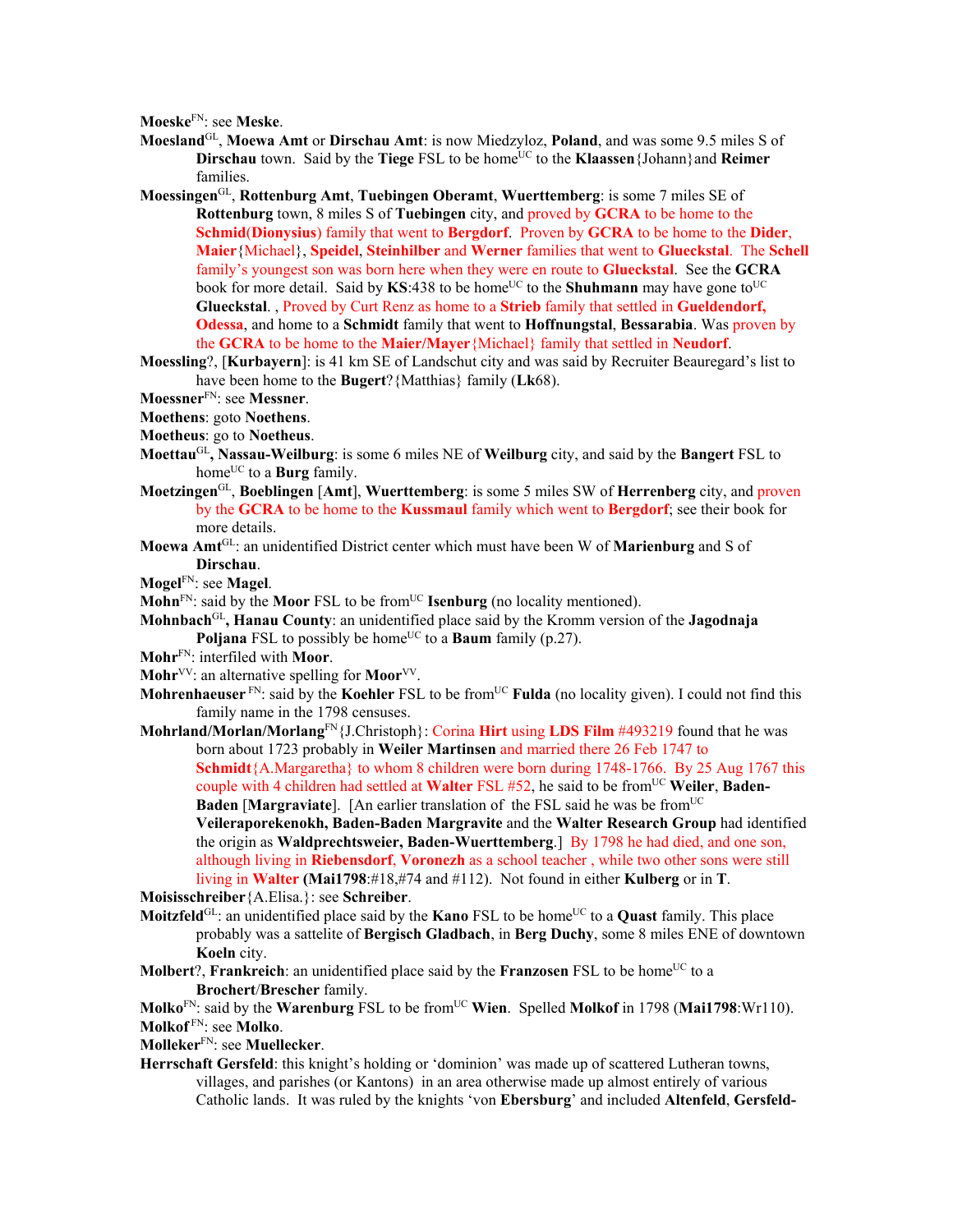**Moeske**FN: see **Meske**.

**Moesland**GL, **Moewa Amt** or **Dirschau Amt**: is now Miedzyloz, **Poland**, and was some 9.5 miles S of **Dirschau** town. Said by the **Tiege** FSL to be homeUC to the **Klaassen**{Johann}and **Reimer** families.

**Moessingen**GL, **Rottenburg Amt**, **Tuebingen Oberamt**, **Wuerttemberg**: is some 7 miles SE of **Rottenburg** town, 8 miles S of **Tuebingen** city, and proved by **GCRA** to be home to the **Schmid**(**Dionysius**) family that went to **Bergdorf**. Proven by **GCRA** to be home to the **Dider**, **Maier**{Michael}, **Speidel**, **Steinhilber** and **Werner** families that went to **Glueckstal**. The **Schell** family's youngest son was born here when they were en route to **Glueckstal**. See the **GCRA** book for more detail. Said by **KS**:438 to be homeUC to the **Shuhmann** may have gone toUC **Glueckstal**. , Proved by Curt Renz as home to a **Strieb** family that settled in **Gueldendorf, Odessa**, and home to a **Schmidt** family that went to **Hoffnungstal**, **Bessarabia**. Was proven by the **GCRA** to be home to the **Maier/Mayer**{Michael} family that settled in **Neudorf**.

**Moessling**?, [**Kurbayern**]: is 41 km SE of Landschut city and was said by Recruiter Beauregard's list to have been home to the **Bugert**?{Matthias} family (**Lk**68).

**Moessner**FN: see **Messner**.

**Moethens**: goto **Noethens**.

**Moetheus**: go to **Noetheus**.

**Moettau**GL**, Nassau-Weilburg**: is some 6 miles NE of **Weilburg** city, and said by the **Bangert** FSL to homeUC to a **Burg** family.

**Moetzingen**GL, **Boeblingen** [**Amt**], **Wuerttemberg**: is some 5 miles SW of **Herrenberg** city, and proven by the **GCRA** to be home to the **Kussmaul** family which went to **Bergdorf**; see their book for more details.

**Moewa Amt**GL: an unidentified District center which must have been W of **Marienburg** and S of **Dirschau**.

**Mogel**FN: see **Magel**.

**Mohn**FN: said by the **Moor** FSL to be fromUC **Isenburg** (no locality mentioned).

**Mohnbach**GL**, Hanau County**: an unidentified place said by the Kromm version of the **Jagodnaja Poljana** FSL to possibly be homeUC to a **Baum** family (p.27).

**Mohr**FN: interfiled with **Moor**.

**Mohr**VV: an alternative spelling for **Moor**VV.

**Mohrenhaeuser** FN: said by the **Koehler** FSL to be fromUC **Fulda** (no locality given). I could not find this family name in the 1798 censuses.

**Mohrland/Morlan/Morlang**FN{J.Christoph}: Corina **Hirt** using **LDS Film** #493219 found that he was born about 1723 probably in **Weiler Martinsen** and married there 26 Feb 1747 to **Schmidt**{A.Margaretha} to whom 8 children were born during 1748-1766. By 25 Aug 1767 this couple with 4 children had settled at **Walter** FSL #52, he said to be fromUC **Weiler**, **Baden-Baden** [**Margraviate**]. [An earlier translation of the FSL said he was be fromUC **Veileraporekenokh, Baden-Baden Margravite** and the **Walter Research Group** had identified the origin as **Waldprechtsweier, Baden-Wuerttemberg**.] By 1798 he had died, and one son, although living in **Riebensdorf**, **Voronezh** as a school teacher , while two other sons were still living in **Walter** (**Mai1798**:#18,#74 and #112). Not found in either **Kulberg** or in **T**.

**Moisisschreiber**{A.Elisa.}: see **Schreiber**.

**Moitzfeld**GL: an unidentified place said by the **Kano** FSL to be homeUC to a **Quast** family. This place probably was a sattelite of **Bergisch Gladbach**, in **Berg Duchy**, some 8 miles ENE of downtown **Koeln** city.

**Molbert**?, **Frankreich**: an unidentified place said by the **Franzosen** FSL to be homeUC to a **Brochert**/**Brescher** family.

**Molko**FN: said by the **Warenburg** FSL to be fromUC **Wien**. Spelled **Molkof** in 1798 (**Mai1798**:Wr110).

**Molkof** FN: see **Molko**.

**Molleker**FN: see **Muellecker**.

**Herrschaft Gersfeld**: this knight's holding or 'dominion' was made up of scattered Lutheran towns, villages, and parishes (or Kantons) in an area otherwise made up almost entirely of various Catholic lands. It was ruled by the knights 'von **Ebersburg**' and included **Altenfeld**, **Gersfeld-**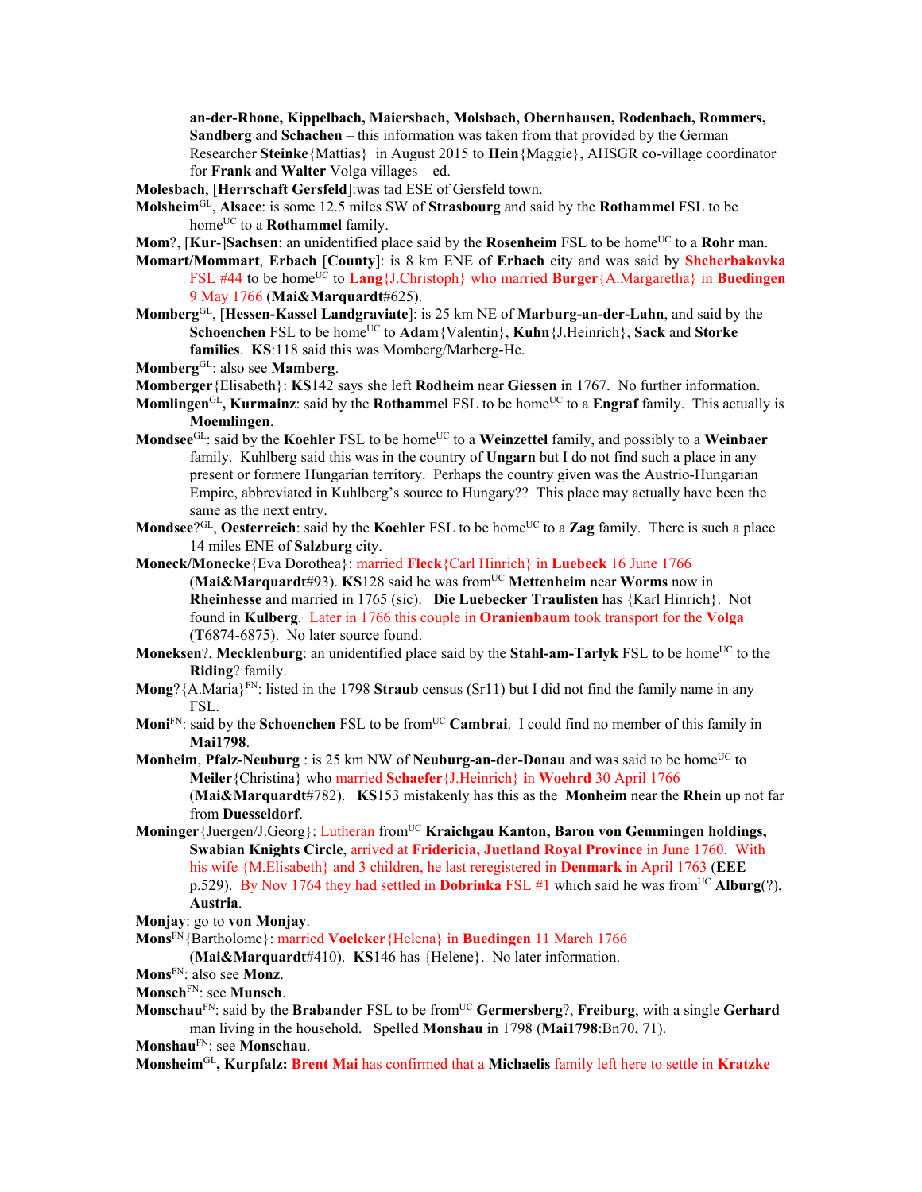**an-der-Rhone, Kippelbach, Maiersbach, Molsbach, Obernhausen, Rodenbach, Rommers, Sandberg** and **Schachen** – this information was taken from that provided by the German Researcher **Steinke**{Mattias} in August 2015 to **Hein**{Maggie}, AHSGR co-village coordinator for **Frank** and **Walter** Volga villages – ed.

**Molesbach**, [**Herrschaft Gersfeld**]:was tad ESE of Gersfeld town.

**Molsheim**GL, **Alsace**: is some 12.5 miles SW of **Strasbourg** and said by the **Rothammel** FSL to be homeUC to a **Rothammel** family.

**Mom**?, [**Kur**-]**Sachsen**: an unidentified place said by the **Rosenheim** FSL to be homeUC to a **Rohr** man.

**Momart/Mommart**, **Erbach** [**County**]: is 8 km ENE of **Erbach** city and was said by **Shcherbakovka** FSL #44 to be homeUC to **Lang**{J.Christoph} who married **Burger**{A.Margaretha} in **Buedingen** 9 May 1766 (**Mai&Marquardt**#625).

**Momberg**GL, [**Hessen-Kassel Landgraviate**]: is 25 km NE of **Marburg-an-der-Lahn**, and said by the **Schoenchen** FSL to be homeUC to **Adam**{Valentin}, **Kuhn**{J.Heinrich}, **Sack** and **Storke families**. **KS**:118 said this was Momberg/Marberg-He.

**Momberg**GL: also see **Mamberg**.

**Momberger**{Elisabeth}: **KS**142 says she left **Rodheim** near **Giessen** in 1767. No further information.

**Momlingen**GL**, Kurmainz**: said by the **Rothammel** FSL to be homeUC to a **Engraf** family. This actually is **Moemlingen**.

**Mondsee**GL: said by the **Koehler** FSL to be homeUC to a **Weinzettel** family, and possibly to a **Weinbaer** family. Kuhlberg said this was in the country of **Ungarn** but I do not find such a place in any present or formere Hungarian territory. Perhaps the country given was the Austrio-Hungarian Empire, abbreviated in Kuhlberg's source to Hungary?? This place may actually have been the same as the next entry.

**Mondsee**?GL, **Oesterreich**: said by the **Koehler** FSL to be homeUC to a **Zag** family. There is such a place 14 miles ENE of **Salzburg** city.

**Moneck/Monecke**{Eva Dorothea}: married **Fleck**{Carl Hinrich} in **Luebeck** 16 June 1766 (**Mai&Marquardt**#93). **KS**128 said he was fromUC **Mettenheim** near **Worms** now in **Rheinhesse** and married in 1765 (sic). **Die Luebecker Traulisten** has {Karl Hinrich}. Not found in **Kulberg**. Later in 1766 this couple in **Oranienbaum** took transport for the **Volga** (**T**6874-6875). No later source found.

**Moneksen**?, **Mecklenburg**: an unidentified place said by the **Stahl-am-Tarlyk** FSL to be homeUC to the **Riding**? family.

**Mong**?{A.Maria}FN: listed in the 1798 **Straub** census (Sr11) but I did not find the family name in any FSL.

**Moni**FN: said by the **Schoenchen** FSL to be fromUC **Cambrai**. I could find no member of this family in **Mai1798**.

**Monheim**, **Pfalz-Neuburg** : is 25 km NW of **Neuburg-an-der-Donau** and was said to be homeUC to **Meiler**{Christina} who married **Schaefer**{J.Heinrich} **in Woehrd** 30 April 1766 (**Mai&Marquardt**#782). **KS**153 mistakenly has this as the **Monheim** near the **Rhein** up not far from **Duesseldorf**.

**Moninger**{Juergen/J.Georg}: Lutheran fromUC **Kraichgau Kanton, Baron von Gemmingen holdings, Swabian Knights Circle**, arrived at **Fridericia, Juetland Royal Province** in June 1760. With his wife {M.Elisabeth} and 3 children, he last reregistered in **Denmark** in April 1763 (**EEE** p.529). By Nov 1764 they had settled in **Dobrinka** FSL #1 which said he was fromUC **Alburg**(?), **Austria**.

**Monjay**: go to **von Monjay**.

**Mons**FN{Bartholome}: married **Voelcker**{Helena} in **Buedingen** 11 March 1766 (**Mai&Marquardt**#410). **KS**146 has {Helene}. No later information.

**Mons**FN: also see **Monz**.

**Monsch**FN: see **Munsch**.

**Monschau**FN: said by the **Brabander** FSL to be fromUC **Germersberg**?, **Freiburg**, with a single **Gerhard** man living in the household. Spelled **Monshau** in 1798 (**Mai1798**:Bn70, 71).

**Monshau**FN: see **Monschau**.

**Monsheim**GL**, Kurpfalz: Brent Mai** has confirmed that a **Michaelis** family left here to settle in **Kratzke**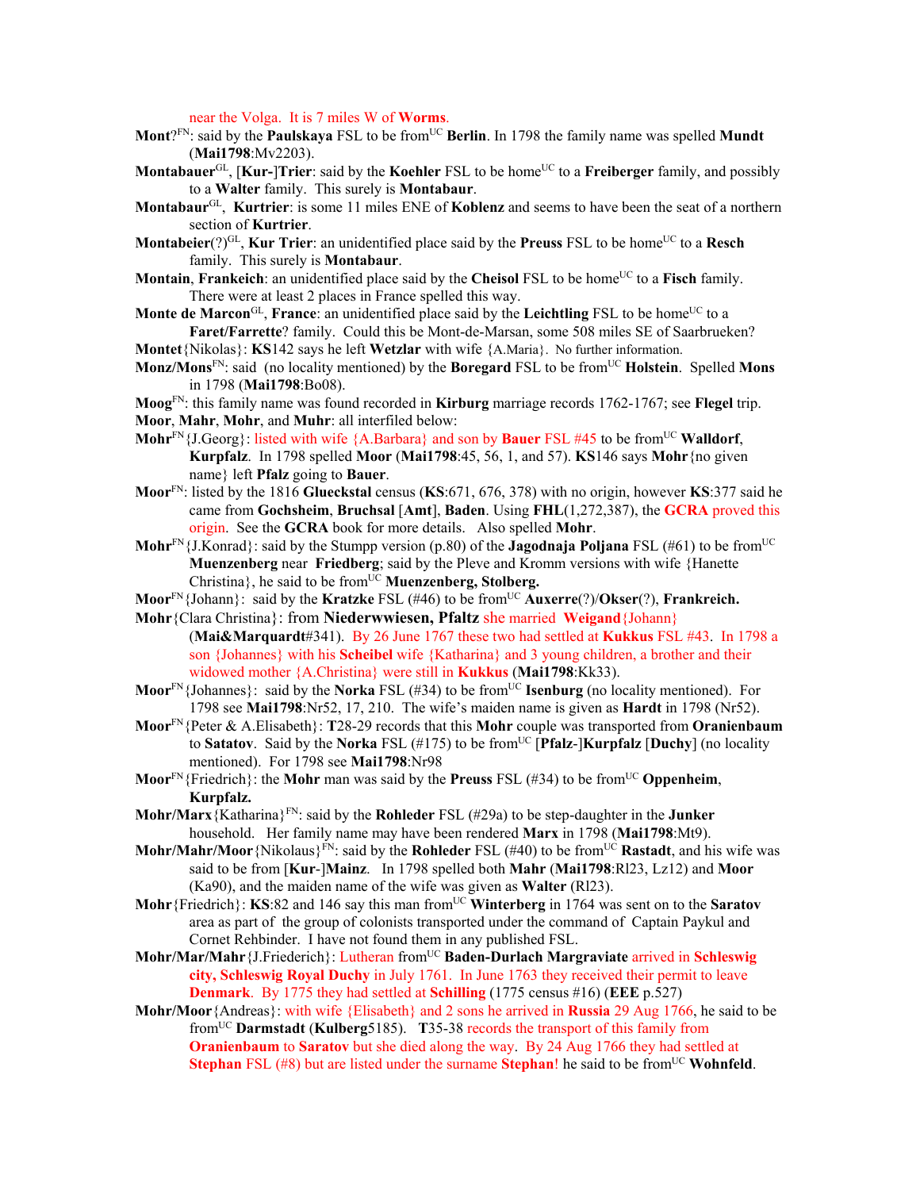near the Volga. It is 7 miles W of **Worms**.

**Mont**?[FN]: said by the **Paulskaya** FSL to be from[UC] **Berlin**. In 1798 the family name was spelled **Mundt** (**Mai1798**:Mv2203).

**Montabauer**[GL], [**Kur-**]**Trier**: said by the **Koehler** FSL to be home[UC] to a **Freiberger** family, and possibly to a **Walter** family. This surely is **Montabaur**.

**Montabaur**[GL], **Kurtrier**: is some 11 miles ENE of **Koblenz** and seems to have been the seat of a northern section of **Kurtrier**.

**Montabeier**(?)[GL], **Kur Trier**: an unidentified place said by the **Preuss** FSL to be home[UC] to a **Resch** family. This surely is **Montabaur**.

**Montain**, **Frankeich**: an unidentified place said by the **Cheisol** FSL to be home[UC] to a **Fisch** family. There were at least 2 places in France spelled this way.

**Monte de Marcon**[GL], **France**: an unidentified place said by the **Leichtling** FSL to be home[UC] to a **Faret/Farrette**? family. Could this be Mont-de-Marsan, some 508 miles SE of Saarbrueken?

**Montet**{Nikolas}: **KS**142 says he left **Wetzlar** with wife {A.Maria}. No further information.

**Monz/Mons**[FN]: said (no locality mentioned) by the **Boregard** FSL to be from[UC] **Holstein**. Spelled **Mons** in 1798 (**Mai1798**:Bo08).

**Moog**[FN]: this family name was found recorded in **Kirburg** marriage records 1762-1767; see **Flegel** trip.

**Moor**, **Mahr**, **Mohr**, and **Muhr**: all interfiled below:

**Mohr**[FN]{J.Georg}: listed with wife {A.Barbara} and son by **Bauer** FSL #45 to be from[UC] **Walldorf**, **Kurpfalz**. In 1798 spelled **Moor** (**Mai1798**:45, 56, 1, and 57). **KS**146 says **Mohr**{no given name} left **Pfalz** going to **Bauer**.

**Moor**[FN]: listed by the 1816 **Glueckstal** census (**KS**:671, 676, 378) with no origin, however **KS**:377 said he came from **Gochsheim**, **Bruchsal** [**Amt**], **Baden**. Using **FHL**(1,272,387), the **GCRA** proved this origin. See the **GCRA** book for more details. Also spelled **Mohr**.

**Mohr**[FN]{J.Konrad}: said by the Stumpp version (p.80) of the **Jagodnaja Poljana** FSL (#61) to be from[UC] **Muenzenberg** near **Friedberg**; said by the Pleve and Kromm versions with wife {Hanette Christina}, he said to be from[UC] **Muenzenberg, Stolberg.**

**Moor**[FN]{Johann}: said by the **Kratzke** FSL (#46) to be from[UC] **Auxerre**(?)/**Okser**(?), **Frankreich.**

**Mohr**{Clara Christina}: from **Niederwwiesen, Pfaltz** she married **Weigand**{Johann} (**Mai&Marquardt**#341). By 26 June 1767 these two had settled at **Kukkus** FSL #43. In 1798 a son {Johannes} with his **Scheibel** wife {Katharina} and 3 young children, a brother and their widowed mother {A.Christina} were still in **Kukkus** (**Mai1798**:Kk33).

**Moor**[FN]{Johannes}: said by the **Norka** FSL (#34) to be from[UC] **Isenburg** (no locality mentioned). For 1798 see **Mai1798**:Nr52, 17, 210. The wife's maiden name is given as **Hardt** in 1798 (Nr52).

**Moor**[FN]{Peter & A.Elisabeth}: **T**28-29 records that this **Mohr** couple was transported from **Oranienbaum** to **Satatov**. Said by the **Norka** FSL (#175) to be from[UC] [**Pfalz**-]**Kurpfalz** [**Duchy**] (no locality mentioned). For 1798 see **Mai1798**:Nr98

**Moor**[FN]{Friedrich}: the **Mohr** man was said by the **Preuss** FSL (#34) to be from[UC] **Oppenheim**, **Kurpfalz.**

**Mohr/Marx**{Katharina}[FN]: said by the **Rohleder** FSL (#29a) to be step-daughter in the **Junker** household. Her family name may have been rendered **Marx** in 1798 (**Mai1798**:Mt9).

**Mohr/Mahr/Moor**{Nikolaus}[FN]: said by the **Rohleder** FSL (#40) to be from[UC] **Rastadt**, and his wife was said to be from [**Kur-**]**Mainz**. In 1798 spelled both **Mahr** (**Mai1798**:Rl23, Lz12) and **Moor** (Ka90), and the maiden name of the wife was given as **Walter** (Rl23).

**Mohr**{Friedrich}: **KS**:82 and 146 say this man from[UC] **Winterberg** in 1764 was sent on to the **Saratov** area as part of the group of colonists transported under the command of Captain Paykul and Cornet Rehbinder. I have not found them in any published FSL.

**Mohr/Mar/Mahr**{J.Friederich}: Lutheran from[UC] **Baden-Durlach Margraviate** arrived in **Schleswig city, Schleswig Royal Duchy** in July 1761. In June 1763 they received their permit to leave **Denmark**. By 1775 they had settled at **Schilling** (1775 census #16) (**EEE** p.527)

**Mohr/Moor**{Andreas}: with wife {Elisabeth} and 2 sons he arrived in **Russia** 29 Aug 1766, he said to be from[UC] **Darmstadt** (**Kulberg**5185). **T**35-38 records the transport of this family from **Oranienbaum** to **Saratov** but she died along the way. By 24 Aug 1766 they had settled at **Stephan** FSL (#8) but are listed under the surname **Stephan**! he said to be from[UC] **Wohnfeld**.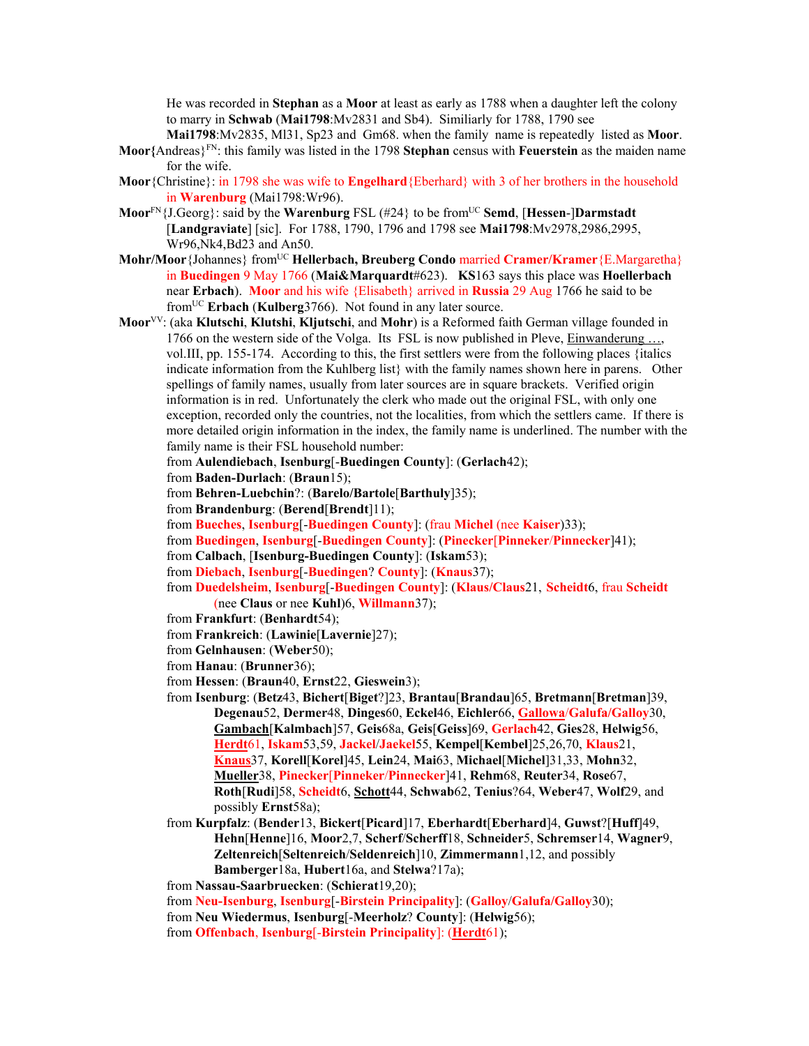He was recorded in **Stephan** as a **Moor** at least as early as 1788 when a daughter left the colony to marry in **Schwab** (**Mai1798**:Mv2831 and Sb4). Similiarly for 1788, 1790 see **Mai1798**:Mv2835, Ml31, Sp23 and Gm68. when the family name is repeatedly listed as **Moor**.

**Moor{**Andreas}[FN]: this family was listed in the 1798 **Stephan** census with **Feuerstein** as the maiden name for the wife.

**Moor**{Christine}: in 1798 she was wife to **Engelhard**{Eberhard} with 3 of her brothers in the household in **Warenburg** (Mai1798:Wr96).

**Moor**[FN]{J.Georg}: said by the **Warenburg** FSL (#24} to be from[UC] **Semd**, [**Hessen**-]**Darmstadt** [**Landgraviate**] [sic]. For 1788, 1790, 1796 and 1798 see **Mai1798**:Mv2978,2986,2995, Wr96,Nk4,Bd23 and An50.

**Mohr/Moor**{Johannes} from[UC] **Hellerbach, Breuberg Condo** married **Cramer/Kramer**{E.Margaretha} in **Buedingen** 9 May 1766 (**Mai&Marquardt**#623). **KS**163 says this place was **Hoellerbach** near **Erbach**). **Moor** and his wife {Elisabeth} arrived in **Russia** 29 Aug 1766 he said to be from[UC] **Erbach** (**Kulberg**3766). Not found in any later source.

**Moor**[VV]: (aka **Klutschi**, **Klutshi**, **Kljutschi**, and **Mohr**) is a Reformed faith German village founded in 1766 on the western side of the Volga. Its FSL is now published in Pleve, Einwanderung …, vol.III, pp. 155-174. According to this, the first settlers were from the following places {italics indicate information from the Kuhlberg list} with the family names shown here in parens. Other spellings of family names, usually from later sources are in square brackets. Verified origin information is in red. Unfortunately the clerk who made out the original FSL, with only one exception, recorded only the countries, not the localities, from which the settlers came. If there is more detailed origin information in the index, the family name is underlined. The number with the family name is their FSL household number:

from **Aulendiebach**, **Isenburg**[-**Buedingen County**]: (**Gerlach**42);
from **Baden-Durlach**: (**Braun**15);
from **Behren-Luebchin**?: (**Barelo/Bartole**[**Barthuly**]35);
from **Brandenburg**: (**Berend**[**Brendt**]11);
from **Bueches**, **Isenburg**[-**Buedingen County**]: (frau **Michel** (nee **Kaiser**)33);
from **Buedingen**, **Isenburg**[-**Buedingen County**]: (**Pinecker**[**Pinneker**/**Pinnecker**]41);
from **Calbach**, [**Isenburg-Buedingen County**]: (**Iskam**53);
from **Diebach**, **Isenburg**[-**Buedingen**? **County**]: (**Knaus**37);
from **Duedelsheim**, **Isenburg**[-**Buedingen County**]: (**Klaus/Claus**21, **Scheidt**6, frau **Scheidt** (nee **Claus** or nee **Kuhl**)6, **Willmann**37);
from **Frankfurt**: (**Benhardt**54);
from **Frankreich**: (**Lawinie**[**Lavernie**]27);
from **Gelnhausen**: (**Weber**50);
from **Hanau**: (**Brunner**36);
from **Hessen**: (**Braun**40, **Ernst**22, **Gieswein**3);
from **Isenburg**: (**Betz**43, **Bichert**[**Biget**?]23, **Brantau**[**Brandau**]65, **Bretmann**[**Bretman**]39, **Degenau**52, **Dermer**48, **Dinges**60, **Eckel**46, **Eichler**66, <u>**Gallowa**</u>/**Galufa/Galloy**30, <u>**Gambach**</u>[**Kalmbach**]57, **Geis**68a, **Geis**[**Geiss**]69, **Gerlach**42, **Gies**28, **Helwig**56, <u>**Herdt**</u>61, **Iskam**53,59, **Jackel**/**Jaekel**55, **Kempel**[**Kembel**]25,26,70, **Klaus**21, <u>**Knaus**</u>37, **Korell**[**Korel**]45, **Lein**24, **Mai**63, **Michael**[**Michel**]31,33, **Mohn**32, <u>**Mueller**</u>38, **Pinecker**[**Pinneker**/**Pinnecker**]41, **Rehm**68, **Reuter**34, **Rose**67, **Roth**[**Rudi**]58, **Scheidt**6, <u>**Schott**</u>44, **Schwab**62, **Tenius**?64, **Weber**47, **Wolf**29, and possibly **Ernst**58a);
from **Kurpfalz**: (**Bender**13, **Bickert**[**Picard**]17, **Eberhardt**[**Eberhard**]4, **Guwst**?[**Huff**]49, **Hehn**[**Henne**]16, **Moor**2,7, **Scherf**/**Scherff**18, **Schneider**5, **Schremser**14, **Wagner**9, **Zeltenreich**[**Seltenreich**/**Seldenreich**]10, **Zimmermann**1,12, and possibly **Bamberger**18a, **Hubert**16a, and **Stelwa**?17a);
from **Nassau-Saarbruecken**: (**Schierat**19,20);
from **Neu-Isenburg**, **Isenburg**[-**Birstein Principality**]: (**Galloy**/**Galufa/Galloy**30);
from **Neu Wiedermus**, **Isenburg**[-**Meerholz**? **County**]: (**Helwig**56);
from **Offenbach**, **Isenburg**[-**Birstein Principality**]: (<u>**Herdt**</u>61);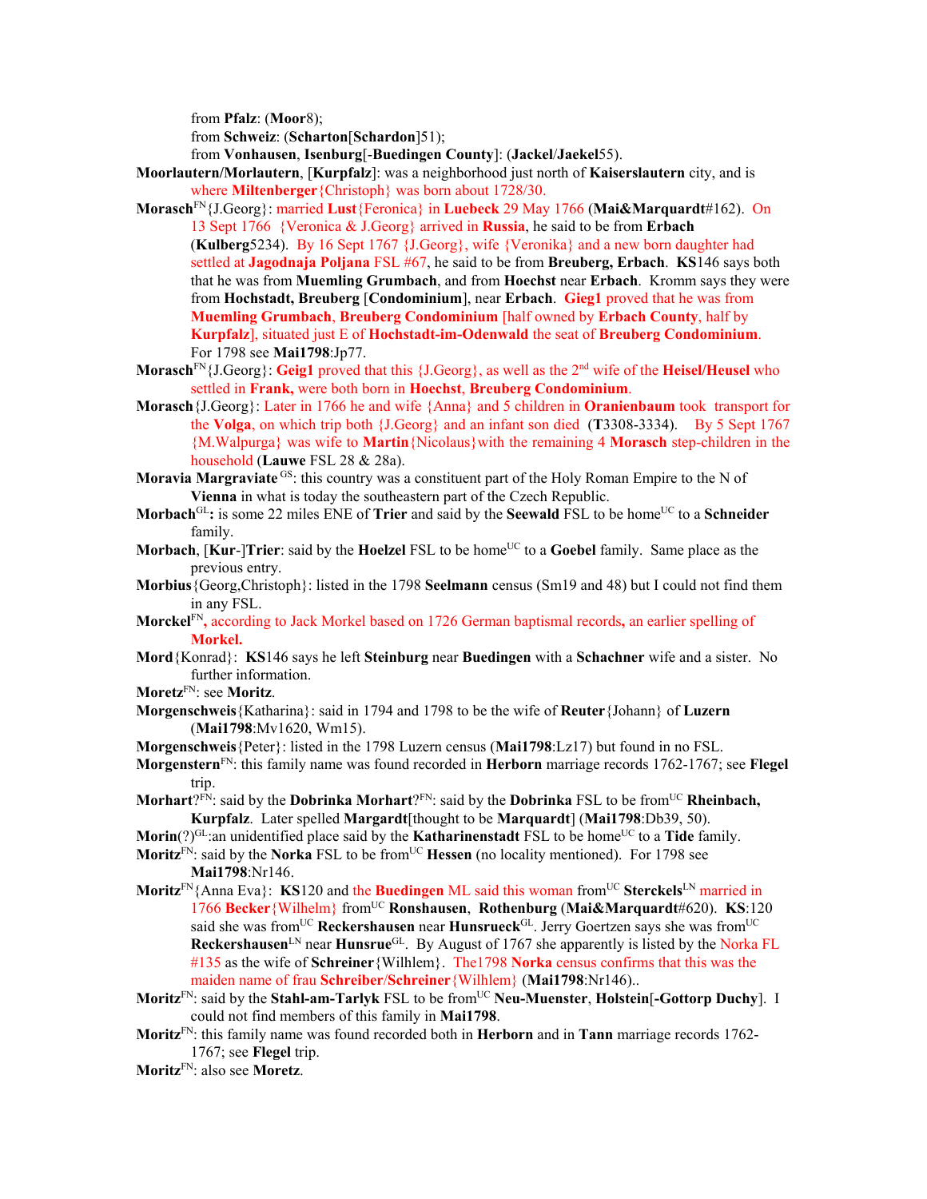from **Pfalz**: (**Moor**8);

from **Schweiz**: (**Scharton**[**Schardon**]51);

from **Vonhausen**, **Isenburg**[-**Buedingen County**]: (**Jackel**/**Jaekel**55).

**Moorlautern/Morlautern**, [**Kurpfalz**]: was a neighborhood just north of **Kaiserslautern** city, and is where **Miltenberger**{Christoph} was born about 1728/30.

**Morasch**[FN]{J.Georg}: married **Lust**{Feronica} in **Luebeck** 29 May 1766 (**Mai&Marquardt**#162). On 13 Sept 1766 {Veronica & J.Georg} arrived in **Russia**, he said to be from **Erbach** (**Kulberg**5234). By 16 Sept 1767 {J.Georg}, wife {Veronika} and a new born daughter had settled at **Jagodnaja Poljana** FSL #67, he said to be from **Breuberg, Erbach**. **KS**146 says both that he was from **Muemling Grumbach**, and from **Hoechst** near **Erbach**. Kromm says they were from **Hochstadt, Breuberg** [**Condominium**], near **Erbach**. **Gieg1** proved that he was from **Muemling Grumbach**, **Breuberg Condominium** [half owned by **Erbach County**, half by **Kurpfalz**], situated just E of **Hochstadt-im-Odenwald** the seat of **Breuberg Condominium**. For 1798 see **Mai1798**:Jp77.

**Morasch**[FN]{J.Georg}: **Geig1** proved that this {J.Georg}, as well as the 2nd wife of the **Heisel/Heusel** who settled in **Frank,** were both born in **Hoechst**, **Breuberg Condominium**.

**Morasch**{J.Georg}: Later in 1766 he and wife {Anna} and 5 children in **Oranienbaum** took transport for the **Volga**, on which trip both {J.Georg} and an infant son died (**T**3308-3334). By 5 Sept 1767 {M.Walpurga} was wife to **Martin**{Nicolaus}with the remaining 4 **Morasch** step-children in the household (**Lauwe** FSL 28 & 28a).

**Moravia Margraviate**[GS]: this country was a constituent part of the Holy Roman Empire to the N of **Vienna** in what is today the southeastern part of the Czech Republic.

**Morbach**[GL]**:** is some 22 miles ENE of **Trier** and said by the **Seewald** FSL to be home[UC] to a **Schneider** family.

**Morbach**, [**Kur**-]**Trier**: said by the **Hoelzel** FSL to be home[UC] to a **Goebel** family. Same place as the previous entry.

**Morbius**{Georg,Christoph}: listed in the 1798 **Seelmann** census (Sm19 and 48) but I could not find them in any FSL.

**Morckel**[FN]**,** according to Jack Morkel based on 1726 German baptismal records**,** an earlier spelling of **Morkel.**

**Mord**{Konrad}: **KS**146 says he left **Steinburg** near **Buedingen** with a **Schachner** wife and a sister. No further information.

**Moretz**[FN]: see **Moritz**.

**Morgenschweis**{Katharina}: said in 1794 and 1798 to be the wife of **Reuter**{Johann} of **Luzern** (**Mai1798**:Mv1620, Wm15).

**Morgenschweis**{Peter}: listed in the 1798 Luzern census (**Mai1798**:Lz17) but found in no FSL.

**Morgenstern**[FN]: this family name was found recorded in **Herborn** marriage records 1762-1767; see **Flegel** trip.

**Morhart**?[FN]: said by the **Dobrinka Morhart**?[FN]: said by the **Dobrinka** FSL to be from[UC] **Rheinbach, Kurpfalz**. Later spelled **Margardt**[thought to be **Marquardt**] (**Mai1798**:Db39, 50).

**Morin**(?)[GL]:an unidentified place said by the **Katharinenstadt** FSL to be home[UC] to a **Tide** family.

**Moritz**[FN]: said by the **Norka** FSL to be from[UC] **Hessen** (no locality mentioned). For 1798 see **Mai1798**:Nr146.

**Moritz**[FN]{Anna Eva}: **KS**120 and the **Buedingen** ML said this woman from[UC] **Sterckels**[LN] married in 1766 **Becker**{Wilhelm} from[UC] **Ronshausen**, **Rothenburg** (**Mai&Marquardt**#620). **KS**:120 said she was from[UC] **Reckershausen** near **Hunsrueck**[GL]. Jerry Goertzen says she was from[UC] **Reckershausen**[LN] near **Hunsrue**[GL]. By August of 1767 she apparently is listed by the Norka FL #135 as the wife of **Schreiner**{Wilhelm}. The1798 **Norka** census confirms that this was the maiden name of frau **Schreiber**/**Schreiner**{Wilhelm} (**Mai1798**:Nr146)..

**Moritz**[FN]: said by the **Stahl-am-Tarlyk** FSL to be from[UC] **Neu-Muenster**, **Holstein**[-**Gottorp Duchy**]. I could not find members of this family in **Mai1798**.

**Moritz**[FN]: this family name was found recorded both in **Herborn** and in **Tann** marriage records 1762-1767; see **Flegel** trip.

**Moritz**[FN]: also see **Moretz**.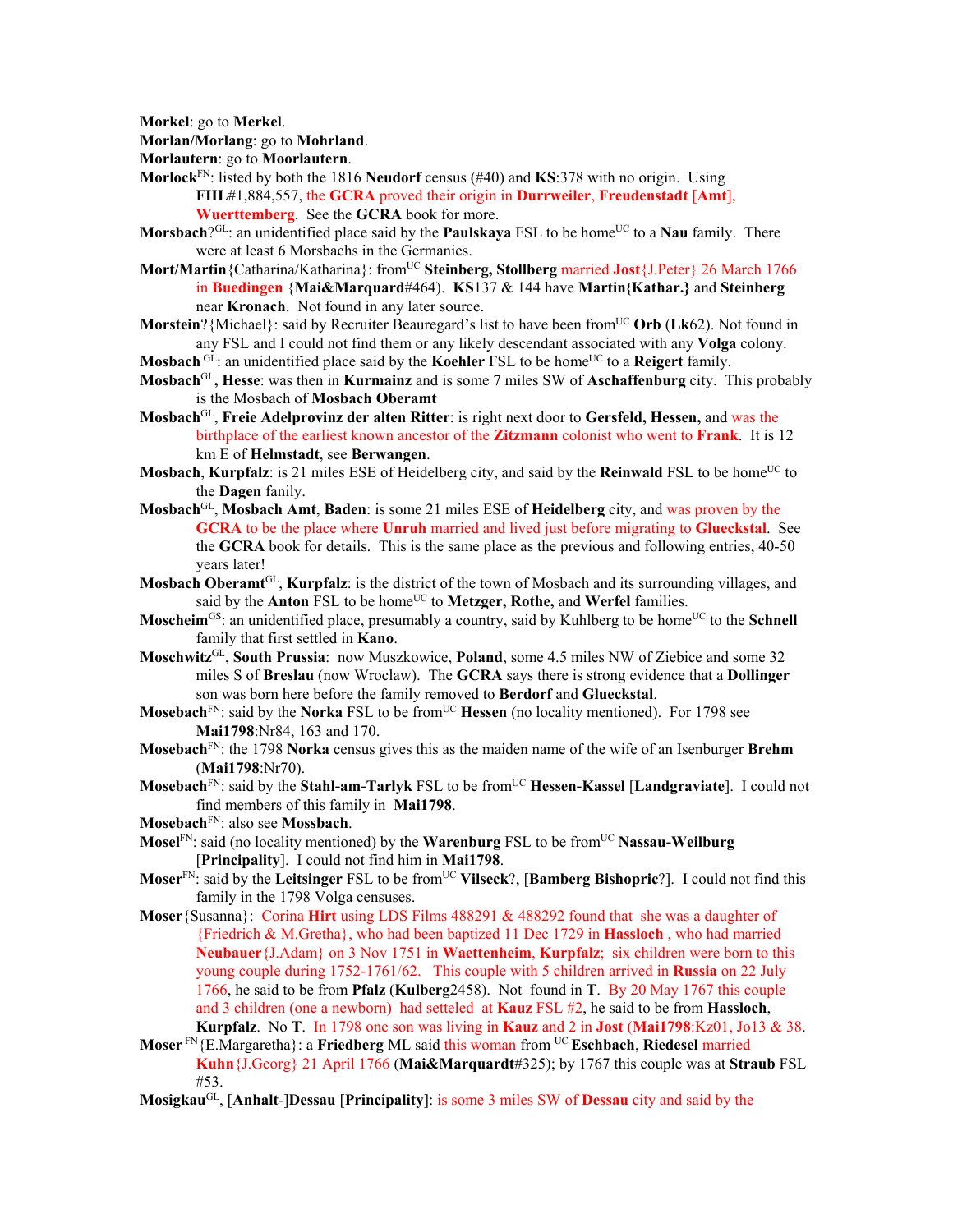**Morkel**: go to **Merkel**.

**Morlan/Morlang**: go to **Mohrland**.

**Morlautern**: go to **Moorlautern**.

**Morlock**[FN]: listed by both the 1816 **Neudorf** census (#40) and **KS**:378 with no origin. Using **FHL**#1,884,557, the **GCRA** proved their origin in **Durrweiler**, **Freudenstadt** [**Amt**], **Wuerttemberg**. See the **GCRA** book for more.

**Morsbach**?[GL]: an unidentified place said by the **Paulskaya** FSL to be home[UC] to a **Nau** family. There were at least 6 Morsbachs in the Germanies.

**Mort/Martin**{Catharina/Katharina}: from[UC] **Steinberg, Stollberg** married **Jost**{J.Peter} 26 March 1766 in **Buedingen** {**Mai&Marquard**#464). **KS**137 & 144 have **Martin{Kathar.}** and **Steinberg** near **Kronach**. Not found in any later source.

**Morstein**?{Michael}: said by Recruiter Beauregard's list to have been from[UC] **Orb** (**Lk**62). Not found in any FSL and I could not find them or any likely descendant associated with any **Volga** colony.

**Mosbach** [GL]: an unidentified place said by the **Koehler** FSL to be home[UC] to a **Reigert** family.

**Mosbach**[GL]**, Hesse**: was then in **Kurmainz** and is some 7 miles SW of **Aschaffenburg** city. This probably is the Mosbach of **Mosbach Oberamt**

**Mosbach**[GL], **Freie Adelprovinz der alten Ritter**: is right next door to **Gersfeld, Hessen,** and was the birthplace of the earliest known ancestor of the **Zitzmann** colonist who went to **Frank**. It is 12 km E of **Helmstadt**, see **Berwangen**.

**Mosbach**, **Kurpfalz**: is 21 miles ESE of Heidelberg city, and said by the **Reinwald** FSL to be home[UC] to the **Dagen** fanily.

**Mosbach**[GL], **Mosbach Amt**, **Baden**: is some 21 miles ESE of **Heidelberg** city, and was proven by the **GCRA** to be the place where **Unruh** married and lived just before migrating to **Glueckstal**. See the **GCRA** book for details. This is the same place as the previous and following entries, 40-50 years later!

**Mosbach Oberamt**[GL], **Kurpfalz**: is the district of the town of Mosbach and its surrounding villages, and said by the **Anton** FSL to be home[UC] to **Metzger, Rothe,** and **Werfel** families.

**Moscheim**[GS]: an unidentified place, presumably a country, said by Kuhlberg to be home[UC] to the **Schnell** family that first settled in **Kano**.

**Moschwitz**[GL], **South Prussia**: now Muszkowice, **Poland**, some 4.5 miles NW of Ziebice and some 32 miles S of **Breslau** (now Wroclaw). The **GCRA** says there is strong evidence that a **Dollinger** son was born here before the family removed to **Berdorf** and **Glueckstal**.

**Mosebach**[FN]: said by the **Norka** FSL to be from[UC] **Hessen** (no locality mentioned). For 1798 see **Mai1798**:Nr84, 163 and 170.

**Mosebach**[FN]: the 1798 **Norka** census gives this as the maiden name of the wife of an Isenburger **Brehm** (**Mai1798**:Nr70).

**Mosebach**[FN]: said by the **Stahl-am-Tarlyk** FSL to be from[UC] **Hessen-Kassel** [**Landgraviate**]. I could not find members of this family in **Mai1798**.

**Mosebach**[FN]: also see **Mossbach**.

**Mosel**[FN]: said (no locality mentioned) by the **Warenburg** FSL to be from[UC] **Nassau-Weilburg** [**Principality**]. I could not find him in **Mai1798**.

**Moser**[FN]: said by the **Leitsinger** FSL to be from[UC] **Vilseck**?, [**Bamberg Bishopric**?]. I could not find this family in the 1798 Volga censuses.

**Moser**{Susanna}: Corina **Hirt** using LDS Films 488291 & 488292 found that she was a daughter of {Friedrich & M.Gretha}, who had been baptized 11 Dec 1729 in **Hassloch** , who had married **Neubauer**{J.Adam} on 3 Nov 1751 in **Waettenheim**, **Kurpfalz**; six children were born to this young couple during 1752-1761/62. This couple with 5 children arrived in **Russia** on 22 July 1766, he said to be from **Pfalz** (**Kulberg**2458). Not found in **T**. By 20 May 1767 this couple and 3 children (one a newborn) had setteled at **Kauz** FSL #2, he said to be from **Hassloch**, **Kurpfalz**. No **T**. In 1798 one son was living in **Kauz** and 2 in **Jost** (**Mai1798**:Kz01, Jo13 & 38.

**Moser** [FN]{E.Margaretha}: a **Friedberg** ML said this woman from [UC] **Eschbach**, **Riedesel** married **Kuhn**{J.Georg} 21 April 1766 (**Mai&Marquardt**#325); by 1767 this couple was at **Straub** FSL #53.

**Mosigkau**[GL], [**Anhalt**-]**Dessau** [**Principality**]: is some 3 miles SW of **Dessau** city and said by the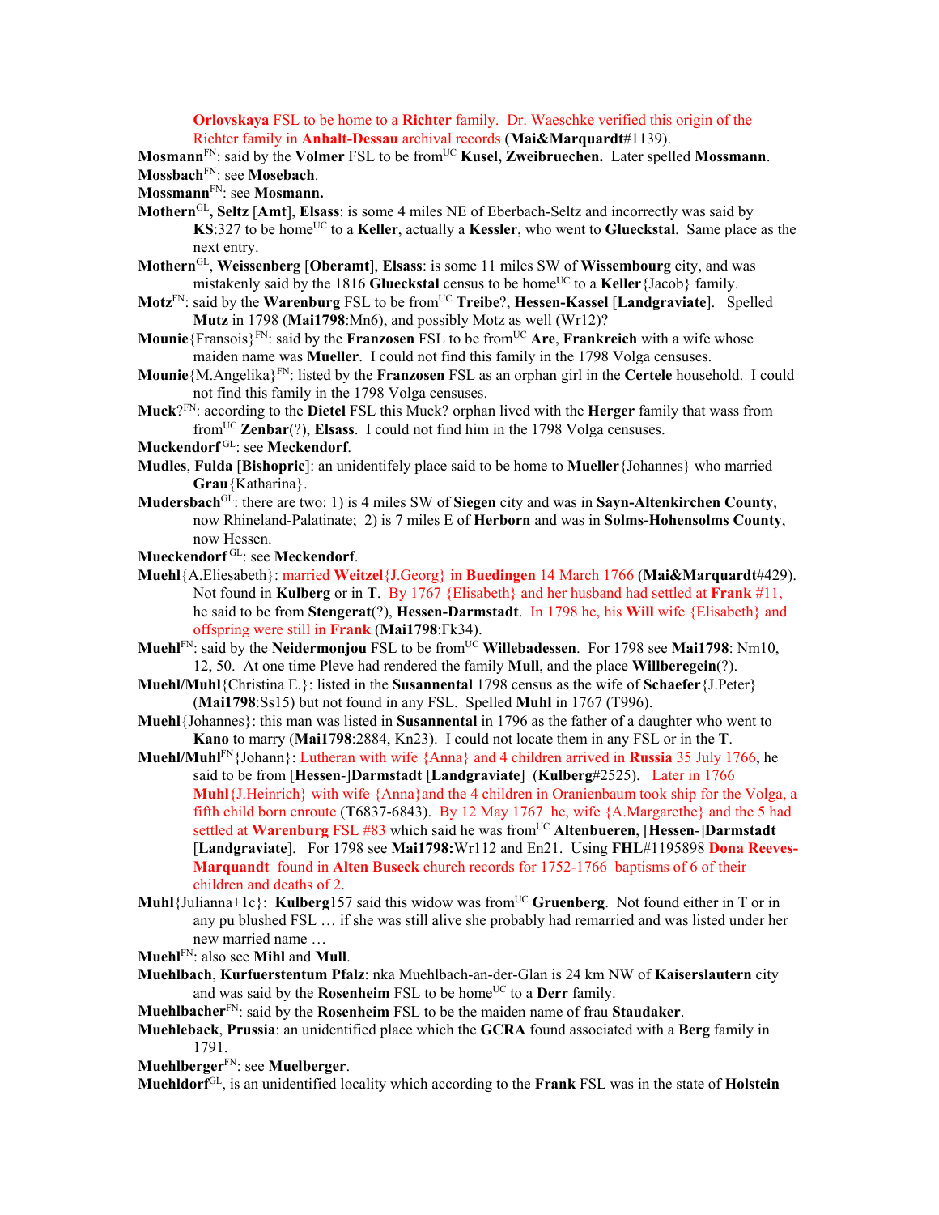Orlovskaya FSL to be home to a **Richter** family. Dr. Waeschke verified this origin of the Richter family in **Anhalt-Dessau** archival records (**Mai&Marquardt**#1139).

**Mosmann**[FN]: said by the **Volmer** FSL to be from[UC] **Kusel, Zweibruechen.** Later spelled **Mossmann**.

**Mossbach**[FN]: see **Mosebach**.

**Mossmann**[FN]: see **Mosmann.**

**Mothern**[GL], **Seltz** [**Amt**], **Elsass**: is some 4 miles NE of Eberbach-Seltz and incorrectly was said by **KS**:327 to be home[UC] to a **Keller**, actually a **Kessler**, who went to **Glueckstal**. Same place as the next entry.

**Mothern**[GL], **Weissenberg** [**Oberamt**], **Elsass**: is some 11 miles SW of **Wissembourg** city, and was mistakenly said by the 1816 **Glueckstal** census to be home[UC] to a **Keller**{Jacob} family.

**Motz**[FN]: said by the **Warenburg** FSL to be from[UC] **Treibe**?, **Hessen-Kassel** [**Landgraviate**]. Spelled **Mutz** in 1798 (**Mai1798**:Mn6), and possibly Motz as well (Wr12)?

**Mounie**{Fransois}[FN]: said by the **Franzosen** FSL to be from[UC] **Are**, **Frankreich** with a wife whose maiden name was **Mueller**. I could not find this family in the 1798 Volga censuses.

**Mounie**{M.Angelika}[FN]: listed by the **Franzosen** FSL as an orphan girl in the **Certele** household. I could not find this family in the 1798 Volga censuses.

**Muck**?[FN]: according to the **Dietel** FSL this Muck? orphan lived with the **Herger** family that wass from from[UC] **Zenbar**(?), **Elsass**. I could not find him in the 1798 Volga censuses.

**Muckendorf** [GL]: see **Meckendorf**.

**Mudles**, **Fulda** [**Bishopric**]: an unidentifely place said to be home to **Mueller**{Johannes} who married **Grau**{Katharina}.

**Mudersbach**[GL]: there are two: 1) is 4 miles SW of **Siegen** city and was in **Sayn-Altenkirchen County**, now Rhineland-Palatinate; 2) is 7 miles E of **Herborn** and was in **Solms-Hohensolms County**, now Hessen.

**Mueckendorf** [GL]: see **Meckendorf**.

**Muehl**{A.Eliesabeth}: married **Weitzel**{J.Georg} in **Buedingen** 14 March 1766 (**Mai&Marquardt**#429). Not found in **Kulberg** or in **T**. By 1767 {Elisabeth} and her husband had settled at **Frank** #11, he said to be from **Stengerat**(?), **Hessen-Darmstadt**. In 1798 he, his **Will** wife {Elisabeth} and offspring were still in **Frank** (**Mai1798**:Fk34).

**Muehl**[FN]: said by the **Neidermonjou** FSL to be from[UC] **Willebadessen**. For 1798 see **Mai1798**: Nm10, 12, 50. At one time Pleve had rendered the family **Mull**, and the place **Willberegein**(?).

**Muehl/Muhl**{Christina E.}: listed in the **Susannental** 1798 census as the wife of **Schaefer**{J.Peter} (**Mai1798**:Ss15) but not found in any FSL. Spelled **Muhl** in 1767 (T996).

**Muehl**{Johannes}: this man was listed in **Susannental** in 1796 as the father of a daughter who went to **Kano** to marry (**Mai1798**:2884, Kn23). I could not locate them in any FSL or in the **T**.

**Muehl/Muhl**[FN]{Johann}: Lutheran with wife {Anna} and 4 children arrived in **Russia** 35 July 1766, he said to be from [**Hessen**-]**Darmstadt** [**Landgraviate**] (**Kulberg**#2525). Later in 1766 **Muhl**{J.Heinrich} with wife {Anna}and the 4 children in Oranienbaum took ship for the Volga, a fifth child born enroute (**T**6837-6843). By 12 May 1767 he, wife {A.Margarethe} and the 5 had settled at **Warenburg** FSL #83 which said he was from[UC] **Altenbueren**, [**Hessen**-]**Darmstadt** [**Landgraviate**]. For 1798 see **Mai1798:**Wr112 and En21. Using **FHL**#1195898 **Dona Reeves-Marquandt** found in **Alten Buseck** church records for 1752-1766 baptisms of 6 of their children and deaths of 2.

**Muhl**{Julianna+1c}: **Kulberg**157 said this widow was from[UC] **Gruenberg**. Not found either in T or in any pu blushed FSL … if she was still alive she probably had remarried and was listed under her new married name …

**Muehl**[FN]: also see **Mihl** and **Mull**.

**Muehlbach**, **Kurfuerstentum Pfalz**: nka Muehlbach-an-der-Glan is 24 km NW of **Kaiserslautern** city and was said by the **Rosenheim** FSL to be home[UC] to a **Derr** family.

**Muehlbacher**[FN]: said by the **Rosenheim** FSL to be the maiden name of frau **Staudaker**.

**Muehleback**, **Prussia**: an unidentified place which the **GCRA** found associated with a **Berg** family in 1791.

**Muehlberger**[FN]: see **Muelberger**.

**Muehldorf**[GL], is an unidentified locality which according to the **Frank** FSL was in the state of **Holstein**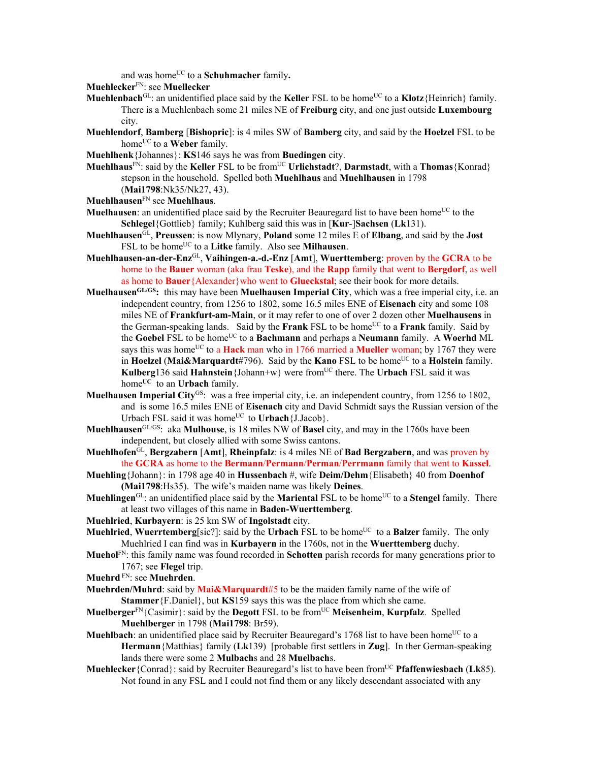and was home[UC] to a **Schuhmacher** family**.**

**Muehlecker**[FN]: see **Muellecker**

**Muehlenbach**[GL]: an unidentified place said by the **Keller** FSL to be home[UC] to a **Klotz**{Heinrich} family. There is a Muehlenbach some 21 miles NE of **Freiburg** city, and one just outside **Luxembourg** city.

**Muehlendorf**, **Bamberg** [**Bishopric**]: is 4 miles SW of **Bamberg** city, and said by the **Hoelzel** FSL to be home[UC] to a **Weber** family.

**Muehlhenk**{Johannes}: **KS**146 says he was from **Buedingen** city.

**Muehlhaus**[FN]: said by the **Keller** FSL to be from[UC] **Urlichstadt**?, **Darmstadt**, with a **Thomas**{Konrad} stepson in the household. Spelled both **Muehlhaus** and **Muehlhausen** in 1798 (**Mai1798**:Nk35/Nk27, 43).

**Muehlhausen**[FN] see **Muehlhaus**.

**Muelhausen**: an unidentified place said by the Recruiter Beauregard list to have been home[UC] to the **Schlegel**{Gottlieb} family; Kuhlberg said this was in [**Kur**-]**Sachsen** (**Lk**131).

**Muehlhausen**[GL], **Preussen**: is now Mlynary, **Poland** some 12 miles E of **Elbang**, and said by the **Jost** FSL to be home[UC] to a **Litke** family. Also see **Milhausen**.

**Muehlhausen-an-der-Enz**[GL], **Vaihingen-a.-d.-Enz** [**Amt**], **Wuerttemberg**: proven by the **GCRA** to be home to the **Bauer** woman (aka frau **Teske**), and the **Rapp** family that went to **Bergdorf**, as well as home to **Bauer**{Alexander}who went to **Glueckstal**; see their book for more details.

**Muelhausen**[GL/GS]**:** this may have been **Muelhausen Imperial City**, which was a free imperial city, i.e. an independent country, from 1256 to 1802, some 16.5 miles ENE of **Eisenach** city and some 108 miles NE of **Frankfurt-am-Main**, or it may refer to one of over 2 dozen other **Muelhausens** in the German-speaking lands. Said by the **Frank** FSL to be home[UC] to a **Frank** family. Said by the **Goebel** FSL to be home[UC] to a **Bachmann** and perhaps a **Neumann** family. A **Woerhd** ML says this was home[UC] to a **Hack** man who in 1766 married a **Mueller** woman; by 1767 they were in **Hoelzel** (**Mai&Marquardt**#796). Said by the **Kano** FSL to be home[UC] to a **Holstein** family. **Kulberg**136 said **Hahnstein**{Johann+w} were from[UC] there. The **Urbach** FSL said it was home[UC] to an **Urbach** family.

**Muelhausen Imperial City**[GS]: was a free imperial city, i.e. an independent country, from 1256 to 1802, and is some 16.5 miles ENE of **Eisenach** city and David Schmidt says the Russian version of the Urbach FSL said it was home[UC] to **Urbach**{J.Jacob}.

**Muehlhausen**[GL/GS]: aka **Mulhouse**, is 18 miles NW of **Basel** city, and may in the 1760s have been independent, but closely allied with some Swiss cantons.

**Muehlhofen**[GL], **Bergzabern** [**Amt**], **Rheinpfalz**: is 4 miles NE of **Bad Bergzabern**, and was proven by the **GCRA** as home to the **Bermann**/**Permann**/**Perman**/**Perrmann** family that went to **Kassel**.

**Muehling**{Johann}: in 1798 age 40 in **Hussenbach** #, wife **Deim/Dehm**{Elisabeth} 40 from **Doenhof** **(Mai1798**:Hs35). The wife's maiden name was likely **Deines**.

**Muehlingen**[GL]: an unidentified place said by the **Mariental** FSL to be home[UC] to a **Stengel** family. There at least two villages of this name in **Baden-Wuerttemberg**.

**Muehlried**, **Kurbayern**: is 25 km SW of **Ingolstadt** city.

**Muehlried**, **Wuerrtemberg**[sic?]: said by the **Urbach** FSL to be home[UC] to a **Balzer** family. The only Muehlried I can find was in **Kurbayern** in the 1760s, not in the **Wuerttemberg** duchy.

**Muehol**[FN]: this family name was found recorded in **Schotten** parish records for many generations prior to 1767; see **Flegel** trip.

**Muehrd** [FN]: see **Muehrden**.

**Muehrden/Muhrd**: said by **Mai&Marquardt**#5 to be the maiden family name of the wife of **Stammer**{F.Daniel}, but **KS**159 says this was the place from which she came.

**Muelberger**[FN]{Casimir}: said by the **Degott** FSL to be from[UC] **Meisenheim**, **Kurpfalz**. Spelled **Muehlberger** in 1798 (**Mai1798**: Br59).

**Muehlbach**: an unidentified place said by Recruiter Beauregard's 1768 list to have been home[UC] to a **Hermann**{Matthias} family (**Lk**139) [probable first settlers in **Zug**]. In ther German-speaking lands there were some 2 **Mulbach**s and 28 **Muelbach**s.

**Muehlecker**{Conrad}: said by Recruiter Beauregard's list to have been from[UC] **Pfaffenwiesbach** (**Lk**85). Not found in any FSL and I could not find them or any likely descendant associated with any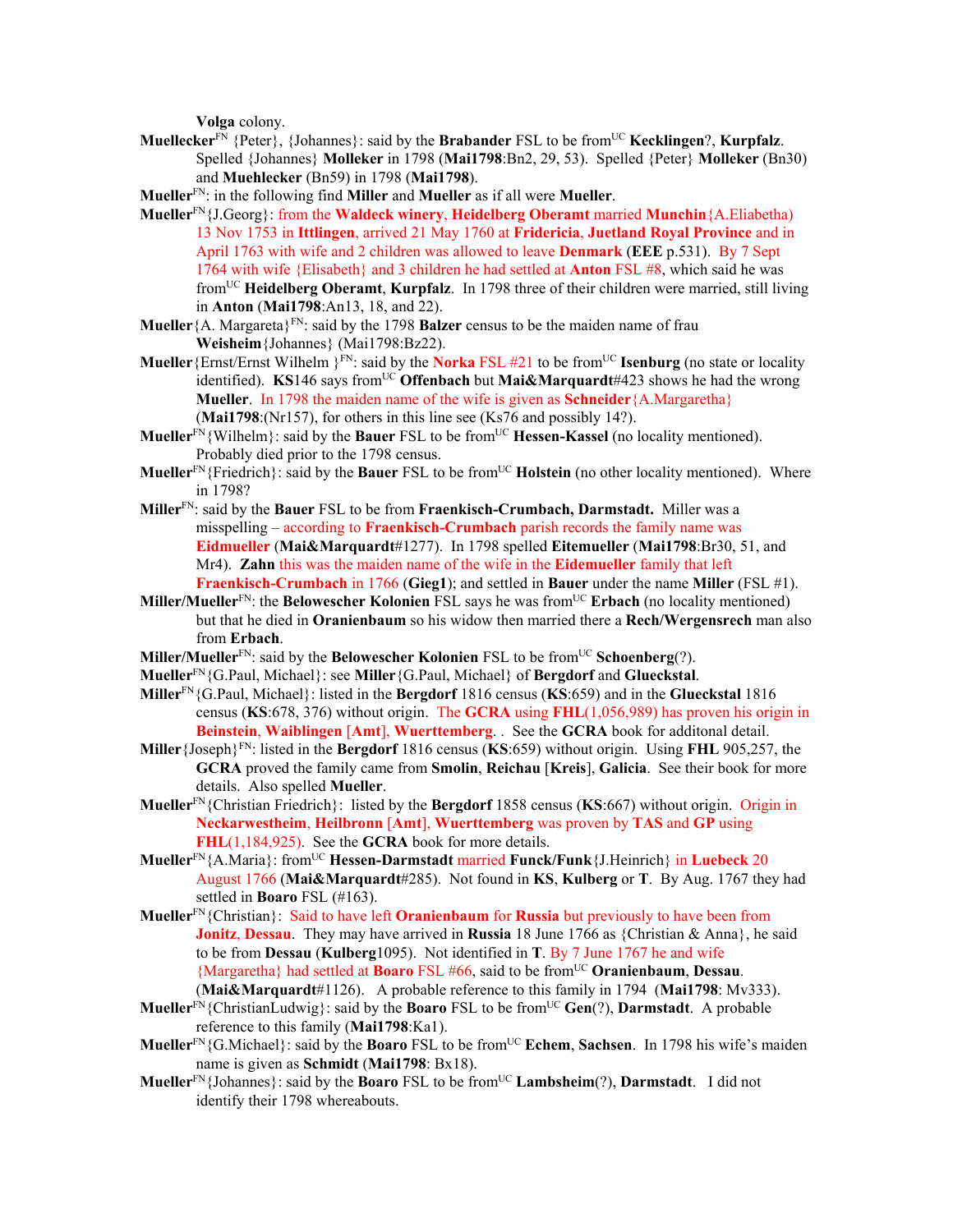**Volga** colony.

**Muellecker**[FN] {Peter}, {Johannes}: said by the **Brabander** FSL to be from[UC] **Kecklingen**?, **Kurpfalz**. Spelled {Johannes} **Molleker** in 1798 (**Mai1798**:Bn2, 29, 53). Spelled {Peter} **Molleker** (Bn30) and **Muehlecker** (Bn59) in 1798 (**Mai1798**).

**Mueller**[FN]: in the following find **Miller** and **Mueller** as if all were **Mueller**.

**Mueller**[FN]{J.Georg}: from the **Waldeck winery**, **Heidelberg Oberamt** married **Munchin**{A.Eliabetha) 13 Nov 1753 in **Ittlingen**, arrived 21 May 1760 at **Fridericia**, **Juetland Royal Province** and in April 1763 with wife and 2 children was allowed to leave **Denmark** (**EEE** p.531). By 7 Sept 1764 with wife {Elisabeth} and 3 children he had settled at **Anton** FSL #8, which said he was from[UC] **Heidelberg Oberamt**, **Kurpfalz**. In 1798 three of their children were married, still living in **Anton** (**Mai1798**:An13, 18, and 22).

**Mueller**{A. Margareta}[FN]: said by the 1798 **Balzer** census to be the maiden name of frau **Weisheim**{Johannes} (Mai1798:Bz22).

**Mueller**{Ernst/Ernst Wilhelm }[FN]: said by the **Norka** FSL #21 to be from[UC] **Isenburg** (no state or locality identified). **KS**146 says from[UC] **Offenbach** but **Mai&Marquardt**#423 shows he had the wrong **Mueller**. In 1798 the maiden name of the wife is given as **Schneider**{A.Margaretha} (**Mai1798**:(Nr157), for others in this line see (Ks76 and possibly 14?).

**Mueller**[FN]{Wilhelm}: said by the **Bauer** FSL to be from[UC] **Hessen-Kassel** (no locality mentioned). Probably died prior to the 1798 census.

**Mueller**[FN]{Friedrich}: said by the **Bauer** FSL to be from[UC] **Holstein** (no other locality mentioned). Where in 1798?

**Miller**[FN]: said by the **Bauer** FSL to be from **Fraenkisch-Crumbach, Darmstadt.** Miller was a misspelling – according to **Fraenkisch-Crumbach** parish records the family name was **Eidmueller** (**Mai&Marquardt**#1277). In 1798 spelled **Eitemueller** (**Mai1798**:Br30, 51, and Mr4). **Zahn** this was the maiden name of the wife in the **Eidemueller** family that left **Fraenkisch-Crumbach** in 1766 (**Gieg1**); and settled in **Bauer** under the name **Miller** (FSL #1).

**Miller/Mueller**[FN]: the **Belowescher Kolonien** FSL says he was from[UC] **Erbach** (no locality mentioned) but that he died in **Oranienbaum** so his widow then married there a **Rech/Wergensrech** man also from **Erbach**.

**Miller/Mueller**[FN]: said by the **Belowescher Kolonien** FSL to be from[UC] **Schoenberg**(?).

**Mueller**[FN]{G.Paul, Michael}: see **Miller**{G.Paul, Michael} of **Bergdorf** and **Glueckstal**.

**Miller**[FN]{G.Paul, Michael}: listed in the **Bergdorf** 1816 census (**KS**:659) and in the **Glueckstal** 1816 census (**KS**:678, 376) without origin. The **GCRA** using **FHL**(1,056,989) has proven his origin in **Beinstein**, **Waiblingen** [**Amt**], **Wuerttemberg**. . See the **GCRA** book for additonal detail.

**Miller**{Joseph}[FN]: listed in the **Bergdorf** 1816 census (**KS**:659) without origin. Using **FHL** 905,257, the **GCRA** proved the family came from **Smolin**, **Reichau** [**Kreis**], **Galicia**. See their book for more details. Also spelled **Mueller**.

**Mueller**[FN]{Christian Friedrich}: listed by the **Bergdorf** 1858 census (**KS**:667) without origin. Origin in **Neckarwestheim**, **Heilbronn** [**Amt**], **Wuerttemberg** was proven by **TAS** and **GP** using **FHL**(1,184,925). See the **GCRA** book for more details.

**Mueller**[FN]{A.Maria}: from[UC] **Hessen-Darmstadt** married **Funck/Funk**{J.Heinrich} in **Luebeck** 20 August 1766 (**Mai&Marquardt**#285). Not found in **KS**, **Kulberg** or **T**. By Aug. 1767 they had settled in **Boaro** FSL (#163).

**Mueller**[FN]{Christian}: Said to have left **Oranienbaum** for **Russia** but previously to have been from **Jonitz**, **Dessau**. They may have arrived in **Russia** 18 June 1766 as {Christian & Anna}, he said to be from **Dessau** (**Kulberg**1095). Not identified in **T**. By 7 June 1767 he and wife {Margaretha} had settled at **Boaro** FSL #66, said to be from[UC] **Oranienbaum**, **Dessau**. (**Mai&Marquardt**#1126). A probable reference to this family in 1794 (**Mai1798**: Mv333).

**Mueller**[FN]{ChristianLudwig}: said by the **Boaro** FSL to be from[UC] **Gen**(?), **Darmstadt**. A probable reference to this family (**Mai1798**:Ka1).

**Mueller**[FN]{G.Michael}: said by the **Boaro** FSL to be from[UC] **Echem**, **Sachsen**. In 1798 his wife's maiden name is given as **Schmidt** (**Mai1798**: Bx18).

**Mueller**[FN]{Johannes}: said by the **Boaro** FSL to be from[UC] **Lambsheim**(?), **Darmstadt**. I did not identify their 1798 whereabouts.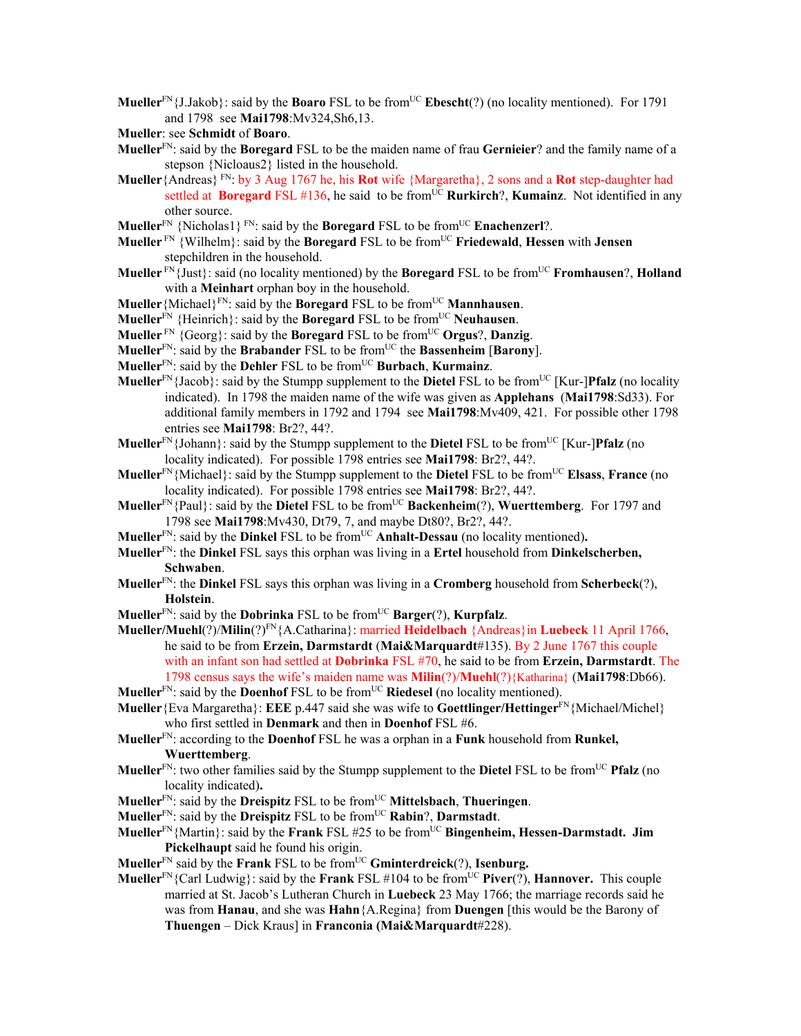**Mueller**[FN]{J.Jakob}: said by the **Boaro** FSL to be from[UC] **Ebescht**(?) (no locality mentioned). For 1791 and 1798 see **Mai1798**:Mv324,Sh6,13.

**Mueller**: see **Schmidt** of **Boaro**.

**Mueller**[FN]: said by the **Boregard** FSL to be the maiden name of frau **Gernieier**? and the family name of a stepson {Nicloaus2} listed in the household.

**Mueller**{Andreas} [FN]: by 3 Aug 1767 he, his **Rot** wife {Margaretha}, 2 sons and a **Rot** step-daughter had settled at **Boregard** FSL #136, he said to be from[UC] **Rurkirch**?, **Kumainz**. Not identified in any other source.

**Mueller**[FN] {Nicholas1} [FN]: said by the **Boregard** FSL to be from[UC] **Enachenzerl**?.

**Mueller** [FN] {Wilhelm}: said by the **Boregard** FSL to be from[UC] **Friedewald**, **Hessen** with **Jensen** stepchildren in the household.

**Mueller** [FN]{Just}: said (no locality mentioned) by the **Boregard** FSL to be from[UC] **Fromhausen**?, **Holland** with a **Meinhart** orphan boy in the household.

**Mueller**{Michael}[FN]: said by the **Boregard** FSL to be from[UC] **Mannhausen**.

**Mueller**[FN] {Heinrich}: said by the **Boregard** FSL to be from[UC] **Neuhausen**.

**Mueller** [FN] {Georg}: said by the **Boregard** FSL to be from[UC] **Orgus**?, **Danzig**.

**Mueller**[FN]: said by the **Brabander** FSL to be from[UC] the **Bassenheim** [**Barony**].

**Mueller**[FN]: said by the **Dehler** FSL to be from[UC] **Burbach**, **Kurmainz**.

**Mueller**[FN]{Jacob}: said by the Stumpp supplement to the **Dietel** FSL to be from[UC] [Kur-]**Pfalz** (no locality indicated). In 1798 the maiden name of the wife was given as **Applehans** (**Mai1798**:Sd33). For additional family members in 1792 and 1794 see **Mai1798**:Mv409, 421. For possible other 1798 entries see **Mai1798**: Br2?, 44?.

**Mueller**[FN]{Johann}: said by the Stumpp supplement to the **Dietel** FSL to be from[UC] [Kur-]**Pfalz** (no locality indicated). For possible 1798 entries see **Mai1798**: Br2?, 44?.

**Mueller**[FN]{Michael}: said by the Stumpp supplement to the **Dietel** FSL to be from[UC] **Elsass**, **France** (no locality indicated). For possible 1798 entries see **Mai1798**: Br2?, 44?.

**Mueller**[FN]{Paul}: said by the **Dietel** FSL to be from[UC] **Backenheim**(?), **Wuerttemberg**. For 1797 and 1798 see **Mai1798**:Mv430, Dt79, 7, and maybe Dt80?, Br2?, 44?.

**Mueller**[FN]: said by the **Dinkel** FSL to be from[UC] **Anhalt-Dessau** (no locality mentioned)**.**

**Mueller**[FN]: the **Dinkel** FSL says this orphan was living in a **Ertel** household from **Dinkelscherben, Schwaben**.

**Mueller**[FN]: the **Dinkel** FSL says this orphan was living in a **Cromberg** household from **Scherbeck**(?), **Holstein**.

**Mueller**[FN]: said by the **Dobrinka** FSL to be from[UC] **Barger**(?), **Kurpfalz**.

**Mueller/Muehl**(?)/**Milin**(?)[FN]{A.Catharina}: married **Heidelbach** {Andreas}in **Luebeck** 11 April 1766, he said to be from **Erzein, Darmstardt** (**Mai&Marquardt**#135). By 2 June 1767 this couple with an infant son had settled at **Dobrinka** FSL #70, he said to be from **Erzein, Darmstardt**. The 1798 census says the wife's maiden name was **Milin**(?)/**Muehl**(?){Katharina} (**Mai1798**:Db66).

**Mueller**[FN]: said by the **Doenhof** FSL to be from[UC] **Riedesel** (no locality mentioned).

**Mueller**{Eva Margaretha}: **EEE** p.447 said she was wife to **Goettlinger/Hettinger**[FN]{Michael/Michel} who first settled in **Denmark** and then in **Doenhof** FSL #6.

**Mueller**[FN]: according to the **Doenhof** FSL he was a orphan in a **Funk** household from **Runkel, Wuerttemberg**.

**Mueller**[FN]: two other families said by the Stumpp supplement to the **Dietel** FSL to be from[UC] **Pfalz** (no locality indicated)**.**

**Mueller**[FN]: said by the **Dreispitz** FSL to be from[UC] **Mittelsbach**, **Thueringen**.

**Mueller**[FN]: said by the **Dreispitz** FSL to be from[UC] **Rabin**?, **Darmstadt**.

**Mueller**[FN]{Martin}: said by the **Frank** FSL #25 to be from[UC] **Bingenheim, Hessen-Darmstadt. Jim Pickelhaupt** said he found his origin.

**Mueller**[FN] said by the **Frank** FSL to be from[UC] **Gminterdreick**(?), **Isenburg.**

**Mueller**[FN]{Carl Ludwig}: said by the **Frank** FSL #104 to be from[UC] **Piver**(?), **Hannover.** This couple married at St. Jacob's Lutheran Church in **Luebeck** 23 May 1766; the marriage records said he was from **Hanau**, and she was **Hahn**{A.Regina} from **Duengen** [this would be the Barony of **Thuengen** – Dick Kraus] in **Franconia (Mai&Marquardt**#228).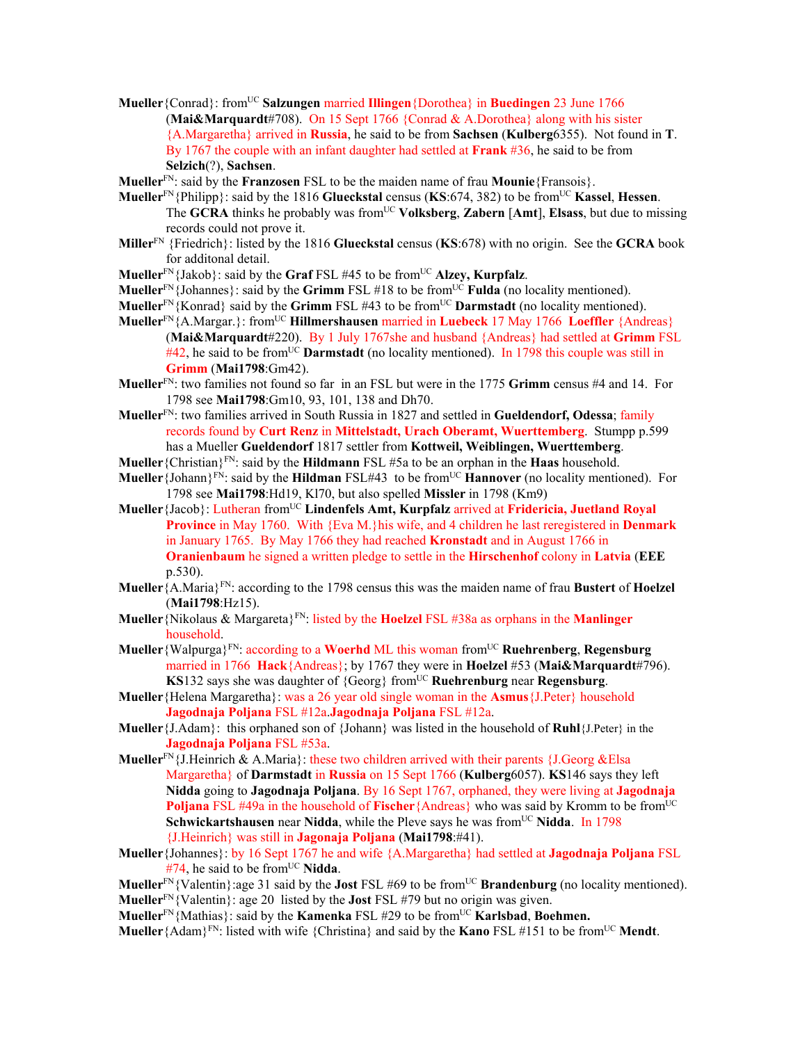**Mueller**{Conrad}: from[UC] **Salzungen** married **Illingen**{Dorothea} in **Buedingen** 23 June 1766 (**Mai&Marquardt**#708). On 15 Sept 1766 {Conrad & A.Dorothea} along with his sister {A.Margaretha} arrived in **Russia**, he said to be from **Sachsen** (**Kulberg**6355). Not found in **T**. By 1767 the couple with an infant daughter had settled at **Frank** #36, he said to be from **Selzich**(?), **Sachsen**.

**Mueller**[FN]: said by the **Franzosen** FSL to be the maiden name of frau **Mounie**{Fransois}.

**Mueller**[FN]{Philipp}: said by the 1816 **Glueckstal** census (**KS**:674, 382) to be from[UC] **Kassel**, **Hessen**. The **GCRA** thinks he probably was from[UC] **Volksberg**, **Zabern** [**Amt**], **Elsass**, but due to missing records could not prove it.

**Miller**[FN] {Friedrich}: listed by the 1816 **Glueckstal** census (**KS**:678) with no origin. See the **GCRA** book for additonal detail.

**Mueller**[FN]{Jakob}: said by the **Graf** FSL #45 to be from[UC] **Alzey, Kurpfalz**.

**Mueller**[FN]{Johannes}: said by the **Grimm** FSL #18 to be from[UC] **Fulda** (no locality mentioned).

**Mueller**[FN]{Konrad} said by the **Grimm** FSL #43 to be from[UC] **Darmstadt** (no locality mentioned).

**Mueller**[FN]{A.Margar.}: from[UC] **Hillmershausen** married in **Luebeck** 17 May 1766 **Loeffler** {Andreas} (**Mai&Marquardt**#220). By 1 July 1767she and husband {Andreas} had settled at **Grimm** FSL #42, he said to be from[UC] **Darmstadt** (no locality mentioned). In 1798 this couple was still in **Grimm** (**Mai1798**:Gm42).

**Mueller**[FN]: two families not found so far in an FSL but were in the 1775 **Grimm** census #4 and 14. For 1798 see **Mai1798**:Gm10, 93, 101, 138 and Dh70.

**Mueller**[FN]: two families arrived in South Russia in 1827 and settled in **Gueldendorf, Odessa**; family records found by **Curt Renz** in **Mittelstadt, Urach Oberamt, Wuerttemberg**. Stumpp p.599 has a Mueller **Gueldendorf** 1817 settler from **Kottweil, Weiblingen, Wuerttemberg**.

**Mueller**{Christian}[FN]: said by the **Hildmann** FSL #5a to be an orphan in the **Haas** household.

**Mueller**{Johann}[FN]: said by the **Hildman** FSL#43 to be from[UC] **Hannover** (no locality mentioned). For 1798 see **Mai1798**:Hd19, Kl70, but also spelled **Missler** in 1798 (Km9)

**Mueller**{Jacob}: Lutheran from[UC] **Lindenfels Amt, Kurpfalz** arrived at **Fridericia, Juetland Royal Province** in May 1760. With {Eva M.}his wife, and 4 children he last reregistered in **Denmark** in January 1765. By May 1766 they had reached **Kronstadt** and in August 1766 in **Oranienbaum** he signed a written pledge to settle in the **Hirschenhof** colony in **Latvia** (**EEE** p.530).

**Mueller**{A.Maria}[FN]: according to the 1798 census this was the maiden name of frau **Bustert** of **Hoelzel** (**Mai1798**:Hz15).

**Mueller**{Nikolaus & Margareta}[FN]: listed by the **Hoelzel** FSL #38a as orphans in the **Manlinger** household.

**Mueller**{Walpurga}[FN]: according to a **Woerhd** ML this woman from[UC] **Ruehrenberg**, **Regensburg** married in 1766 **Hack**{Andreas}; by 1767 they were in **Hoelzel** #53 (**Mai&Marquardt**#796). **KS**132 says she was daughter of {Georg} from[UC] **Ruehrenburg** near **Regensburg**.

**Mueller**{Helena Margaretha}: was a 26 year old single woman in the **Asmus**{J.Peter} household **Jagodnaja Poljana** FSL #12a.**Jagodnaja Poljana** FSL #12a.

**Mueller**{J.Adam}: this orphaned son of {Johann} was listed in the household of **Ruhl**{J.Peter} in the **Jagodnaja Poljana** FSL #53a.

**Mueller**[FN]{J.Heinrich & A.Maria}: these two children arrived with their parents {J.Georg &Elsa Margaretha} of **Darmstadt** in **Russia** on 15 Sept 1766 (**Kulberg**6057). **KS**146 says they left **Nidda** going to **Jagodnaja Poljana**. By 16 Sept 1767, orphaned, they were living at **Jagodnaja Poljana** FSL #49a in the household of **Fischer**{Andreas} who was said by Kromm to be from[UC] **Schwickartshausen** near **Nidda**, while the Pleve says he was from[UC] **Nidda**. In 1798 {J.Heinrich} was still in **Jagonaja Poljana** (**Mai1798**:#41).

**Mueller**{Johannes}: by 16 Sept 1767 he and wife {A.Margaretha} had settled at **Jagodnaja Poljana** FSL #74, he said to be from[UC] **Nidda**.

**Mueller**[FN]{Valentin}:age 31 said by the **Jost** FSL #69 to be from[UC] **Brandenburg** (no locality mentioned).

**Mueller**[FN]{Valentin}: age 20 listed by the **Jost** FSL #79 but no origin was given.

**Mueller**[FN]{Mathias}: said by the **Kamenka** FSL #29 to be from[UC] **Karlsbad**, **Boehmen.**

**Mueller**{Adam}[FN]: listed with wife {Christina} and said by the **Kano** FSL #151 to be from[UC] **Mendt**.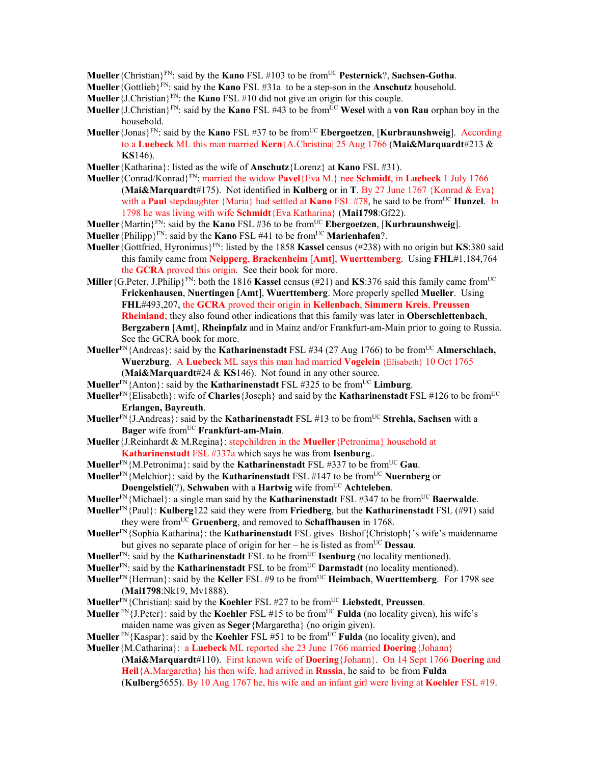**Mueller**{Christian}[FN]: said by the **Kano** FSL #103 to be from[UC] **Pesternick**?, **Sachsen-Gotha**.

**Mueller**{Gottlieb}[FN]: said by the **Kano** FSL #31a to be a step-son in the **Anschutz** household.

**Mueller**{J.Christian}[FN]: the **Kano** FSL #10 did not give an origin for this couple.

**Mueller**{J.Christian}[FN]: said by the **Kano** FSL #43 to be from[UC] **Wesel** with a **von Rau** orphan boy in the household.

**Mueller**{Jonas}[FN]: said by the **Kano** FSL #37 to be from[UC] **Ebergoetzen**, [**Kurbraunshweig**]. According to a **Luebeck** ML this man married **Kern**{A.Christina| 25 Aug 1766 (**Mai&Marquardt**#213 & **KS**146).

**Mueller**{Katharina}: listed as the wife of **Anschutz**{Lorenz} at **Kano** FSL #31).

**Mueller**{Conrad/Konrad}[FN]: married the widow **Pavel**{Eva M.} nee **Schmidt**, in **Luebeck** 1 July 1766 (**Mai&Marquardt**#175). Not identified in **Kulberg** or in **T**. By 27 June 1767 {Konrad & Eva} with a **Paul** stepdaughter {Maria} had settled at **Kano** FSL #78, he said to be from[UC] **Hunzel**. In 1798 he was living with wife **Schmidt**{Eva Katharina} (**Mai1798**:Gf22).

**Mueller**{Martin}[FN]: said by the **Kano** FSL #36 to be from[UC] **Ebergoetzen**, [**Kurbraunshweig**].

**Mueller**{Philipp}[FN]: said by the **Kano** FSL #41 to be from[UC] **Marienhafen**?.

**Mueller**{Gottfried, Hyronimus}[FN]: listed by the 1858 **Kassel** census (#238) with no origin but **KS**:380 said this family came from **Neipperg**, **Brackenheim** [**Amt**], **Wuerttemberg**. Using **FHL**#1,184,764 the **GCRA** proved this origin. See their book for more.

**Miller**{G.Peter, J.Philip}[FN]: both the 1816 **Kassel** census (#21) and **KS**:376 said this family came from[UC] **Frickenhausen**, **Nuertingen** [**Amt**], **Wuerttemberg**. More properly spelled **Mueller**. Using **FHL**#493,207, the **GCRA** proved their origin in **Kellenbach**, **Simmern Kreis**, **Preussen Rheinland**; they also found other indications that this family was later in **Oberschlettenbach**, **Bergzabern** [**Amt**], **Rheinpfalz** and in Mainz and/or Frankfurt-am-Main prior to going to Russia. See the GCRA book for more.

**Mueller**[FN]{Andreas}: said by the **Katharinenstadt** FSL #34 (27 Aug 1766) to be from[UC] **Almerschlach, Wuerzburg**. A **Luebeck** ML says this man had married **Vogelein** {Elisabeth} 10 Oct 1765 (**Mai&Marquardt**#24 & **KS**146). Not found in any other source.

**Mueller**[FN]{Anton}: said by the **Katharinenstadt** FSL #325 to be from[UC] **Limburg**.

**Mueller**[FN]{Elisabeth}: wife of **Charles**{Joseph} and said by the **Katharinenstadt** FSL #126 to be from[UC] **Erlangen, Bayreuth**.

**Mueller**[FN]{J.Andreas}: said by the **Katharinenstadt** FSL #13 to be from[UC] **Strehla, Sachsen** with a **Bager** wife from[UC] **Frankfurt-am-Main**.

**Mueller**{J.Reinhardt & M.Regina}: stepchildren in the **Mueller**{Petronima} household at **Katharinenstadt** FSL #337a which says he was from **Isenburg**..

**Mueller**[FN]{M.Petronima}: said by the **Katharinenstadt** FSL #337 to be from[UC] **Gau**.

**Mueller**[FN]{Melchior}: said by the **Katharinenstadt** FSL #147 to be from[UC] **Nuernberg** or **Doengelstiel**(?), **Schwaben** with a **Hartwig** wife from[UC] **Achteleben**.

**Mueller**[FN]{Michael}: a single man said by the **Katharinenstadt** FSL #347 to be from[UC] **Baerwalde**.

**Mueller**[FN]{Paul}: **Kulberg**122 said they were from **Friedberg**, but the **Katharinenstadt** FSL (#91) said they were from[UC] **Gruenberg**, and removed to **Schaffhausen** in 1768.

**Mueller**[FN]{Sophia Katharina}: the **Katharinenstadt** FSL gives Bishof{Christoph}'s wife's maidenname but gives no separate place of origin for her – he is listed as from[UC] **Dessau**.

**Mueller**[FN]: said by the **Katharinenstadt** FSL to be from[UC] **Isenburg** (no locality mentioned).

**Mueller**[FN]: said by the **Katharinenstadt** FSL to be from[UC] **Darmstadt** (no locality mentioned).

**Mueller**[FN]{Herman}: said by the **Keller** FSL #9 to be from[UC] **Heimbach**, **Wuerttemberg**. For 1798 see (**Mai1798**:Nk19, Mv1888).

**Mueller**[FN]{Christian|: said by the **Koehler** FSL #27 to be from[UC] **Liebstedt**, **Preussen**.

**Mueller** [FN]{J.Peter}: said by the **Koehler** FSL #15 to be from[UC] **Fulda** (no locality given), his wife's maiden name was given as **Seger**{Margaretha} (no origin given).

**Mueller** [FN]{Kaspar}: said by the **Koehler** FSL #51 to be from[UC] **Fulda** (no locality given), and

**Mueller**{M.Catharina}: a **Luebeck** ML reported she 23 June 1766 married **Doering**{Johann} (**Mai&Marquardt**#110). First known wife of **Doering**{Johann}. On 14 Sept 1766 **Doering** and **Heil**{A.Margaretha} his then wife, had arrived in **Russia**, he said to be from **Fulda** (**Kulberg**5655). By 10 Aug 1767 he, his wife and an infant girl were living at **Koehler** FSL #19.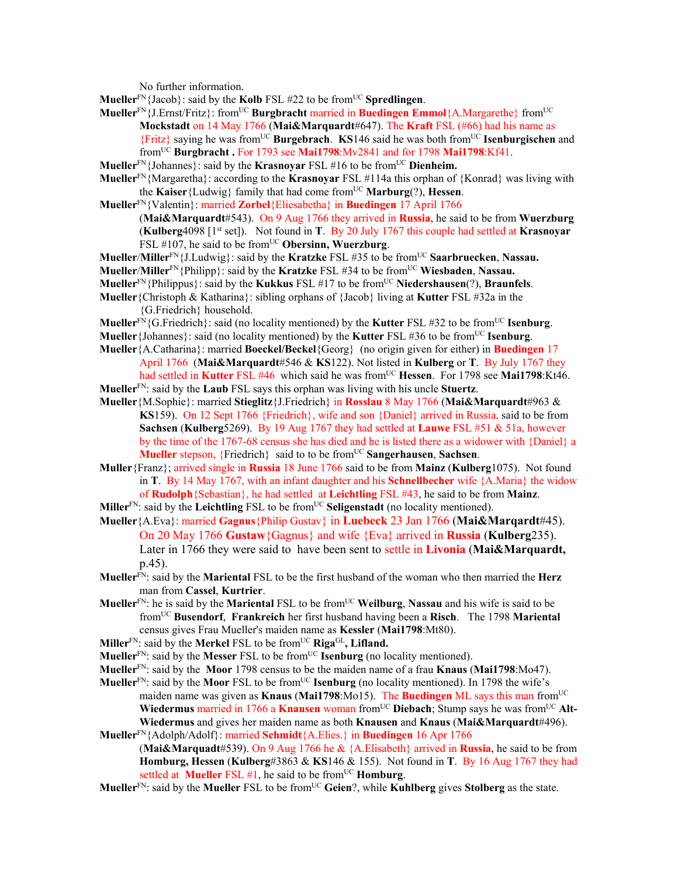No further information.

**Mueller**[FN]{Jacob}: said by the **Kolb** FSL #22 to be from[UC] **Spredlingen**.

**Mueller**[FN]{J.Ernst/Fritz}: from[UC] **Burgbracht** married in **Buedingen Emmol**{A.Margarethe} from[UC] **Mockstadt** on 14 May 1766 (**Mai&Marquardt**#647). The **Kraft** FSL (#66) had his name as {Fritz} saying he was from[UC] **Burgebrach**. **KS**146 said he was both from[UC] **Isenburgischen** and from[UC] **Burgbracht .** For 1793 see **Mai1798**:Mv2841 and for 1798 **Mai1798**:Kf41.

**Mueller**[FN]{Johannes}: said by the **Krasnoyar** FSL #16 to be from[UC] **Dienheim.**

**Mueller**[FN]{Margaretha}: according to the **Krasnoyar** FSL #114a this orphan of {Konrad} was living with the **Kaiser**{Ludwig} family that had come from[UC] **Marburg**(?), **Hessen**.

**Mueller**[FN]{Valentin}: married **Zorbel**{Eliesabetha} in **Buedingen** 17 April 1766 (**Mai&Marquardt**#543). On 9 Aug 1766 they arrived in **Russia**, he said to be from **Wuerzburg** (**Kulberg**4098 [1st set]). Not found in **T**. By 20 July 1767 this couple had settled at **Krasnoyar** FSL #107, he said to be from[UC] **Obersinn, Wuerzburg**.

**Mueller**/**Miller**[FN]{J.Ludwig}: said by the **Kratzke** FSL #35 to be from[UC] **Saarbruecken**, **Nassau.**

**Mueller**/**Miller**[FN]{Philipp}: said by the **Kratzke** FSL #34 to be from[UC] **Wiesbaden**, **Nassau.**

**Mueller**[FN]{Philippus}: said by the **Kukkus** FSL #17 to be from[UC] **Niedershausen**(?), **Braunfels**.

**Mueller**{Christoph & Katharina}: sibling orphans of {Jacob} living at **Kutter** FSL #32a in the {G.Friedrich} household.

**Mueller**[FN]{G.Friedrich}: said (no locality mentioned) by the **Kutter** FSL #32 to be from[UC] **Isenburg**.

**Mueller**{Johannes}: said (no locality mentioned) by the **Kutter** FSL #36 to be from[UC] **Isenburg**.

**Mueller**{A.Catharina}: married **Boeckel**/**Beckel**{Georg} (no origin given for either) in **Buedingen** 17 April 1766 (**Mai&Marquardt**#546 & **KS**122). Not listed in **Kulberg** or **T**. By July 1767 they had settled in **Kutter** FSL #46 which said he was from[UC] **Hessen**. For 1798 see **Mai1798**:Kt46.

**Mueller**[FN]: said by the **Laub** FSL says this orphan was living with his uncle **Stuertz**.

**Mueller**{M.Sophie}: married **Stieglitz**{J.Friedrich} in **Rosslau** 8 May 1766 (**Mai&Marquardt**#963 & **KS**159). On 12 Sept 1766 {Friedrich}, wife and son {Daniel} arrived in Russia, said to be from **Sachsen** (**Kulberg**5269). By 19 Aug 1767 they had settled at **Lauwe** FSL #51 & 51a, however by the time of the 1767-68 census she has died and he is listed there as a widower with {Daniel} a **Mueller** stepson, {Friedrich} said to to be from[UC] **Sangerhausen**, **Sachsen**.

**Muller**{Franz}; arrived single in **Russia** 18 June 1766 said to be from **Mainz** (**Kulberg**1075). Not found in **T**. By 14 May 1767, with an infant daughter and his **Schnellbecher** wife {A.Maria} the widow of **Rudolph**{Sebastian}, he had settled at **Leichtling** FSL #43, he said to be from **Mainz**.

**Miller**[FN]: said by the **Leichtling** FSL to be from[UC] **Seligenstadt** (no locality mentioned).

**Mueller**{A.Eva}: married **Gagnus**{Philip Gustav} in **Luebeck** 23 Jan 1766 (**Mai&Marqardt**#45). On 20 May 1766 **Gustaw**{Gagnus} and wife {Eva} arrived in **Russia** (**Kulberg**235). Later in 1766 they were said to have been sent to settle in **Livonia** (**Mai&Marquardt,** p.45).

**Mueller**[FN]: said by the **Mariental** FSL to be the first husband of the woman who then married the **Herz** man from **Cassel**, **Kurtrier**.

**Mueller**[FN]: he is said by the **Mariental** FSL to be from[UC] **Weilburg**, **Nassau** and his wife is said to be from[UC] **Busendorf**, **Frankreich** her first husband having been a **Risch**. The 1798 **Mariental** census gives Frau Mueller's maiden name as **Kessler** (**Mai1798**:Mt80).

**Miller**[FN]: said by the **Merkel** FSL to be from[UC] **Riga**[GL]**, Lifland.**

**Mueller**[FN]: said by the **Messer** FSL to be from[UC] **Isenburg** (no locality mentioned).

**Mueller**[FN]: said by the **Moor** 1798 census to be the maiden name of a frau **Knaus** (**Mai1798**:Mo47).

**Mueller**[FN]: said by the **Moor** FSL to be from[UC] **Isenburg** (no locality mentioned). In 1798 the wife's maiden name was given as **Knaus** (**Mai1798**:Mo15). The **Buedingen** ML says this man from[UC] **Wiedermus** married in 1766 a **Knausen** woman from[UC] **Diebach**; Stump says he was from[UC] **Alt-Wiedermus** and gives her maiden name as both **Knausen** and **Knaus** (**Mai&Marquardt**#496).

**Mueller**[FN]{Adolph/Adolf}: married **Schmidt**{A.Elies.} in **Buedingen** 16 Apr 1766 (**Mai&Marquadt**#539). On 9 Aug 1766 he & {A.Elisabeth} arrived in **Russia**, he said to be from **Homburg, Hessen** (**Kulberg**#3863 & **KS**146 & 155). Not found in **T**. By 16 Aug 1767 they had settled at **Mueller** FSL #1, he said to be from[UC] **Homburg**.

**Mueller**[FN]: said by the **Mueller** FSL to be from[UC] **Geien**?, while **Kuhlberg** gives **Stolberg** as the state.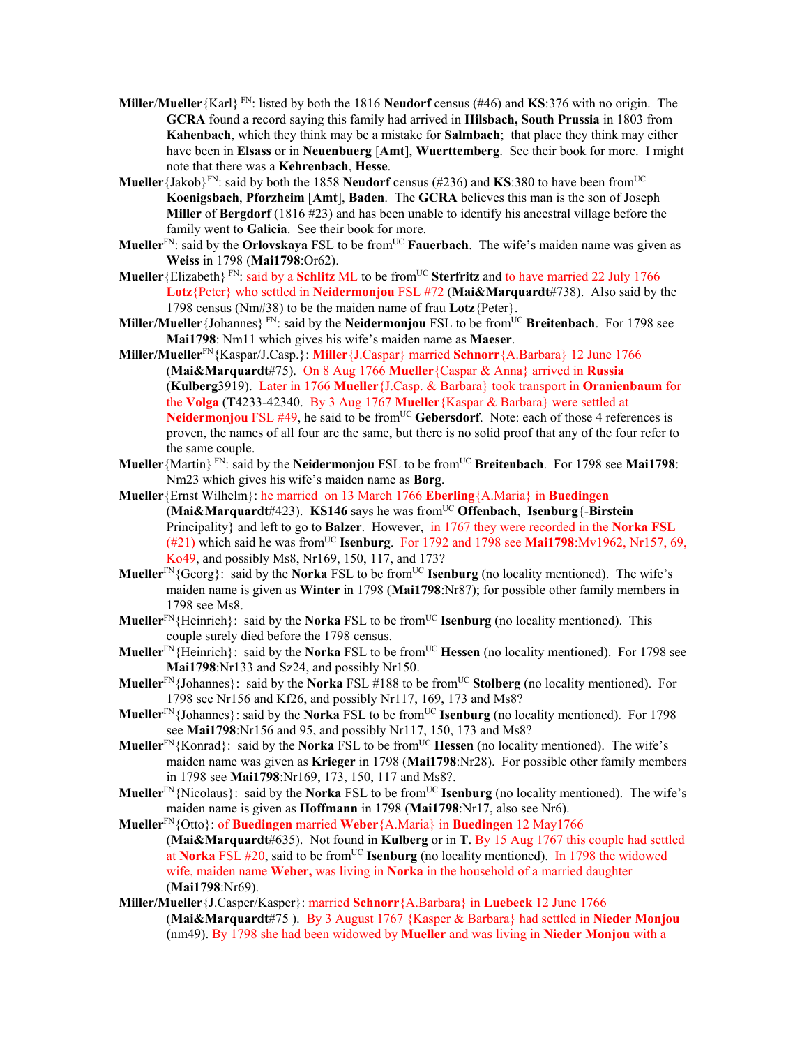**Miller**/**Mueller**{Karl} [FN]: listed by both the 1816 **Neudorf** census (#46) and **KS**:376 with no origin. The **GCRA** found a record saying this family had arrived in **Hilsbach, South Prussia** in 1803 from **Kahenbach**, which they think may be a mistake for **Salmbach**; that place they think may either have been in **Elsass** or in **Neuenbuerg** [**Amt**], **Wuerttemberg**. See their book for more. I might note that there was a **Kehrenbach**, **Hesse**.

**Mueller**{Jakob}[FN]: said by both the 1858 **Neudorf** census (#236) and **KS**:380 to have been from[UC] **Koenigsbach**, **Pforzheim** [**Amt**], **Baden**. The **GCRA** believes this man is the son of Joseph **Miller** of **Bergdorf** (1816 #23) and has been unable to identify his ancestral village before the family went to **Galicia**. See their book for more.

**Mueller**[FN]: said by the **Orlovskaya** FSL to be from[UC] **Fauerbach**. The wife's maiden name was given as **Weiss** in 1798 (**Mai1798**:Or62).

**Mueller**{Elizabeth} [FN]: said by a **Schlitz** ML to be from[UC] **Sterfritz** and to have married 22 July 1766 **Lotz**{Peter} who settled in **Neidermonjou** FSL #72 (**Mai&Marquardt**#738). Also said by the 1798 census (Nm#38) to be the maiden name of frau **Lotz**{Peter}.

**Miller/Mueller**{Johannes} [FN]: said by the **Neidermonjou** FSL to be from[UC] **Breitenbach**. For 1798 see **Mai1798**: Nm11 which gives his wife's maiden name as **Maeser**.

**Miller/Mueller**[FN]{Kaspar/J.Casp.}: **Miller**{J.Caspar} married **Schnorr**{A.Barbara} 12 June 1766 (**Mai&Marquardt**#75). On 8 Aug 1766 **Mueller**{Caspar & Anna} arrived in **Russia** (**Kulberg**3919). Later in 1766 **Mueller**{J.Casp. & Barbara} took transport in **Oranienbaum** for the **Volga** (**T**4233-42340. By 3 Aug 1767 **Mueller**{Kaspar & Barbara} were settled at **Neidermonjou** FSL #49, he said to be from[UC] **Gebersdorf**. Note: each of those 4 references is proven, the names of all four are the same, but there is no solid proof that any of the four refer to the same couple.

**Mueller**{Martin} [FN]: said by the **Neidermonjou** FSL to be from[UC] **Breitenbach**. For 1798 see **Mai1798**: Nm23 which gives his wife's maiden name as **Borg**.

**Mueller**{Ernst Wilhelm}: he married on 13 March 1766 **Eberling**{A.Maria} in **Buedingen** (**Mai&Marquardt**#423). **KS146** says he was from[UC] **Offenbach**, **Isenburg**{-**Birstein** Principality} and left to go to **Balzer**. However, in 1767 they were recorded in the **Norka FSL** (#21) which said he was from[UC] **Isenburg**. For 1792 and 1798 see **Mai1798**:Mv1962, Nr157, 69, Ko49, and possibly Ms8, Nr169, 150, 117, and 173?

**Mueller**[FN]{Georg}: said by the **Norka** FSL to be from[UC] **Isenburg** (no locality mentioned). The wife's maiden name is given as **Winter** in 1798 (**Mai1798**:Nr87); for possible other family members in 1798 see Ms8.

**Mueller**[FN]{Heinrich}: said by the **Norka** FSL to be from[UC] **Isenburg** (no locality mentioned). This couple surely died before the 1798 census.

**Mueller**[FN]{Heinrich}: said by the **Norka** FSL to be from[UC] **Hessen** (no locality mentioned). For 1798 see **Mai1798**:Nr133 and Sz24, and possibly Nr150.

**Mueller**[FN]{Johannes}: said by the **Norka** FSL #188 to be from[UC] **Stolberg** (no locality mentioned). For 1798 see Nr156 and Kf26, and possibly Nr117, 169, 173 and Ms8?

**Mueller**[FN]{Johannes}: said by the **Norka** FSL to be from[UC] **Isenburg** (no locality mentioned). For 1798 see **Mai1798**:Nr156 and 95, and possibly Nr117, 169, 150, 173 and Ms8?

**Mueller**[FN]{Konrad}: said by the **Norka** FSL to be from[UC] **Hessen** (no locality mentioned). The wife's maiden name was given as **Krieger** in 1798 (**Mai1798**:Nr28). For possible other family members in 1798 see **Mai1798**:Nr169, 173, 150, 117 and Ms8?.

**Mueller**[FN]{Nicolaus}: said by the **Norka** FSL to be from[UC] **Isenburg** (no locality mentioned). The wife's maiden name is given as **Hoffmann** in 1798 (**Mai1798**:Nr17, also see Nr6).

**Mueller**[FN]{Otto}: of **Buedingen** married **Weber**{A.Maria} in **Buedingen** 12 May1766 (**Mai&Marquardt**#635). Not found in **Kulberg** or in **T**. By 15 Aug 1767 this couple had settled at **Norka** FSL #20, said to be from[UC] **Isenburg** (no locality mentioned). In 1798 the widowed wife, maiden name **Weber,** was living in **Norka** in the household of a married daughter (**Mai1798**:Nr69).

**Miller/Mueller**{J.Casper/Kasper}: married **Schnorr**{A.Barbara} in **Luebeck** 12 June 1766 (**Mai&Marquardt**#75 ). By 3 August 1767 {Kasper & Barbara} had settled in **Nieder Monjou** (nm49). By 1798 she had been widowed by **Mueller** and was living in **Nieder Monjou** with a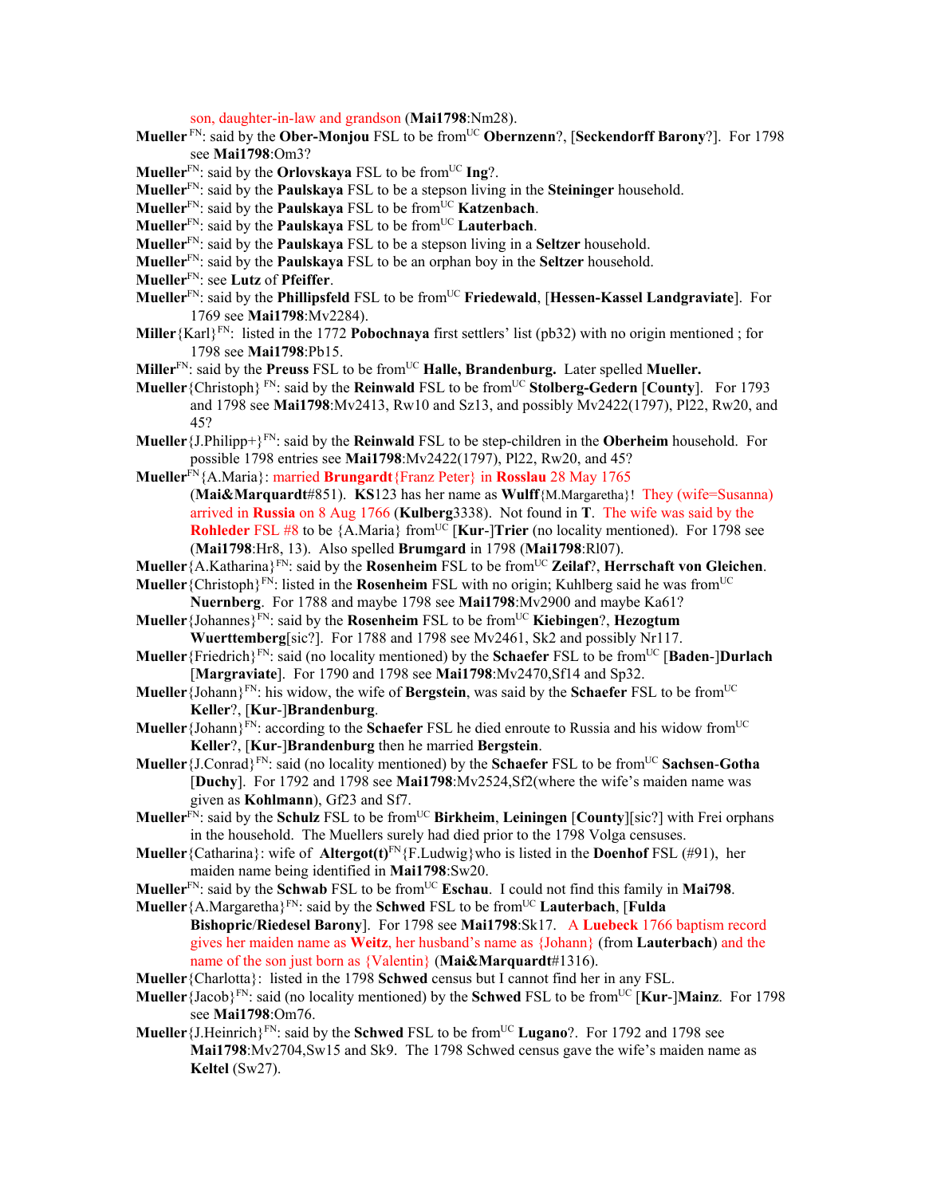son, daughter-in-law and grandson (**Mai1798**:Nm28).

**Mueller** [FN]: said by the **Ober-Monjou** FSL to be from[UC] **Obernzenn**?, [**Seckendorff Barony**?]. For 1798 see **Mai1798**:Om3?

**Mueller**[FN]: said by the **Orlovskaya** FSL to be from[UC] **Ing**?.

**Mueller**[FN]: said by the **Paulskaya** FSL to be a stepson living in the **Steininger** household.

**Mueller**[FN]: said by the **Paulskaya** FSL to be from[UC] **Katzenbach**.

**Mueller**[FN]: said by the **Paulskaya** FSL to be from[UC] **Lauterbach**.

**Mueller**[FN]: said by the **Paulskaya** FSL to be a stepson living in a **Seltzer** household.

**Mueller**[FN]: said by the **Paulskaya** FSL to be an orphan boy in the **Seltzer** household.

**Mueller**[FN]: see **Lutz** of **Pfeiffer**.

**Mueller**[FN]: said by the **Phillipsfeld** FSL to be from[UC] **Friedewald**, [**Hessen-Kassel Landgraviate**]. For 1769 see **Mai1798**:Mv2284).

**Miller**{Karl}[FN]: listed in the 1772 **Pobochnaya** first settlers' list (pb32) with no origin mentioned ; for 1798 see **Mai1798**:Pb15.

**Miller**[FN]: said by the **Preuss** FSL to be from[UC] **Halle, Brandenburg.** Later spelled **Mueller.**

**Mueller**{Christoph} [FN]: said by the **Reinwald** FSL to be from[UC] **Stolberg-Gedern** [**County**]. For 1793 and 1798 see **Mai1798**:Mv2413, Rw10 and Sz13, and possibly Mv2422(1797), Pl22, Rw20, and 45?

**Mueller**{J.Philipp+}[FN]: said by the **Reinwald** FSL to be step-children in the **Oberheim** household. For possible 1798 entries see **Mai1798**:Mv2422(1797), Pl22, Rw20, and 45?

**Mueller**[FN]{A.Maria}: married **Brungardt**{Franz Peter} in **Rosslau** 28 May 1765 (**Mai&Marquardt**#851). **KS**123 has her name as **Wulff**{M.Margaretha}! They (wife=Susanna) arrived in **Russia** on 8 Aug 1766 (**Kulberg**3338). Not found in **T**. The wife was said by the **Rohleder** FSL #8 to be {A.Maria} from[UC] [**Kur**-]**Trier** (no locality mentioned). For 1798 see (**Mai1798**:Hr8, 13). Also spelled **Brumgard** in 1798 (**Mai1798**:Rl07).

**Mueller**{A.Katharina}[FN]: said by the **Rosenheim** FSL to be from[UC] **Zeilaf**?, **Herrschaft von Gleichen**.

**Mueller**{Christoph}[FN]: listed in the **Rosenheim** FSL with no origin; Kuhlberg said he was from[UC] **Nuernberg**. For 1788 and maybe 1798 see **Mai1798**:Mv2900 and maybe Ka61?

**Mueller**{Johannes}[FN]: said by the **Rosenheim** FSL to be from[UC] **Kiebingen**?, **Hezogtum Wuerttemberg**[sic?]. For 1788 and 1798 see Mv2461, Sk2 and possibly Nr117.

**Mueller**{Friedrich}[FN]: said (no locality mentioned) by the **Schaefer** FSL to be from[UC] [**Baden**-]**Durlach** [**Margraviate**]. For 1790 and 1798 see **Mai1798**:Mv2470,Sf14 and Sp32.

**Mueller**{Johann}[FN]: his widow, the wife of **Bergstein**, was said by the **Schaefer** FSL to be from[UC] **Keller**?, [**Kur**-]**Brandenburg**.

**Mueller**{Johann}[FN]: according to the **Schaefer** FSL he died enroute to Russia and his widow from[UC] **Keller**?, [**Kur**-]**Brandenburg** then he married **Bergstein**.

**Mueller**{J.Conrad}[FN]: said (no locality mentioned) by the **Schaefer** FSL to be from[UC] **Sachsen-Gotha** [**Duchy**]. For 1792 and 1798 see **Mai1798**:Mv2524,Sf2(where the wife's maiden name was given as **Kohlmann**), Gf23 and Sf7.

**Mueller**[FN]: said by the **Schulz** FSL to be from[UC] **Birkheim**, **Leiningen** [**County**][sic?] with Frei orphans in the household. The Muellers surely had died prior to the 1798 Volga censuses.

**Mueller**{Catharina}: wife of **Altergot(t)**[FN]{F.Ludwig}who is listed in the **Doenhof** FSL (#91), her maiden name being identified in **Mai1798**:Sw20.

**Mueller**[FN]: said by the **Schwab** FSL to be from[UC] **Eschau**. I could not find this family in **Mai798**.

**Mueller**{A.Margaretha}[FN]: said by the **Schwed** FSL to be from[UC] **Lauterbach**, [**Fulda Bishopric**/**Riedesel Barony**]. For 1798 see **Mai1798**:Sk17. A **Luebeck** 1766 baptism record gives her maiden name as **Weitz**, her husband's name as {Johann} (from **Lauterbach**) and the name of the son just born as {Valentin} (**Mai&Marquardt**#1316).

**Mueller**{Charlotta}: listed in the 1798 **Schwed** census but I cannot find her in any FSL.

**Mueller**{Jacob}[FN]: said (no locality mentioned) by the **Schwed** FSL to be from[UC] [**Kur**-]**Mainz**. For 1798 see **Mai1798**:Om76.

**Mueller**{J.Heinrich}[FN]: said by the **Schwed** FSL to be from[UC] **Lugano**?. For 1792 and 1798 see **Mai1798**:Mv2704,Sw15 and Sk9. The 1798 Schwed census gave the wife's maiden name as **Keltel** (Sw27).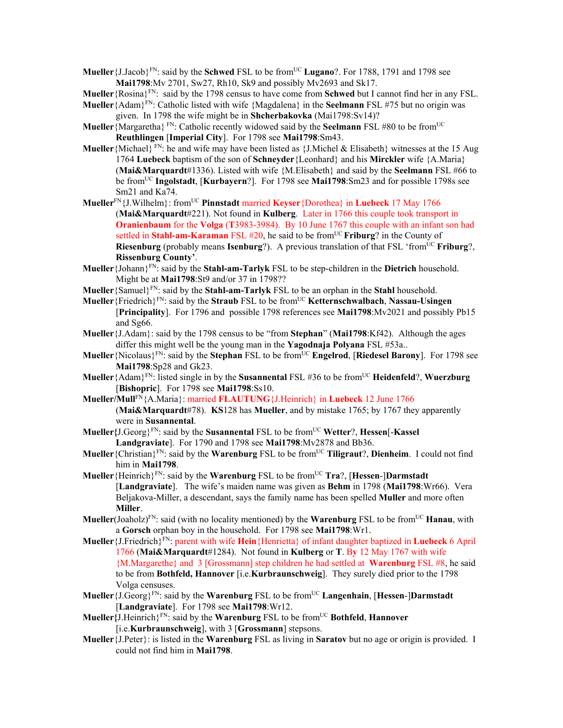**Mueller**{J.Jacob}[FN]: said by the **Schwed** FSL to be from[UC] **Lugano**?. For 1788, 1791 and 1798 see **Mai1798**:Mv 2701, Sw27, Rh10, Sk9 and possibly Mv2693 and Sk17.

**Mueller**{Rosina}[FN]: said by the 1798 census to have come from **Schwed** but I cannot find her in any FSL.

**Mueller**{Adam}[FN]: Catholic listed with wife {Magdalena} in the **Seelmann** FSL #75 but no origin was given. In 1798 the wife might be in **Shcherbakovka** (Mai1798:Sv14)?

**Mueller**{Margaretha} [FN]: Catholic recently widowed said by the **Seelmann** FSL #80 to be from[UC] **Reuthlingen** [**Imperial City**]. For 1798 see **Mai1798**:Sm43.

**Mueller**{Michael} [FN]: he and wife may have been listed as {J.Michel & Elisabeth} witnesses at the 15 Aug 1764 **Luebeck** baptism of the son of **Schneyder**{Leonhard} and his **Mirckler** wife {A.Maria} (**Mai&Marquardt**#1336). Listed with wife {M.Elisabeth} and said by the **Seelmann** FSL #66 to be from[UC] **Ingolstadt**, [**Kurbayern**?]. For 1798 see **Mai1798**:Sm23 and for possible 1798s see Sm21 and Ka74.

**Mueller**[FN]{J.Wilhelm}: from[UC] **Pinnstadt** married **Keyser**{Dorothea} in **Luebeck** 17 May 1766 (**Mai&Marquardt**#221). Not found in **Kulberg**. Later in 1766 this couple took transport in **Oranienbaum** for the **Volga** (**T**3983-3984). By 10 June 1767 this couple with an infant son had settled in **Stahl-am-Karaman** FSL #20, he said to be from[UC] **Friburg**? in the County of **Riesenburg** (probably means **Isenburg**?). A previous translation of that FSL 'from[UC] **Friburg**?, **Rissenburg County**'.

**Mueller**{Johann}[FN]: said by the **Stahl-am-Tarlyk** FSL to be step-children in the **Dietrich** household. Might be at **Mai1798**:St9 and/or 37 in 1798??

**Mueller**{Samuel}[FN]: said by the **Stahl-am-Tarlyk** FSL to be an orphan in the **Stahl** household.

**Mueller**{Friedrich}[FN]: said by the **Straub** FSL to be from[UC] **Ketternschwalbach**, **Nassau-Usingen** [**Principality**]. For 1796 and possible 1798 references see **Mai1798**:Mv2021 and possibly Pb15 and Sg66.

**Mueller**{J.Adam}: said by the 1798 census to be "from **Stephan**" (**Mai1798**:Kf42). Although the ages differ this might well be the young man in the **Yagodnaja Polyana** FSL #53a..

**Mueller**{Nicolaus}[FN]: said by the **Stephan** FSL to be from[UC] **Engelrod**, [**Riedesel Barony**]. For 1798 see **Mai1798**:Sp28 and Gk23.

**Mueller**{Adam}[FN]: listed single in by the **Susannental** FSL #36 to be from[UC] **Heidenfeld**?, **Wuerzburg** [**Bishopric**]. For 1798 see **Mai1798**:Ss10.

**Mueller/Mull**[FN]{A.Maria}: married **FLAUTUNG**{J.Heinrich} in **Luebeck** 12 June 1766 (**Mai&Marquardt**#78). **KS**128 has **Mueller**, and by mistake 1765; by 1767 they apparently were in **Susannental**.

**Mueller**{J.Georg}[FN]: said by the **Susannental** FSL to be from[UC] **Wetter**?, **Hessen**[-**Kassel Landgraviate**]. For 1790 and 1798 see **Mai1798**:Mv2878 and Bb36.

**Mueller**{Christian}[FN]: said by the **Warenburg** FSL to be from[UC] **Tiligraut**?, **Dienheim**. I could not find him in **Mai1798**.

**Mueller**{Heinrich}[FN]: said by the **Warenburg** FSL to be from[UC] **Tra**?, [**Hessen**-]**Darmstadt** [**Landgraviate**]. The wife's maiden name was given as **Behm** in 1798 (**Mai1798**:Wr66). Vera Beljakova-Miller, a descendant, says the family name has been spelled **Muller** and more often **Miller**.

**Mueller**(Joaholz)[FN]: said (with no locality mentioned) by the **Warenburg** FSL to be from[UC] **Hanau**, with a **Gorsch** orphan boy in the household. For 1798 see **Mai1798**:Wr1.

**Mueller**{J.Friedrich}[FN]: parent with wife **Hein**{Henrietta} of infant daughter baptized in **Luebeck** 6 April 1766 (**Mai&Marquardt**#1284). Not found in **Kulberg** or **T**. By 12 May 1767 with wife {M.Margarethe} and 3 [Grossmann] step children he had settled at **Warenburg** FSL #8, he said to be from **Bothfeld, Hannover** [i.e.**Kurbraunschweig**]. They surely died prior to the 1798 Volga censuses.

**Mueller**{J.Georg}[FN]: said by the **Warenburg** FSL to be from[UC] **Langenhain**, [**Hessen**-]**Darmstadt** [**Landgraviate**]. For 1798 see **Mai1798**:Wr12.

**Mueller**{J.Heinrich}[FN]: said by the **Warenburg** FSL to be from[UC] **Bothfeld**, **Hannover** [i.e.**Kurbraunschweig**], with 3 [**Grossmann**] stepsons.

**Mueller**{J.Peter}: is listed in the **Warenburg** FSL as living in **Saratov** but no age or origin is provided. I could not find him in **Mai1798**.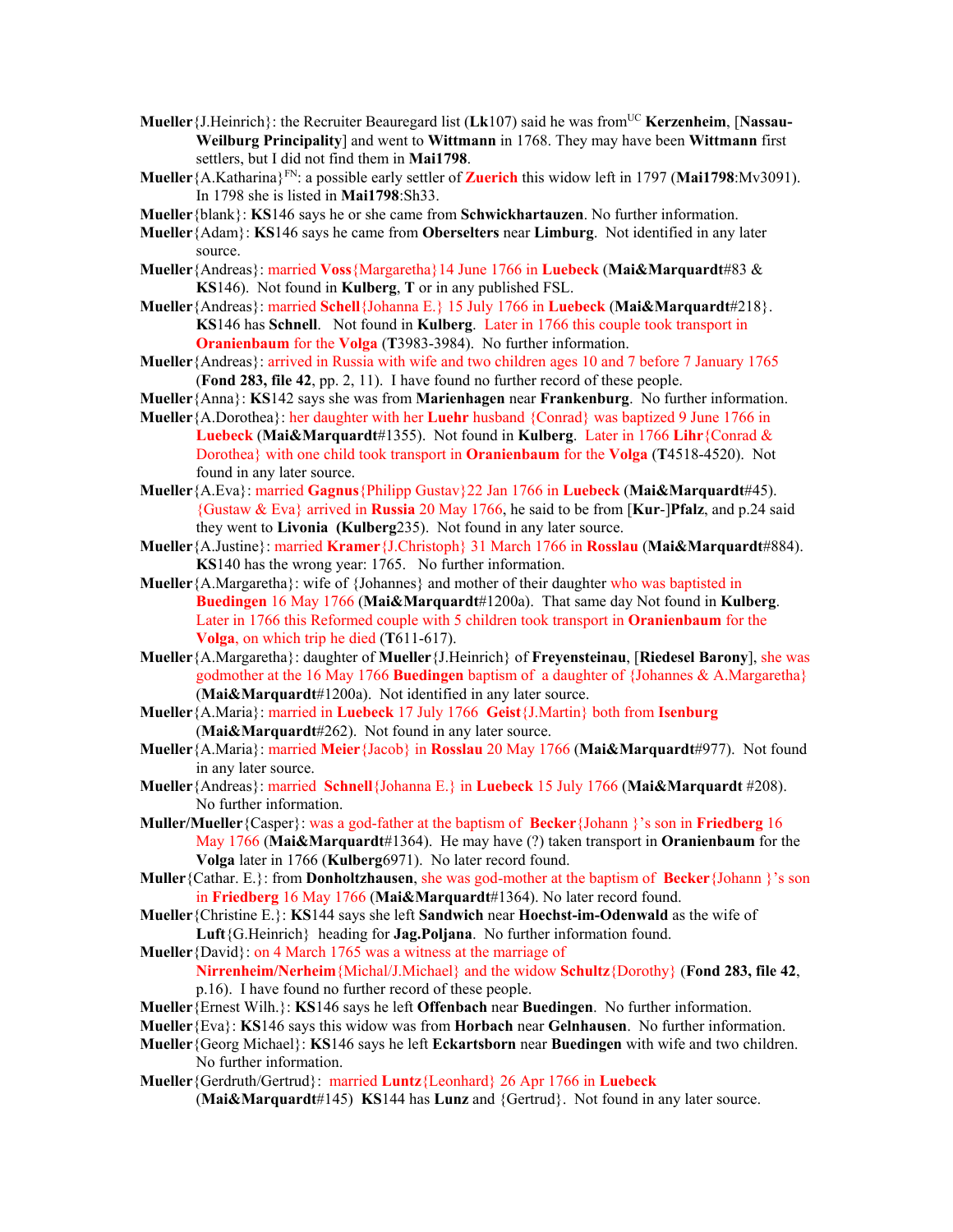**Mueller**{J.Heinrich}: the Recruiter Beauregard list (**Lk**107) said he was from[UC] **Kerzenheim**, [**Nassau-Weilburg Principality**] and went to **Wittmann** in 1768. They may have been **Wittmann** first settlers, but I did not find them in **Mai1798**.

**Mueller**{A.Katharina}[FN]: a possible early settler of **Zuerich** this widow left in 1797 (**Mai1798**:Mv3091). In 1798 she is listed in **Mai1798**:Sh33.

**Mueller**{blank}: **KS**146 says he or she came from **Schwickhartauzen**. No further information.

**Mueller**{Adam}: **KS**146 says he came from **Oberselters** near **Limburg**. Not identified in any later source.

**Mueller**{Andreas}: married **Voss**{Margaretha}14 June 1766 in **Luebeck** (**Mai&Marquardt**#83 & **KS**146). Not found in **Kulberg**, **T** or in any published FSL.

**Mueller**{Andreas}: married **Schell**{Johanna E.} 15 July 1766 in **Luebeck** (**Mai&Marquardt**#218}. **KS**146 has **Schnell**. Not found in **Kulberg**. Later in 1766 this couple took transport in **Oranienbaum** for the **Volga** (**T**3983-3984). No further information.

**Mueller**{Andreas}: arrived in Russia with wife and two children ages 10 and 7 before 7 January 1765 (**Fond 283, file 42**, pp. 2, 11). I have found no further record of these people.

**Mueller**{Anna}: **KS**142 says she was from **Marienhagen** near **Frankenburg**. No further information.

**Mueller**{A.Dorothea}: her daughter with her **Luehr** husband {Conrad} was baptized 9 June 1766 in **Luebeck** (**Mai&Marquardt**#1355). Not found in **Kulberg**. Later in 1766 **Lihr**{Conrad & Dorothea} with one child took transport in **Oranienbaum** for the **Volga** (**T**4518-4520). Not found in any later source.

**Mueller**{A.Eva}: married **Gagnus**{Philipp Gustav}22 Jan 1766 in **Luebeck** (**Mai&Marquardt**#45). {Gustaw & Eva} arrived in **Russia** 20 May 1766, he said to be from [**Kur**-]**Pfalz**, and p.24 said they went to **Livonia** (**Kulberg**235). Not found in any later source.

**Mueller**{A.Justine}: married **Kramer**{J.Christoph} 31 March 1766 in **Rosslau** (**Mai&Marquardt**#884). **KS**140 has the wrong year: 1765. No further information.

**Mueller**{A.Margaretha}: wife of {Johannes} and mother of their daughter who was baptised in **Buedingen** 16 May 1766 (**Mai&Marquardt**#1200a). That same day Not found in **Kulberg**. Later in 1766 this Reformed couple with 5 children took transport in **Oranienbaum** for the **Volga**, on which trip he died (**T**611-617).

**Mueller**{A.Margaretha}: daughter of **Mueller**{J.Heinrich} of **Freyensteinau**, [**Riedesel Barony**], she was godmother at the 16 May 1766 **Buedingen** baptism of a daughter of {Johannes & A.Margaretha} (**Mai&Marquardt**#1200a). Not identified in any later source.

**Mueller**{A.Maria}: married in **Luebeck** 17 July 1766 **Geist**{J.Martin} both from **Isenburg** (**Mai&Marquardt**#262). Not found in any later source.

**Mueller**{A.Maria}: married **Meier**{Jacob} in **Rosslau** 20 May 1766 (**Mai&Marquardt**#977). Not found in any later source.

**Mueller**{Andreas}: married **Schnell**{Johanna E.} in **Luebeck** 15 July 1766 (**Mai&Marquardt** #208). No further information.

**Muller/Mueller**{Casper}: was a god-father at the baptism of **Becker**{Johann }'s son in **Friedberg** 16 May 1766 (**Mai&Marquardt**#1364). He may have (?) taken transport in **Oranienbaum** for the **Volga** later in 1766 (**Kulberg**6971). No later record found.

**Muller**{Cathar. E.}: from **Donholtzhausen**, she was god-mother at the baptism of **Becker**{Johann }'s son in **Friedberg** 16 May 1766 (**Mai&Marquardt**#1364). No later record found.

**Mueller**{Christine E.}: **KS**144 says she left **Sandwich** near **Hoechst-im-Odenwald** as the wife of **Luft**{G.Heinrich} heading for **Jag.Poljana**. No further information found.

**Mueller**{David}: on 4 March 1765 was a witness at the marriage of **Nirrenheim/Nerheim**{Michal/J.Michael} and the widow **Schultz**{Dorothy} (**Fond 283, file 42**, p.16). I have found no further record of these people.

**Mueller**{Ernest Wilh.}: **KS**146 says he left **Offenbach** near **Buedingen**. No further information.

**Mueller**{Eva}: **KS**146 says this widow was from **Horbach** near **Gelnhausen**. No further information.

**Mueller**{Georg Michael}: **KS**146 says he left **Eckartsborn** near **Buedingen** with wife and two children. No further information.

**Mueller**{Gerdruth/Gertrud}: married **Luntz**{Leonhard} 26 Apr 1766 in **Luebeck** (**Mai&Marquardt**#145) **KS**144 has **Lunz** and {Gertrud}. Not found in any later source.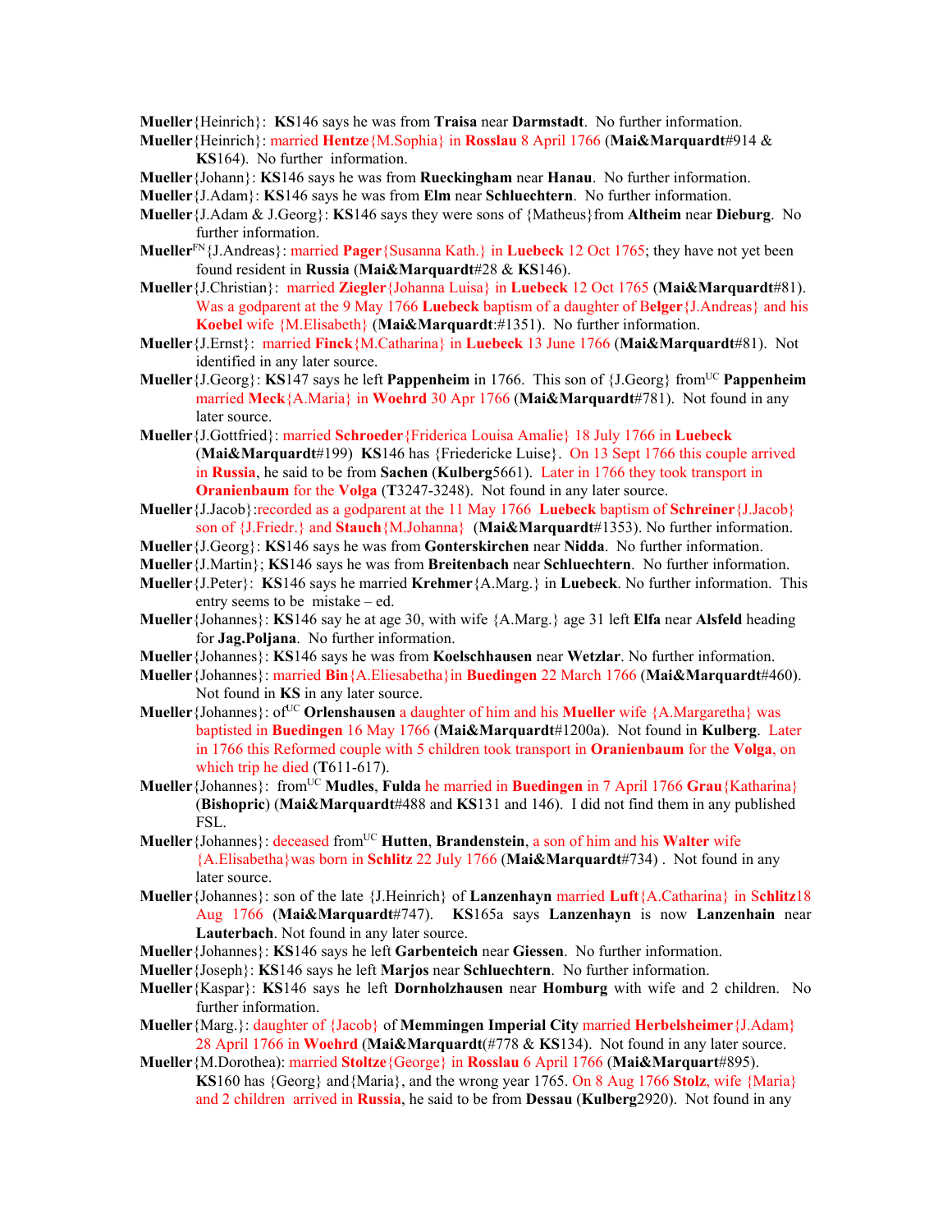**Mueller**{Heinrich}: **KS**146 says he was from **Traisa** near **Darmstadt**. No further information.

**Mueller**{Heinrich}: married **Hentze**{M.Sophia} in **Rosslau** 8 April 1766 (**Mai&Marquardt**#914 & **KS**164). No further information.

**Mueller**{Johann}: **KS**146 says he was from **Rueckingham** near **Hanau**. No further information.

**Mueller**{J.Adam}: **KS**146 says he was from **Elm** near **Schluechtern**. No further information.

**Mueller**{J.Adam & J.Georg}: **KS**146 says they were sons of {Matheus}from **Altheim** near **Dieburg**. No further information.

**Mueller**[FN]{J.Andreas}: married **Pager**{Susanna Kath.} in **Luebeck** 12 Oct 1765; they have not yet been found resident in **Russia** (**Mai&Marquardt**#28 & **KS**146).

**Mueller**{J.Christian}: married **Ziegler**{Johanna Luisa} in **Luebeck** 12 Oct 1765 (**Mai&Marquardt**#81). Was a godparent at the 9 May 1766 **Luebeck** baptism of a daughter of **Belger**{J.Andreas} and his **Koebel** wife {M.Elisabeth} (**Mai&Marquardt**:#1351). No further information.

**Mueller**{J.Ernst}: married **Finck**{M.Catharina} in **Luebeck** 13 June 1766 (**Mai&Marquardt**#81). Not identified in any later source.

**Mueller**{J.Georg}: **KS**147 says he left **Pappenheim** in 1766. This son of {J.Georg} from[UC] **Pappenheim** married **Meck**{A.Maria} in **Woehrd** 30 Apr 1766 (**Mai&Marquardt**#781). Not found in any later source.

**Mueller**{J.Gottfried}: married **Schroeder**{Friderica Louisa Amalie} 18 July 1766 in **Luebeck** (**Mai&Marquardt**#199) **KS**146 has {Friedericke Luise}. On 13 Sept 1766 this couple arrived in **Russia**, he said to be from **Sachen** (**Kulberg**5661). Later in 1766 they took transport in **Oranienbaum** for the **Volga** (**T**3247-3248). Not found in any later source.

**Mueller**{J.Jacob}:recorded as a godparent at the 11 May 1766 **Luebeck** baptism of **Schreiner**{J.Jacob} son of {J.Friedr.} and **Stauch**{M.Johanna} (**Mai&Marquardt**#1353). No further information.

**Mueller**{J.Georg}: **KS**146 says he was from **Gonterskirchen** near **Nidda**. No further information.

**Mueller**{J.Martin}; **KS**146 says he was from **Breitenbach** near **Schluechtern**. No further information.

**Mueller**{J.Peter}: **KS**146 says he married **Krehmer**{A.Marg.} in **Luebeck**. No further information. This entry seems to be mistake – ed.

**Mueller**{Johannes}: **KS**146 say he at age 30, with wife {A.Marg.} age 31 left **Elfa** near **Alsfeld** heading for **Jag.Poljana**. No further information.

**Mueller**{Johannes}: **KS**146 says he was from **Koelschhausen** near **Wetzlar**. No further information.

**Mueller**{Johannes}: married **Bin**{A.Eliesabetha}in **Buedingen** 22 March 1766 (**Mai&Marquardt**#460). Not found in **KS** in any later source.

**Mueller**{Johannes}: of[UC] **Orlenshausen** a daughter of him and his **Mueller** wife {A.Margaretha} was baptisted in **Buedingen** 16 May 1766 (**Mai&Marquardt**#1200a). Not found in **Kulberg**. Later in 1766 this Reformed couple with 5 children took transport in **Oranienbaum** for the **Volga**, on which trip he died (**T**611-617).

**Mueller**{Johannes}: from[UC] **Mudles**, **Fulda** he married in **Buedingen** in 7 April 1766 **Grau**{Katharina} (**Bishopric**) (**Mai&Marquardt**#488 and **KS**131 and 146). I did not find them in any published FSL.

**Mueller**{Johannes}: deceased from[UC] **Hutten**, **Brandenstein**, a son of him and his **Walter** wife {A.Elisabetha}was born in **Schlitz** 22 July 1766 (**Mai&Marquardt**#734) . Not found in any later source.

**Mueller**{Johannes}: son of the late {J.Heinrich} of **Lanzenhayn** married **Luft**{A.Catharina} in **Schlitz**18 Aug 1766 (**Mai&Marquardt**#747). **KS**165a says **Lanzenhayn** is now **Lanzenhain** near **Lauterbach**. Not found in any later source.

**Mueller**{Johannes}: **KS**146 says he left **Garbenteich** near **Giessen**. No further information.

**Mueller**{Joseph}: **KS**146 says he left **Marjos** near **Schluechtern**. No further information.

**Mueller**{Kaspar}: **KS**146 says he left **Dornholzhausen** near **Homburg** with wife and 2 children. No further information.

**Mueller**{Marg.}: daughter of {Jacob} of **Memmingen Imperial City** married **Herbelsheimer**{J.Adam} 28 April 1766 in **Woehrd** (**Mai&Marquardt**(#778 & **KS**134). Not found in any later source.

**Mueller**{M.Dorothea): married **Stoltze**{George} in **Rosslau** 6 April 1766 (**Mai&Marquart**#895). **KS**160 has {Georg} and{Maria}, and the wrong year 1765. On 8 Aug 1766 **Stolz**, wife {Maria} and 2 children arrived in **Russia**, he said to be from **Dessau** (**Kulberg**2920). Not found in any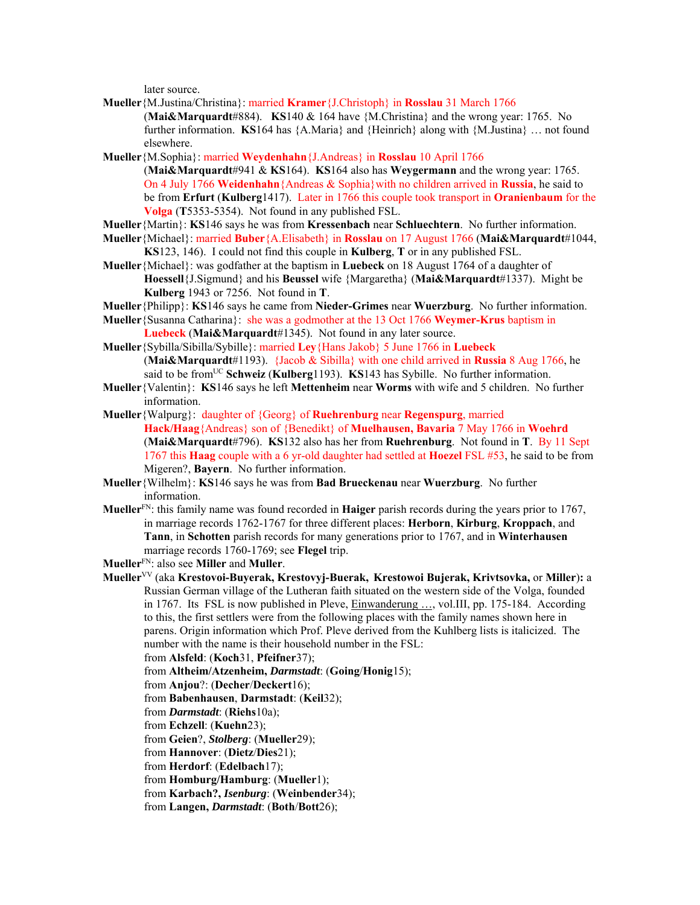later source.

**Mueller**{M.Justina/Christina}: married **Kramer**{J.Christoph} in **Rosslau** 31 March 1766 (**Mai&Marquardt**#884). **KS**140 & 164 have {M.Christina} and the wrong year: 1765. No further information. **KS**164 has {A.Maria} and {Heinrich} along with {M.Justina} … not found elsewhere.

**Mueller**{M.Sophia}: married **Weydenhahn**{J.Andreas} in **Rosslau** 10 April 1766 (**Mai&Marquardt**#941 & **KS**164). **KS**164 also has **Weygermann** and the wrong year: 1765. On 4 July 1766 **Weidenhahn**{Andreas & Sophia}with no children arrived in **Russia**, he said to be from **Erfurt** (**Kulberg**1417). Later in 1766 this couple took transport in **Oranienbaum** for the **Volga** (**T**5353-5354). Not found in any published FSL.

**Mueller**{Martin}: **KS**146 says he was from **Kressenbach** near **Schluechtern**. No further information.

**Mueller**{Michael}: married **Buber**{A.Elisabeth} in **Rosslau** on 17 August 1766 (**Mai&Marquardt**#1044, **KS**123, 146). I could not find this couple in **Kulberg**, **T** or in any published FSL.

**Mueller**{Michael}: was godfather at the baptism in **Luebeck** on 18 August 1764 of a daughter of **Hoessell**{J.Sigmund} and his **Beussel** wife {Margaretha} (**Mai&Marquardt**#1337). Might be **Kulberg** 1943 or 7256. Not found in **T**.

**Mueller**{Philipp}: **KS**146 says he came from **Nieder-Grimes** near **Wuerzburg**. No further information.

**Mueller**{Susanna Catharina}: she was a godmother at the 13 Oct 1766 **Weymer-Krus** baptism in **Luebeck** (**Mai&Marquardt**#1345). Not found in any later source.

**Mueller**{Sybilla/Sibilla/Sybille}: married **Ley**{Hans Jakob} 5 June 1766 in **Luebeck** (**Mai&Marquardt**#1193). {Jacob & Sibilla} with one child arrived in **Russia** 8 Aug 1766, he said to be from[UC] **Schweiz** (**Kulberg**1193). **KS**143 has Sybille. No further information.

**Mueller**{Valentin}: **KS**146 says he left **Mettenheim** near **Worms** with wife and 5 children. No further information.

**Mueller**{Walpurg}: daughter of {Georg} of **Ruehrenburg** near **Regenspurg**, married **Hack/Haag**{Andreas} son of {Benedikt} of **Muelhausen, Bavaria** 7 May 1766 in **Woehrd** (**Mai&Marquardt**#796). **KS**132 also has her from **Ruehrenburg**. Not found in **T**. By 11 Sept 1767 this **Haag** couple with a 6 yr-old daughter had settled at **Hoezel** FSL #53, he said to be from Migeren?, **Bayern**. No further information.

**Mueller**{Wilhelm}: **KS**146 says he was from **Bad Brueckenau** near **Wuerzburg**. No further information.

**Mueller**[FN]: this family name was found recorded in **Haiger** parish records during the years prior to 1767, in marriage records 1762-1767 for three different places: **Herborn**, **Kirburg**, **Kroppach**, and **Tann**, in **Schotten** parish records for many generations prior to 1767, and in **Winterhausen** marriage records 1760-1769; see **Flegel** trip.

**Mueller**[FN]: also see **Miller** and **Muller**.

**Mueller**[VV] (aka **Krestovoi-Buyerak, Krestovyj-Buerak, Krestowoi Bujerak, Krivtsovka,** or **Miller**)**:** a Russian German village of the Lutheran faith situated on the western side of the Volga, founded in 1767. Its FSL is now published in Pleve, Einwanderung …, vol.III, pp. 175-184. According to this, the first settlers were from the following places with the family names shown here in parens. Origin information which Prof. Pleve derived from the Kuhlberg lists is italicized. The number with the name is their household number in the FSL:

from **Alsfeld**: (**Koch**31, **Pfeifner**37);
from **Altheim/Atzenheim,** ***Darmstadt***: (**Going**/**Honig**15);
from **Anjou**?: (**Decher**/**Deckert**16);
from **Babenhausen**, **Darmstadt**: (**Keil**32);
from ***Darmstadt***: (**Riehs**10a);
from **Echzell**: (**Kuehn**23);
from **Geien**?, ***Stolberg***: (**Mueller**29);
from **Hannover**: (**Dietz**/**Dies**21);
from **Herdorf**: (**Edelbach**17);
from **Homburg/Hamburg**: (**Mueller**1);
from **Karbach?,** ***Isenburg***: (**Weinbender**34);
from **Langen,** ***Darmstadt***: (**Both**/**Bott**26);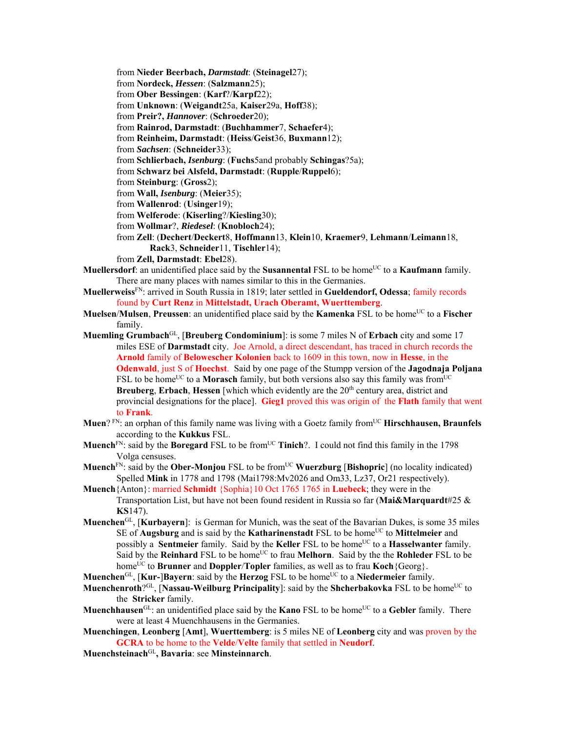from **Nieder Beerbach,** ***Darmstadt***: (**Steinagel**27);
from **Nordeck,** ***Hessen***: (**Salzmann**25);
from **Ober Bessingen**: (**Karf**?/**Karpf**22);
from **Unknown**: (**Weigandt**25a, **Kaiser**29a, **Hoff**38);
from **Preir?,** ***Hannover***: (**Schroeder**20);
from **Rainrod, Darmstadt**: (**Buchhammer**7, **Schaefer**4);
from **Reinheim, Darmstadt**: (**Heiss**/**Geist**36, **Buxmann**12);
from ***Sachsen***: (**Schneider**33);
from **Schlierbach,** ***Isenburg***: (**Fuchs**5and probably **Schingas**?5a);
from **Schwarz bei Alsfeld, Darmstadt**: (**Rupple**/**Ruppel**6);
from **Steinburg**: (**Gross**2);
from **Wall,** ***Isenburg***: (**Meier**35);
from **Wallenrod**: (**Usinger**19);
from **Welferode**: (**Kiserling**?/**Kiesling**30);
from **Wollmar**?, ***Riedesel***: (**Knobloch**24);
from **Zell**: (**Dechert**/**Deckert**8, **Hoffmann**13, **Klein**10, **Kraemer**9, **Lehmann**/**Leimann**18, **Rack**3, **Schneider**11, **Tischler**14);
from **Zell, Darmstadt**: **Ebel**28).

**Muellersdorf**: an unidentified place said by the **Susannental** FSL to be home[UC] to a **Kaufmann** family. There are many places with names similar to this in the Germanies.

**Muellerweiss**[FN]: arrived in South Russia in 1819; later settled in **Gueldendorf, Odessa**; family records found by **Curt Renz** in **Mittelstadt, Urach Oberamt, Wuerttemberg**.

**Muelsen**/**Mulsen**, **Preussen**: an unidentified place said by the **Kamenka** FSL to be home[UC] to a **Fischer** family.

**Muemling Grumbach**[GL], [**Breuberg Condominium**]: is some 7 miles N of **Erbach** city and some 17 miles ESE of **Darmstadt** city. Joe Arnold, a direct descendant, has traced in church records the **Arnold** family of **Belowescher Kolonien** back to 1609 in this town, now in **Hesse**, in the **Odenwald**, just S of **Hoechst**. Said by one page of the Stumpp version of the **Jagodnaja Poljana** FSL to be home[UC] to a **Morasch** family, but both versions also say this family was from[UC] **Breuberg**, **Erbach**, **Hessen** [which which evidently are the 20[th] century area, district and provincial designations for the place]. **Gieg1** proved this was origin of the **Flath** family that went to **Frank**.

**Muen**? [FN]: an orphan of this family name was living with a Goetz family from[UC] **Hirschhausen, Braunfels** according to the **Kukkus** FSL.

**Muench**[FN]: said by the **Boregard** FSL to be from[UC] **Tinich**?. I could not find this family in the 1798 Volga censuses.

**Muench**[FN]: said by the **Ober-Monjou** FSL to be from[UC] **Wuerzburg** [**Bishopric**] (no locality indicated) Spelled **Mink** in 1778 and 1798 (Mai1798:Mv2026 and Om33, Lz37, Or21 respectively).

**Muench**{Anton}: married **Schmidt** {Sophia}10 Oct 1765 1765 in **Luebeck**; they were in the Transportation List, but have not been found resident in Russia so far (**Mai&Marquardt**#25 & **KS**147).

**Muenchen**[GL], [**Kurbayern**]: is German for Munich, was the seat of the Bavarian Dukes, is some 35 miles SE of **Augsburg** and is said by the **Katharinenstadt** FSL to be home[UC] to **Mittelmeier** and possibly a **Sentmeier** family. Said by the **Keller** FSL to be home[UC] to a **Hasselwanter** family. Said by the **Reinhard** FSL to be home[UC] to frau **Melhorn**. Said by the the **Rohleder** FSL to be home[UC] to **Brunner** and **Doppler**/**Topler** families, as well as to frau **Koch**{Georg}.

**Muenchen**[GL], [**Kur-**]**Bayern**: said by the **Herzog** FSL to be home[UC] to a **Niedermeier** family.

**Muenchenroth**?[GL], [**Nassau-Weilburg Principality**]: said by the **Shcherbakovka** FSL to be home[UC] to the **Stricker** family.

**Muenchhausen**[GL]: an unidentified place said by the **Kano** FSL to be home[UC] to a **Gebler** family. There were at least 4 Muenchhausens in the Germanies.

**Muenchingen**, **Leonberg** [**Amt**], **Wuerttemberg**: is 5 miles NE of **Leonberg** city and was proven by the **GCRA** to be home to the **Velde**/**Velte** family that settled in **Neudorf**.

**Muenchsteinach**[GL]**, Bavaria**: see **Minsteinnarch**.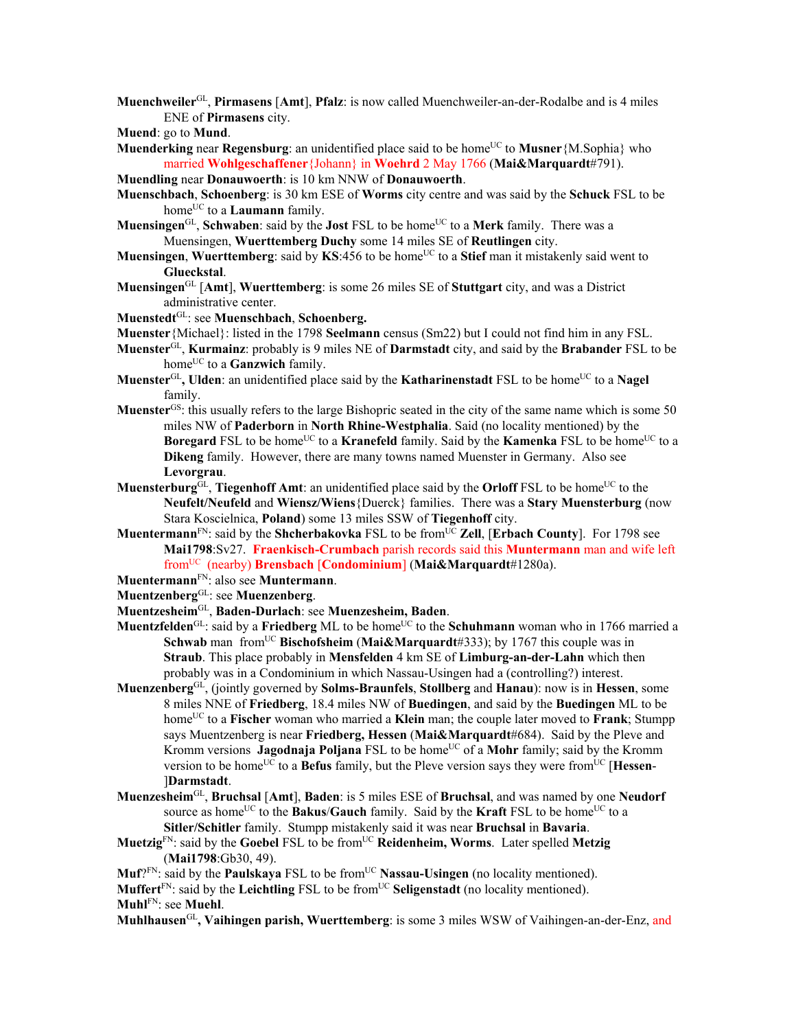**Muenchweiler**[GL], **Pirmasens** [**Amt**], **Pfalz**: is now called Muenchweiler-an-der-Rodalbe and is 4 miles ENE of **Pirmasens** city.

**Muend**: go to **Mund**.

**Muenderking** near **Regensburg**: an unidentified place said to be home[UC] to **Musner**{M.Sophia} who married **Wohlgeschaffener**{Johann} in **Woehrd** 2 May 1766 (**Mai&Marquardt**#791).

**Muendling** near **Donauwoerth**: is 10 km NNW of **Donauwoerth**.

**Muenschbach**, **Schoenberg**: is 30 km ESE of **Worms** city centre and was said by the **Schuck** FSL to be home[UC] to a **Laumann** family.

**Muensingen**[GL], **Schwaben**: said by the **Jost** FSL to be home[UC] to a **Merk** family. There was a Muensingen, **Wuerttemberg Duchy** some 14 miles SE of **Reutlingen** city.

**Muensingen**, **Wuerttemberg**: said by **KS**:456 to be home[UC] to a **Stief** man it mistakenly said went to **Glueckstal**.

**Muensingen**[GL] [**Amt**], **Wuerttemberg**: is some 26 miles SE of **Stuttgart** city, and was a District administrative center.

**Muenstedt**[GL]: see **Muenschbach**, **Schoenberg.**

**Muenster**{Michael}: listed in the 1798 **Seelmann** census (Sm22) but I could not find him in any FSL.

**Muenster**[GL], **Kurmainz**: probably is 9 miles NE of **Darmstadt** city, and said by the **Brabander** FSL to be home[UC] to a **Ganzwich** family.

**Muenster**[GL]**, Ulden**: an unidentified place said by the **Katharinenstadt** FSL to be home[UC] to a **Nagel** family.

**Muenster**[GS]: this usually refers to the large Bishopric seated in the city of the same name which is some 50 miles NW of **Paderborn** in **North Rhine-Westphalia**. Said (no locality mentioned) by the **Boregard** FSL to be home[UC] to a **Kranefeld** family. Said by the **Kamenka** FSL to be home[UC] to a **Dikeng** family. However, there are many towns named Muenster in Germany. Also see **Levorgrau**.

**Muensterburg**[GL], **Tiegenhoff Amt**: an unidentified place said by the **Orloff** FSL to be home[UC] to the **Neufelt/Neufeld** and **Wiensz/Wiens**{Duerck} families. There was a **Stary Muensterburg** (now Stara Koscielnica, **Poland**) some 13 miles SSW of **Tiegenhoff** city.

**Muentermann**[FN]: said by the **Shcherbakovka** FSL to be from[UC] **Zell**, [**Erbach County**]. For 1798 see **Mai1798**:Sv27. **Fraenkisch-Crumbach** parish records said this **Muntermann** man and wife left from[UC] (nearby) **Brensbach** [**Condominium**] (**Mai&Marquardt**#1280a).

**Muentermann**[FN]: also see **Muntermann**.

**Muentzenberg**[GL]: see **Muenzenberg**.

**Muentzesheim**[GL], **Baden-Durlach**: see **Muenzesheim, Baden**.

**Muentzfelden**[GL]: said by a **Friedberg** ML to be home[UC] to the **Schuhmann** woman who in 1766 married a **Schwab** man from[UC] **Bischofsheim** (**Mai&Marquardt**#333); by 1767 this couple was in **Straub**. This place probably in **Mensfelden** 4 km SE of **Limburg-an-der-Lahn** which then probably was in a Condominium in which Nassau-Usingen had a (controlling?) interest.

**Muenzenberg**[GL], (jointly governed by **Solms-Braunfels**, **Stollberg** and **Hanau**): now is in **Hessen**, some 8 miles NNE of **Friedberg**, 18.4 miles NW of **Buedingen**, and said by the **Buedingen** ML to be home[UC] to a **Fischer** woman who married a **Klein** man; the couple later moved to **Frank**; Stumpp says Muentzenberg is near **Friedberg, Hessen** (**Mai&Marquardt**#684). Said by the Pleve and Kromm versions **Jagodnaja Poljana** FSL to be home[UC] of a **Mohr** family; said by the Kromm version to be home[UC] to a **Befus** family, but the Pleve version says they were from[UC] [**Hessen**-]**Darmstadt**.

**Muenzesheim**[GL], **Bruchsal** [**Amt**], **Baden**: is 5 miles ESE of **Bruchsal**, and was named by one **Neudorf** source as home[UC] to the **Bakus**/**Gauch** family. Said by the **Kraft** FSL to be home[UC] to a **Sitler/Schitler** family. Stumpp mistakenly said it was near **Bruchsal** in **Bavaria**.

**Muetzig**[FN]: said by the **Goebel** FSL to be from[UC] **Reidenheim, Worms**. Later spelled **Metzig** (**Mai1798**:Gb30, 49).

**Muf**?[FN]: said by the **Paulskaya** FSL to be from[UC] **Nassau-Usingen** (no locality mentioned).

**Muffert**[FN]: said by the **Leichtling** FSL to be from[UC] **Seligenstadt** (no locality mentioned).

**Muhl**[FN]: see **Muehl**.

**Muhlhausen**[GL]**, Vaihingen parish, Wuerttemberg**: is some 3 miles WSW of Vaihingen-an-der-Enz, and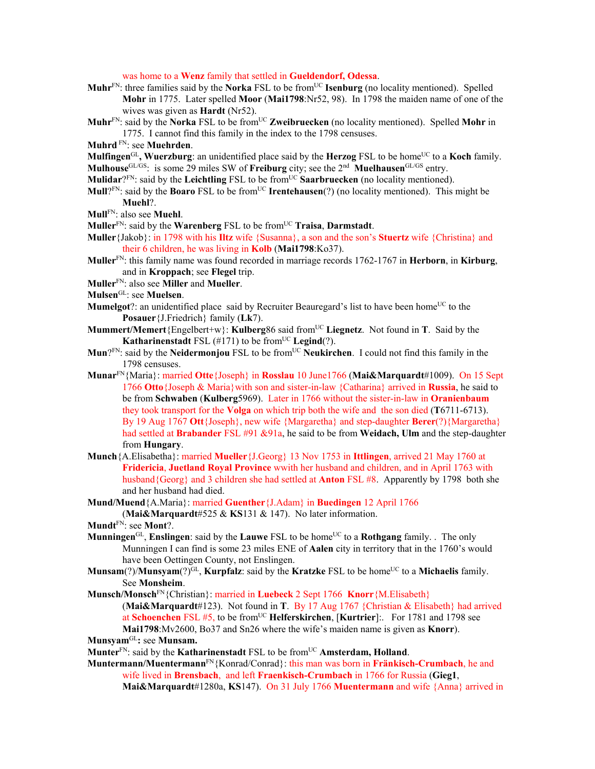was home to a **Wenz** family that settled in **Gueldendorf, Odessa**.

**Muhr**[FN]: three families said by the **Norka** FSL to be from[UC] **Isenburg** (no locality mentioned). Spelled **Mohr** in 1775. Later spelled **Moor** (**Mai1798**:Nr52, 98). In 1798 the maiden name of one of the wives was given as **Hardt** (Nr52).

**Muhr**[FN]: said by the **Norka** FSL to be from[UC] **Zweibruecken** (no locality mentioned). Spelled **Mohr** in 1775. I cannot find this family in the index to the 1798 censuses.

**Muhrd** [FN]: see **Muehrden**.

**Mulfingen**[GL]**, Wuerzburg**: an unidentified place said by the **Herzog** FSL to be home[UC] to a **Koch** family.

**Mulhouse**[GL/GS]: is some 29 miles SW of **Freiburg** city; see the 2nd **Muelhausen**[GL/GS] entry.

**Mulidar**?[FN]: said by the **Leichtling** FSL to be from[UC] **Saarbruecken** (no locality mentioned).

**Mull**?[FN]: said by the **Boaro** FSL to be from[UC] **Irentehausen**(?) (no locality mentioned). This might be **Muehl**?.

**Mull**[FN]: also see **Muehl**.

**Muller**[FN]: said by the **Warenberg** FSL to be from[UC] **Traisa**, **Darmstadt**.

**Muller**{Jakob}: in 1798 with his **Iltz** wife {Susanna}, a son and the son's **Stuertz** wife {Christina} and their 6 children, he was living in **Kolb** (**Mai1798**:Ko37).

**Muller**[FN]: this family name was found recorded in marriage records 1762-1767 in **Herborn**, in **Kirburg**, and in **Kroppach**; see **Flegel** trip.

**Muller**[FN]: also see **Miller** and **Mueller**.

**Mulsen**[GL]: see **Muelsen**.

**Mumelgot**?: an unidentified place said by Recruiter Beauregard's list to have been home[UC] to the **Posauer**{J.Friedrich} family (**Lk**7).

**Mummert/Memert**{Engelbert+w}: **Kulberg**86 said from[UC] **Liegnetz**. Not found in **T**. Said by the **Katharinenstadt** FSL (#171) to be from[UC] **Legind**(?).

**Mun**?[FN]: said by the **Neidermonjou** FSL to be from[UC] **Neukirchen**. I could not find this family in the 1798 censuses.

**Munar**[FN]{Maria}: married **Otte**{Joseph} in **Rosslau** 10 June1766 (**Mai&Marquardt**#1009). On 15 Sept 1766 **Otto**{Joseph & Maria}with son and sister-in-law {Catharina} arrived in **Russia**, he said to be from **Schwaben** (**Kulberg**5969). Later in 1766 without the sister-in-law in **Oranienbaum** they took transport for the **Volga** on which trip both the wife and the son died (**T**6711-6713). By 19 Aug 1767 **Ott**{Joseph}, new wife {Margaretha} and step-daughter **Berer**(?){Margaretha} had settled at **Brabander** FSL #91 &91a, he said to be from **Weidach, Ulm** and the step-daughter from **Hungary**.

**Munch**{A.Elisabetha}: married **Mueller**{J.Georg} 13 Nov 1753 in **Ittlingen**, arrived 21 May 1760 at **Fridericia**, **Juetland Royal Province** wwith her husband and children, and in April 1763 with husband{Georg} and 3 children she had settled at **Anton** FSL #8. Apparently by 1798 both she and her husband had died.

**Mund/Muend**{A.Maria}: married **Guenther**{J.Adam} in **Buedingen** 12 April 1766 (**Mai&Marquardt**#525 & **KS**131 & 147). No later information.

**Mundt**[FN]: see **Mont**?.

**Munningen**[GL], **Enslingen**: said by the **Lauwe** FSL to be home[UC] to a **Rothgang** family. . The only Munningen I can find is some 23 miles ENE of **Aalen** city in territory that in the 1760's would have been Oettingen County, not Enslingen.

**Munsam**(?)/**Munsyam**(?)[GL], **Kurpfalz**: said by the **Kratzke** FSL to be home[UC] to a **Michaelis** family. See **Monsheim**.

**Munsch/Monsch**[FN]{Christian}: married in **Luebeck** 2 Sept 1766 **Knorr**{M.Elisabeth} (**Mai&Marquardt**#123). Not found in **T**. By 17 Aug 1767 {Christian & Elisabeth} had arrived at **Schoenchen** FSL #5, to be from[UC] **Helferskirchen**, [**Kurtrier**]:. For 1781 and 1798 see **Mai1798**:Mv2600, Bo37 and Sn26 where the wife's maiden name is given as **Knorr**).

**Munsyam**[GL]**:** see **Munsam.**

**Munter**[FN]: said by the **Katharinenstadt** FSL to be from[UC] **Amsterdam, Holland**.

**Muntermann/Muentermann**[FN]{Konrad/Conrad}: this man was born in **Fränkisch-Crumbach**, he and wife lived in **Brensbach**, and left **Fraenkisch-Crumbach** in 1766 for Russia (**Gieg1**, **Mai&Marquardt**#1280a, **KS**147). On 31 July 1766 **Muentermann** and wife {Anna} arrived in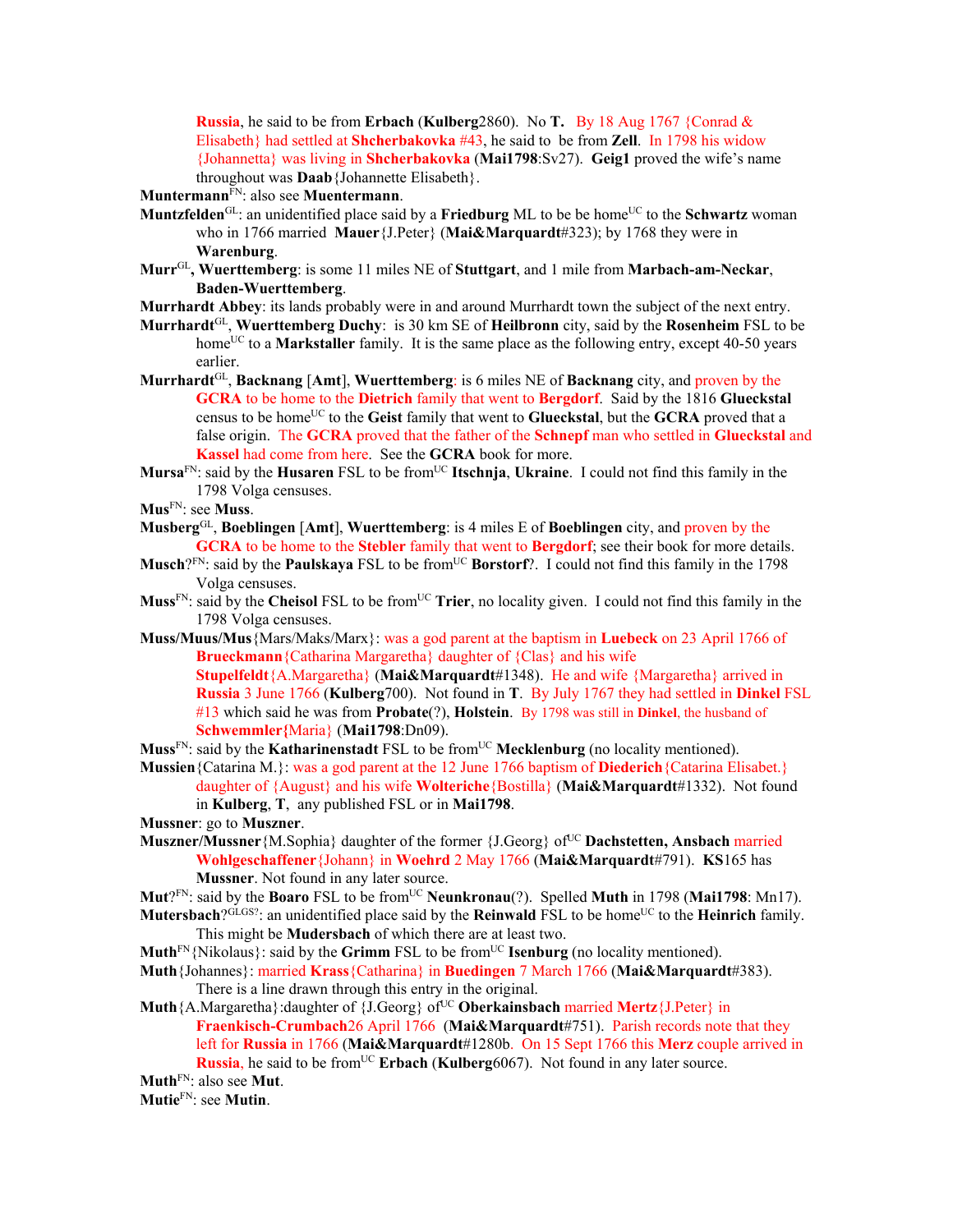Russia, he said to be from **Erbach** (**Kulberg**2860). No **T.** By 18 Aug 1767 {Conrad & Elisabeth} had settled at **Shcherbakovka** #43, he said to be from **Zell**. In 1798 his widow {Johannetta} was living in **Shcherbakovka** (**Mai1798**:Sv27). **Geig1** proved the wife's name throughout was **Daab**{Johannette Elisabeth}.

**Muntermann**[FN]: also see **Muentermann**.

**Muntzfelden**[GL]: an unidentified place said by a **Friedburg** ML to be be home[UC] to the **Schwartz** woman who in 1766 married **Mauer**{J.Peter} (**Mai&Marquardt**#323); by 1768 they were in **Warenburg**.

**Murr**[GL], **Wuerttemberg**: is some 11 miles NE of **Stuttgart**, and 1 mile from **Marbach-am-Neckar**, **Baden-Wuerttemberg**.

**Murrhardt Abbey**: its lands probably were in and around Murrhardt town the subject of the next entry.

**Murrhardt**[GL], **Wuerttemberg Duchy**: is 30 km SE of **Heilbronn** city, said by the **Rosenheim** FSL to be home[UC] to a **Markstaller** family. It is the same place as the following entry, except 40-50 years earlier.

**Murrhardt**[GL], **Backnang** [**Amt**], **Wuerttemberg**: is 6 miles NE of **Backnang** city, and proven by the **GCRA** to be home to the **Dietrich** family that went to **Bergdorf**. Said by the 1816 **Glueckstal** census to be home[UC] to the **Geist** family that went to **Glueckstal**, but the **GCRA** proved that a false origin. The **GCRA** proved that the father of the **Schnepf** man who settled in **Glueckstal** and **Kassel** had come from here. See the **GCRA** book for more.

**Mursa**[FN]: said by the **Husaren** FSL to be from[UC] **Itschnja**, **Ukraine**. I could not find this family in the 1798 Volga censuses.

**Mus**[FN]: see **Muss**.

**Musberg**[GL], **Boeblingen** [**Amt**], **Wuerttemberg**: is 4 miles E of **Boeblingen** city, and proven by the **GCRA** to be home to the **Stebler** family that went to **Bergdorf**; see their book for more details.

**Musch**?[FN]: said by the **Paulskaya** FSL to be from[UC] **Borstorf**?. I could not find this family in the 1798 Volga censuses.

**Muss**[FN]: said by the **Cheisol** FSL to be from[UC] **Trier**, no locality given. I could not find this family in the 1798 Volga censuses.

**Muss/Muus/Mus**{Mars/Maks/Marx}: was a god parent at the baptism in **Luebeck** on 23 April 1766 of **Brueckmann**{Catharina Margaretha} daughter of {Clas} and his wife **Stupelfeldt**{A.Margaretha} (**Mai&Marquardt**#1348). He and wife {Margaretha} arrived in **Russia** 3 June 1766 (**Kulberg**700). Not found in **T**. By July 1767 they had settled in **Dinkel** FSL #13 which said he was from **Probate**(?), **Holstein**. By 1798 was still in **Dinkel**, the husband of **Schwemmler**{Maria} (**Mai1798**:Dn09).

**Muss**[FN]: said by the **Katharinenstadt** FSL to be from[UC] **Mecklenburg** (no locality mentioned).

**Mussien**{Catarina M.}: was a god parent at the 12 June 1766 baptism of **Diederich**{Catarina Elisabet.} daughter of {August} and his wife **Wolteriche**{Bostilla} (**Mai&Marquardt**#1332). Not found in **Kulberg**, **T**, any published FSL or in **Mai1798**.

**Mussner**: go to **Muszner**.

**Muszner/Mussner**{M.Sophia} daughter of the former {J.Georg} of[UC] **Dachstetten, Ansbach** married **Wohlgeschaffener**{Johann} in **Woehrd** 2 May 1766 (**Mai&Marquardt**#791). **KS**165 has **Mussner**. Not found in any later source.

**Mut**?[FN]: said by the **Boaro** FSL to be from[UC] **Neunkronau**(?). Spelled **Muth** in 1798 (**Mai1798**: Mn17).

**Mutersbach**?[GLGS?]: an unidentified place said by the **Reinwald** FSL to be home[UC] to the **Heinrich** family. This might be **Mudersbach** of which there are at least two.

**Muth**[FN]{Nikolaus}: said by the **Grimm** FSL to be from[UC] **Isenburg** (no locality mentioned).

**Muth**{Johannes}: married **Krass**{Catharina} in **Buedingen** 7 March 1766 (**Mai&Marquardt**#383). There is a line drawn through this entry in the original.

**Muth**{A.Margaretha}:daughter of {J.Georg} of[UC] **Oberkainsbach** married **Mertz**{J.Peter} in **Fraenkisch-Crumbach**26 April 1766 (**Mai&Marquardt**#751). Parish records note that they left for **Russia** in 1766 (**Mai&Marquardt**#1280b. On 15 Sept 1766 this **Merz** couple arrived in **Russia**, he said to be from[UC] **Erbach** (**Kulberg**6067). Not found in any later source.

**Muth**[FN]: also see **Mut**.

**Mutie**[FN]: see **Mutin**.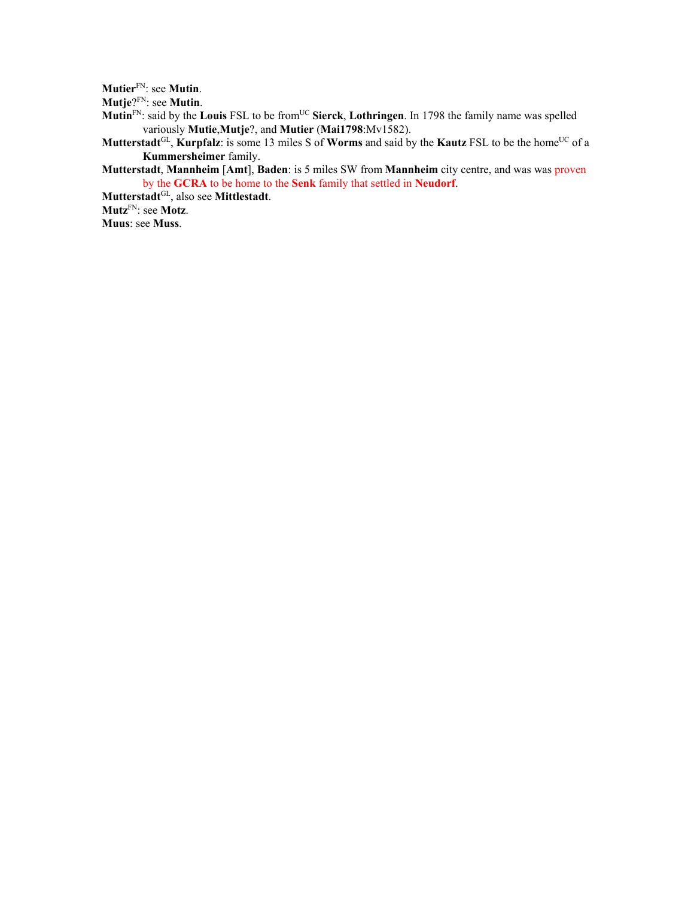**Mutier**[FN]: see **Mutin**.

**Mutje**?[FN]: see **Mutin**.

**Mutin**[FN]: said by the **Louis** FSL to be from[UC] **Sierck**, **Lothringen**. In 1798 the family name was spelled variously **Mutie**,**Mutje**?, and **Mutier** (**Mai1798**:Mv1582).

**Mutterstadt**[GL], **Kurpfalz**: is some 13 miles S of **Worms** and said by the **Kautz** FSL to be the home[UC] of a **Kummersheimer** family.

**Mutterstadt**, **Mannheim** [**Amt**], **Baden**: is 5 miles SW from **Mannheim** city centre, and was was proven by the **GCRA** to be home to the **Senk** family that settled in **Neudorf**.

**Mutterstadt**[GL], also see **Mittlestadt**.

**Mutz**[FN]: see **Motz**.

**Muus**: see **Muss**.